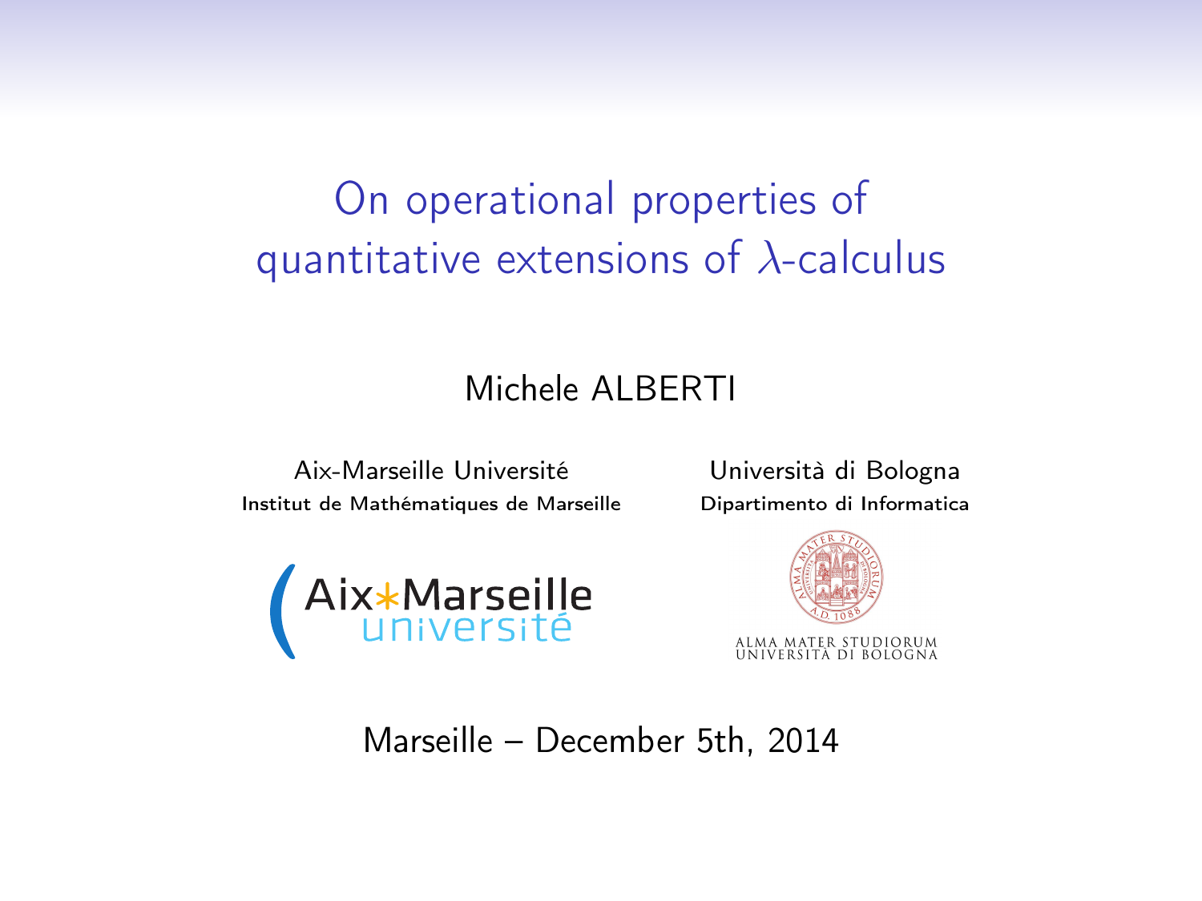# On operational properties of quantitative extensions of $\lambda$-calculus

Michele ALBERTI

Aix-Marseille Université
Institut de Mathématiques de Marseille

Università di Bologna
Dipartimento di Informatica

Marseille – December 5th, 2014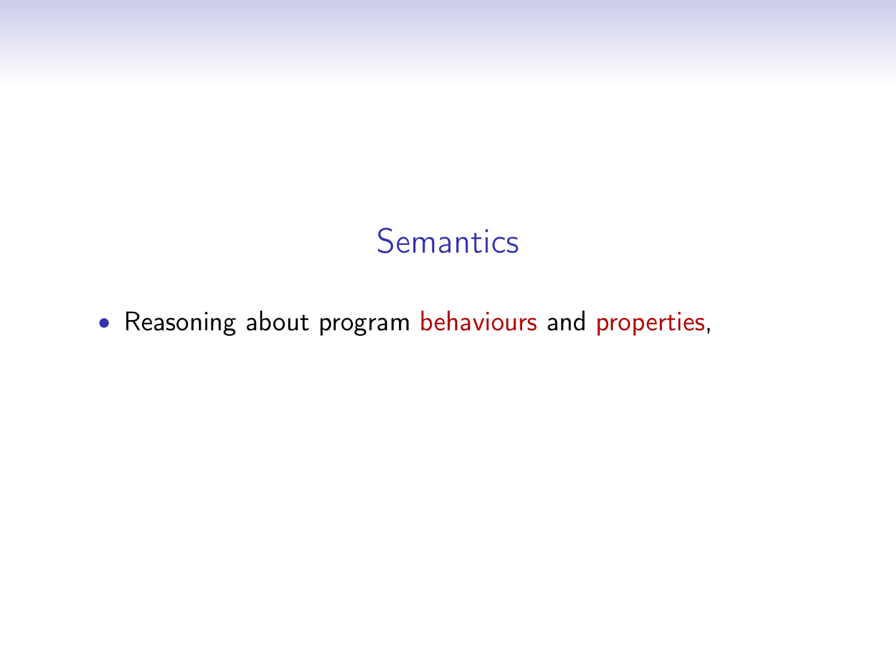# Semantics

- Reasoning about program behaviours and properties,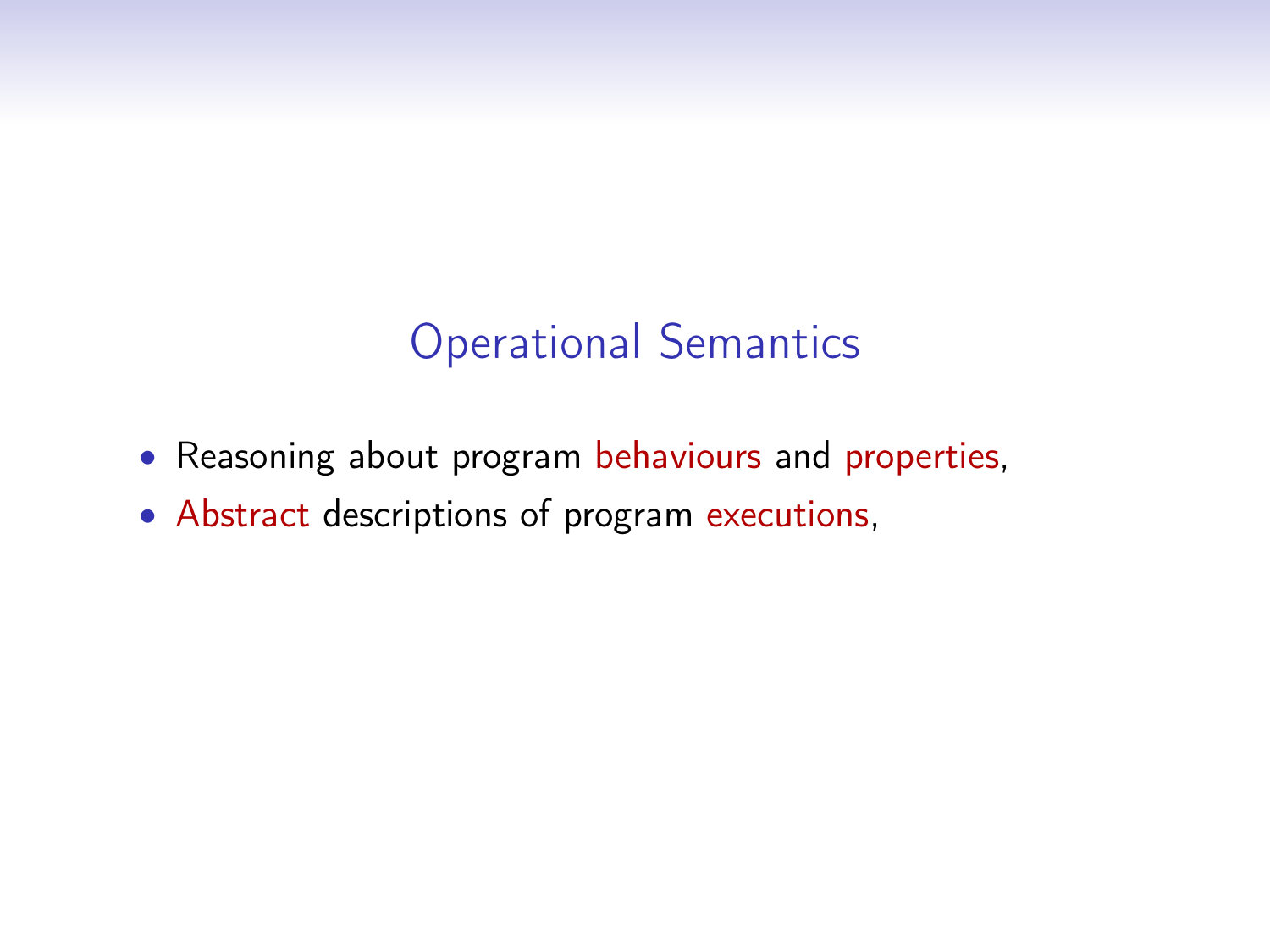## Operational Semantics

- Reasoning about program behaviours and properties,
- Abstract descriptions of program executions,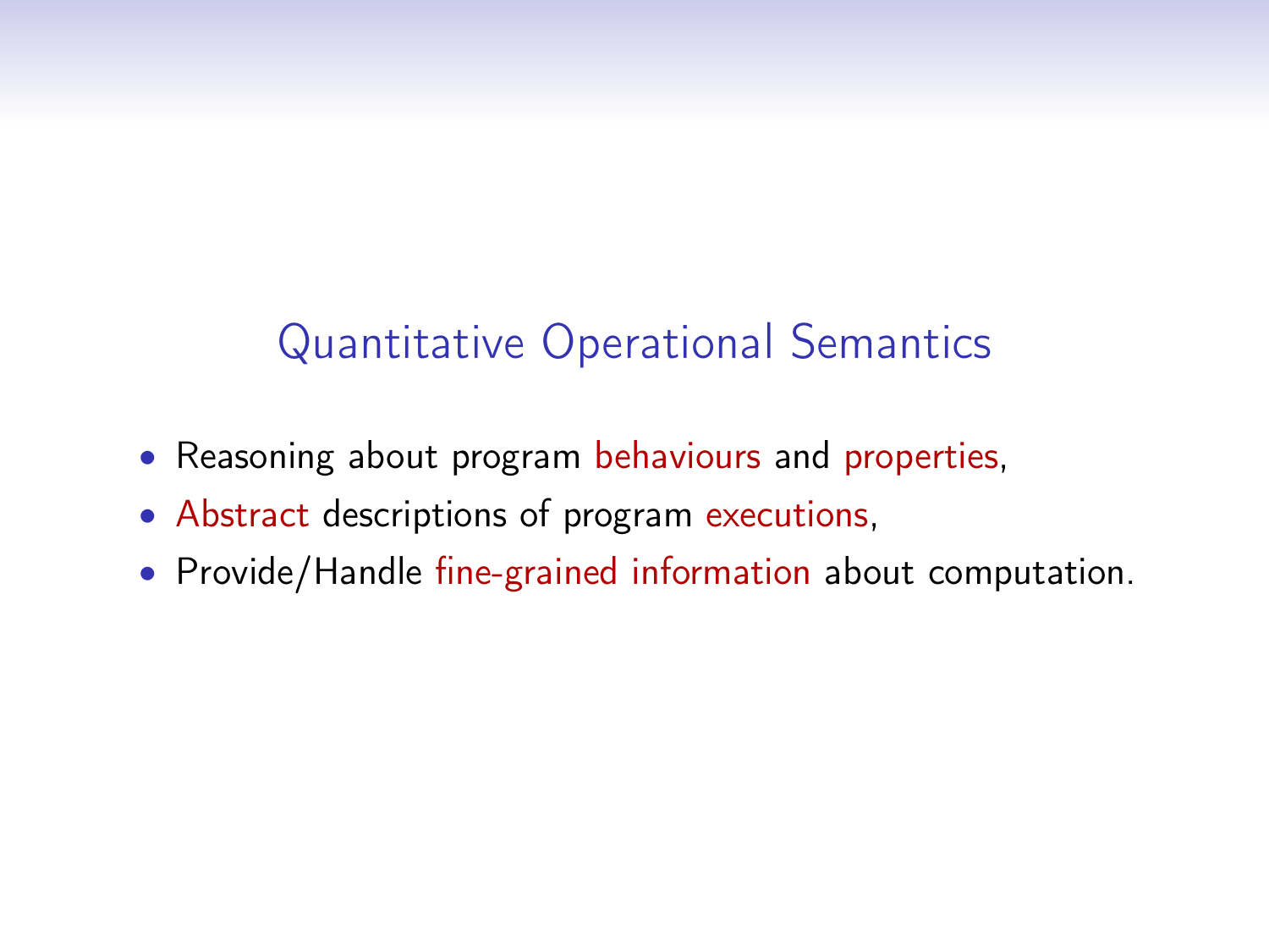## Quantitative Operational Semantics

- Reasoning about program behaviours and properties,
- Abstract descriptions of program executions,
- Provide/Handle fine-grained information about computation.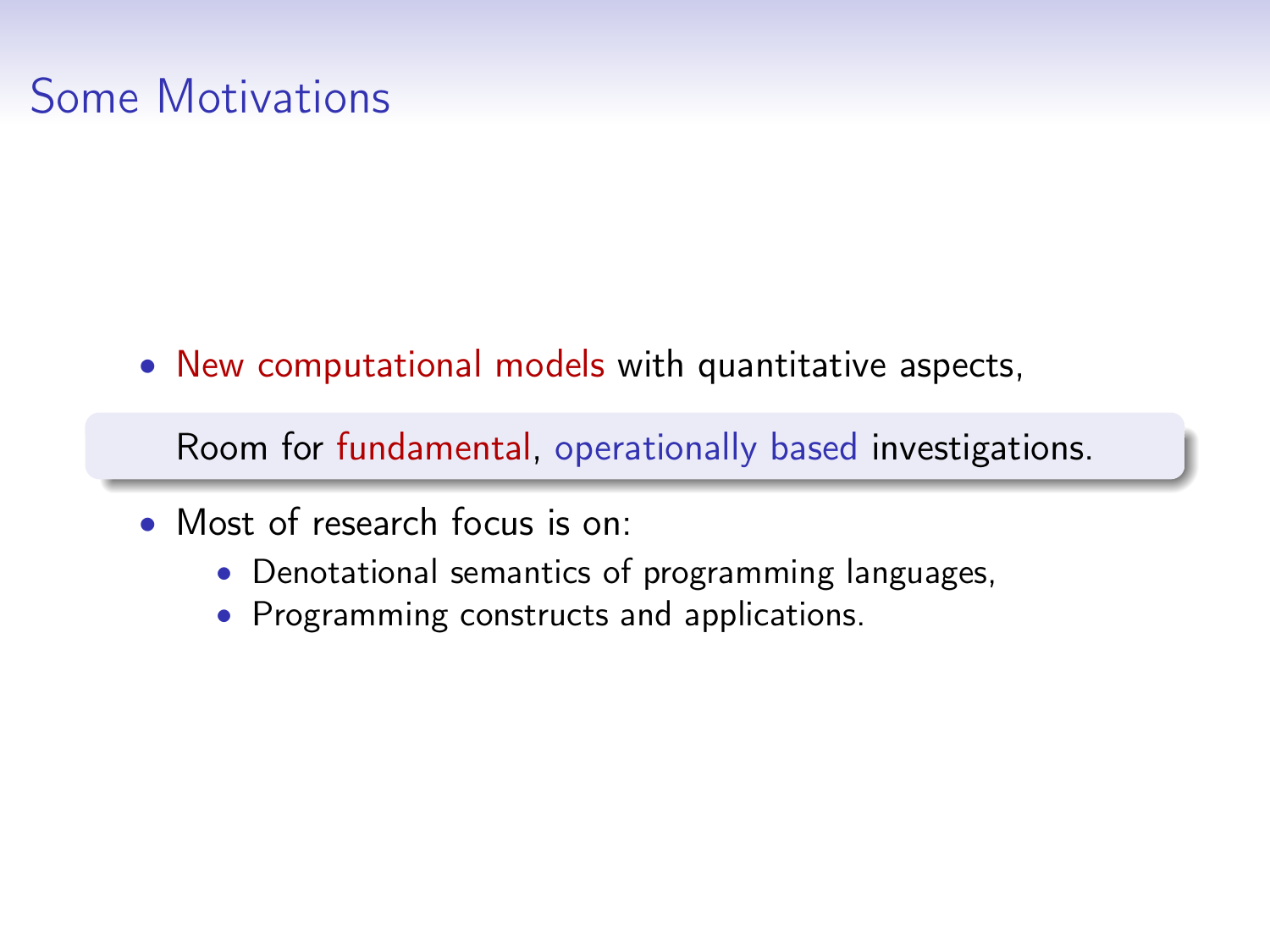# Some Motivations

- New computational models with quantitative aspects,

Room for fundamental, operationally based investigations.

- Most of research focus is on:
  - Denotational semantics of programming languages,
  - Programming constructs and applications.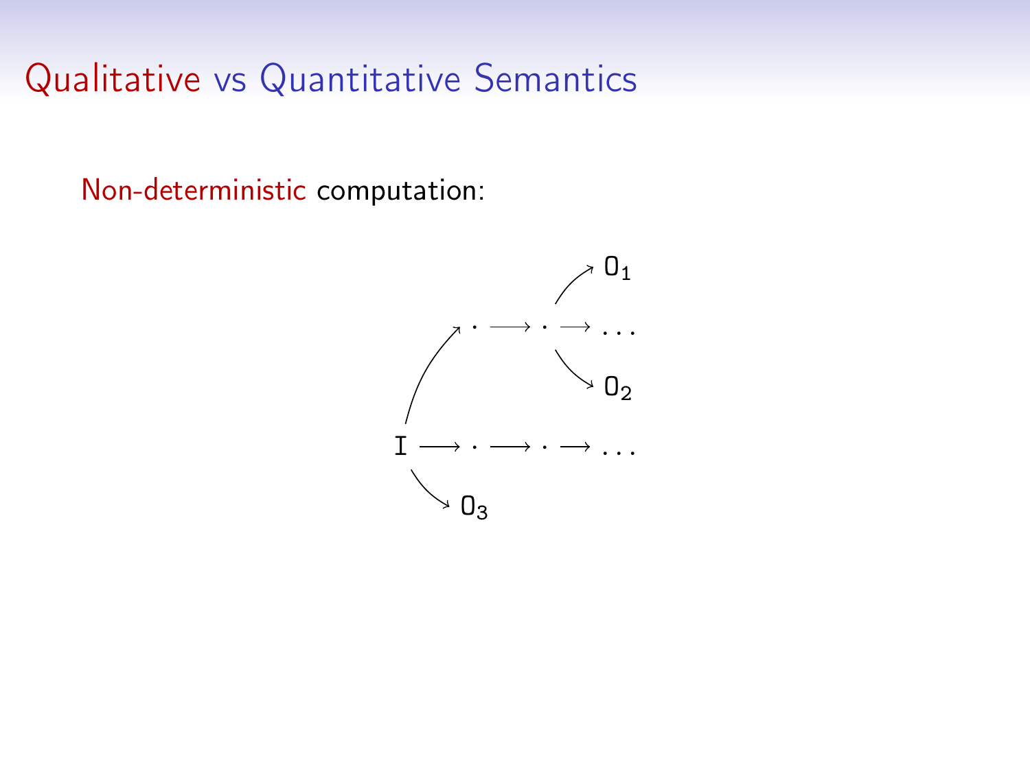# Qualitative vs Quantitative Semantics

Non-deterministic computation:

$$
\begin{array}{ccccccc}
 & & & & & \nearrow & \mathtt{O}_1 \\
 & \nearrow & \cdot & \longrightarrow & \cdot & \longrightarrow & \ldots \\
 & & & & & \searrow & \mathtt{O}_2 \\
\mathtt{I} & \longrightarrow & \cdot & \longrightarrow & \cdot & \longrightarrow & \ldots \\
 & \searrow & \mathtt{O}_3 & & & &
\end{array}
$$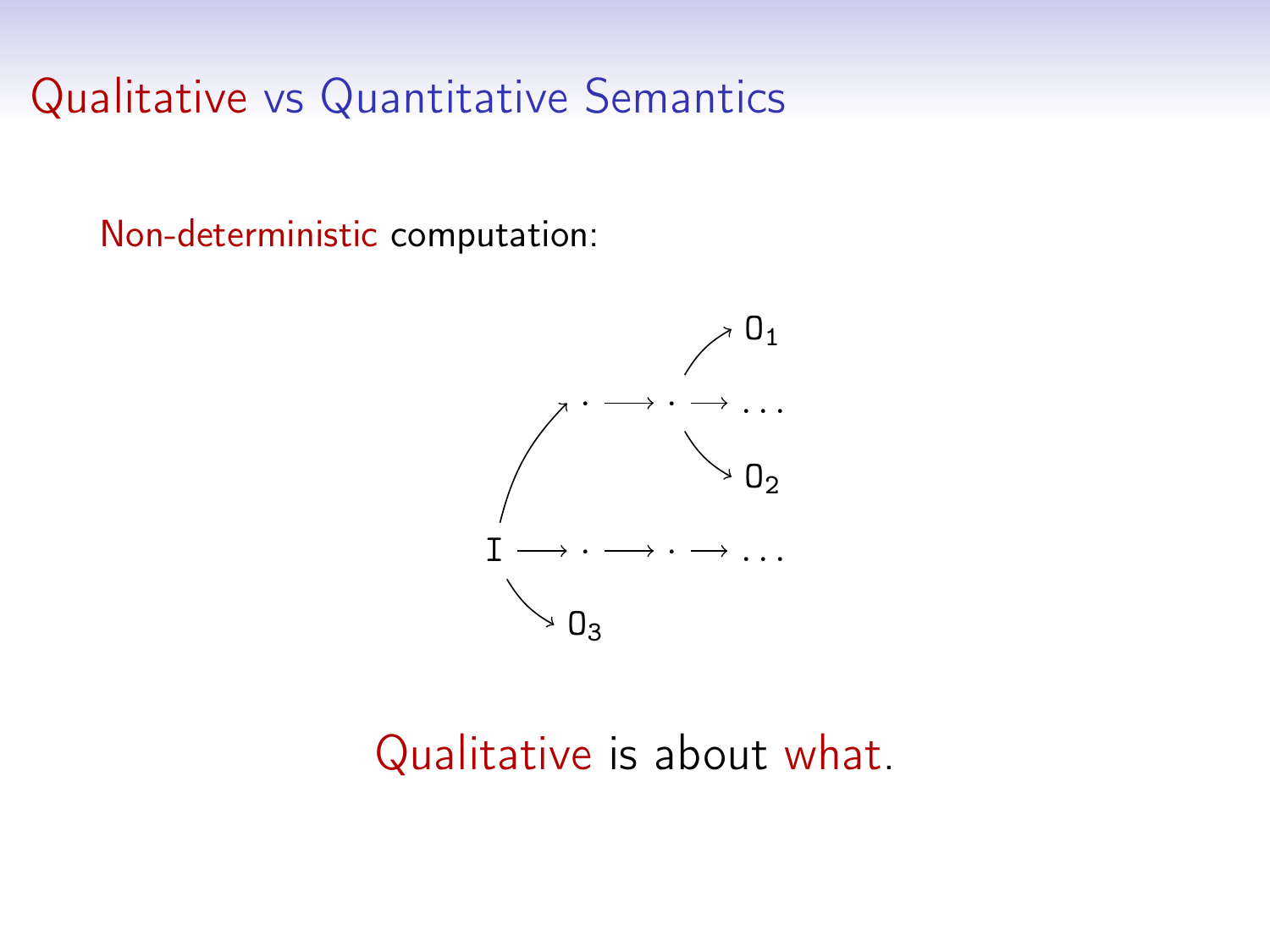# Qualitative vs Quantitative Semantics

Non-deterministic computation:

$$
\begin{array}{l}
\qquad\qquad\qquad\quad\; \nearrow O_1 \\
\quad\;\nearrow \cdot \longrightarrow \cdot \longrightarrow \ldots \\
\qquad\qquad\qquad\quad\; \searrow O_2 \\
I \longrightarrow \cdot \longrightarrow \cdot \longrightarrow \ldots \\
\;\searrow O_3
\end{array}
$$

Qualitative is about what.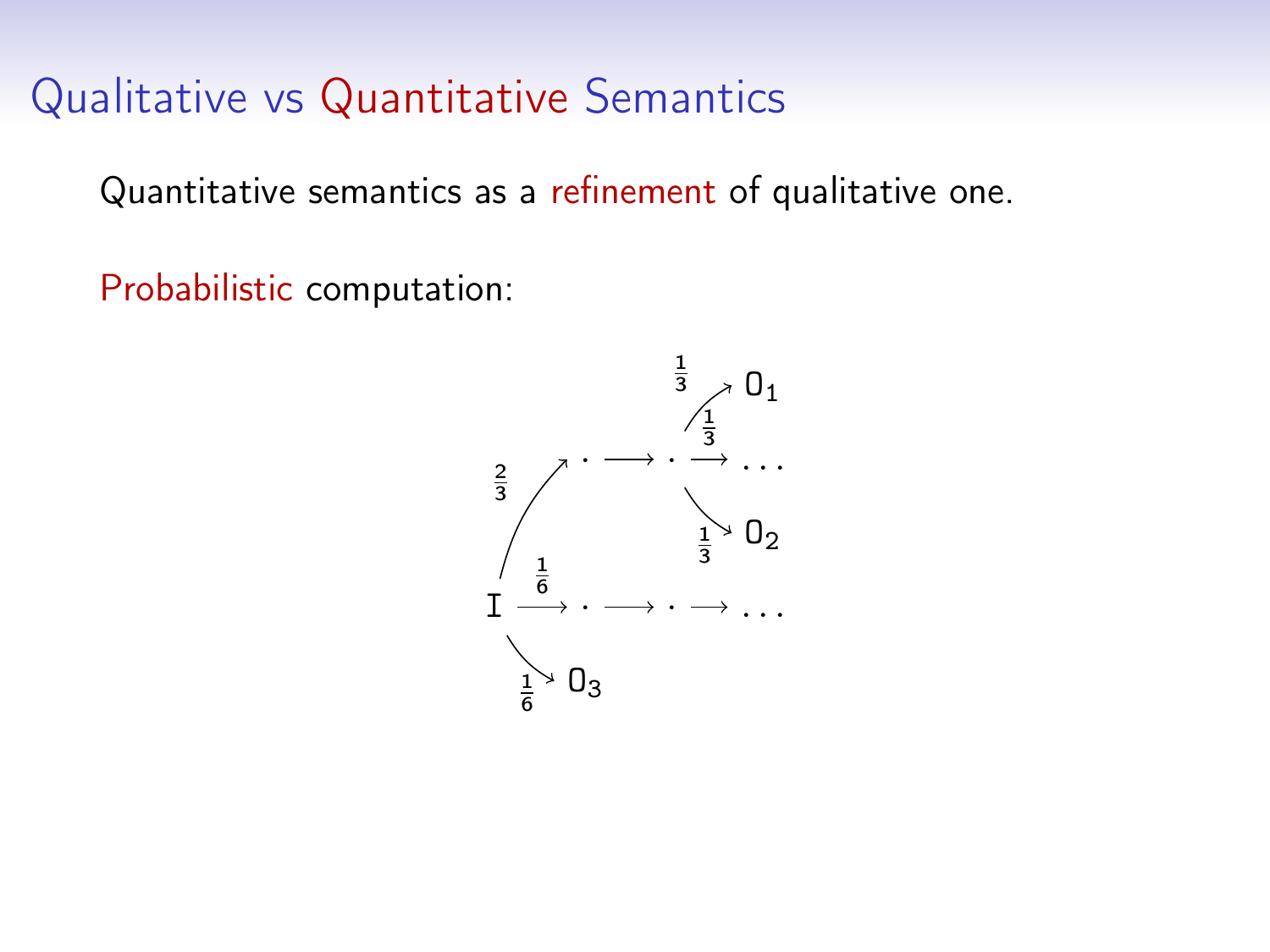## Qualitative vs Quantitative Semantics

Quantitative semantics as a refinement of qualitative one.

Probabilistic computation:

$$
\begin{array}{l}
I \xrightarrow{\frac{2}{3}} \cdot \longrightarrow \cdot \xrightarrow{\frac{1}{3}} \ldots, \quad \cdot \xrightarrow{\frac{1}{3}} O_1, \quad \cdot \xrightarrow{\frac{1}{3}} O_2 \\
I \xrightarrow{\frac{1}{6}} \cdot \longrightarrow \cdot \longrightarrow \ldots \\
I \xrightarrow{\frac{1}{6}} O_3
\end{array}
$$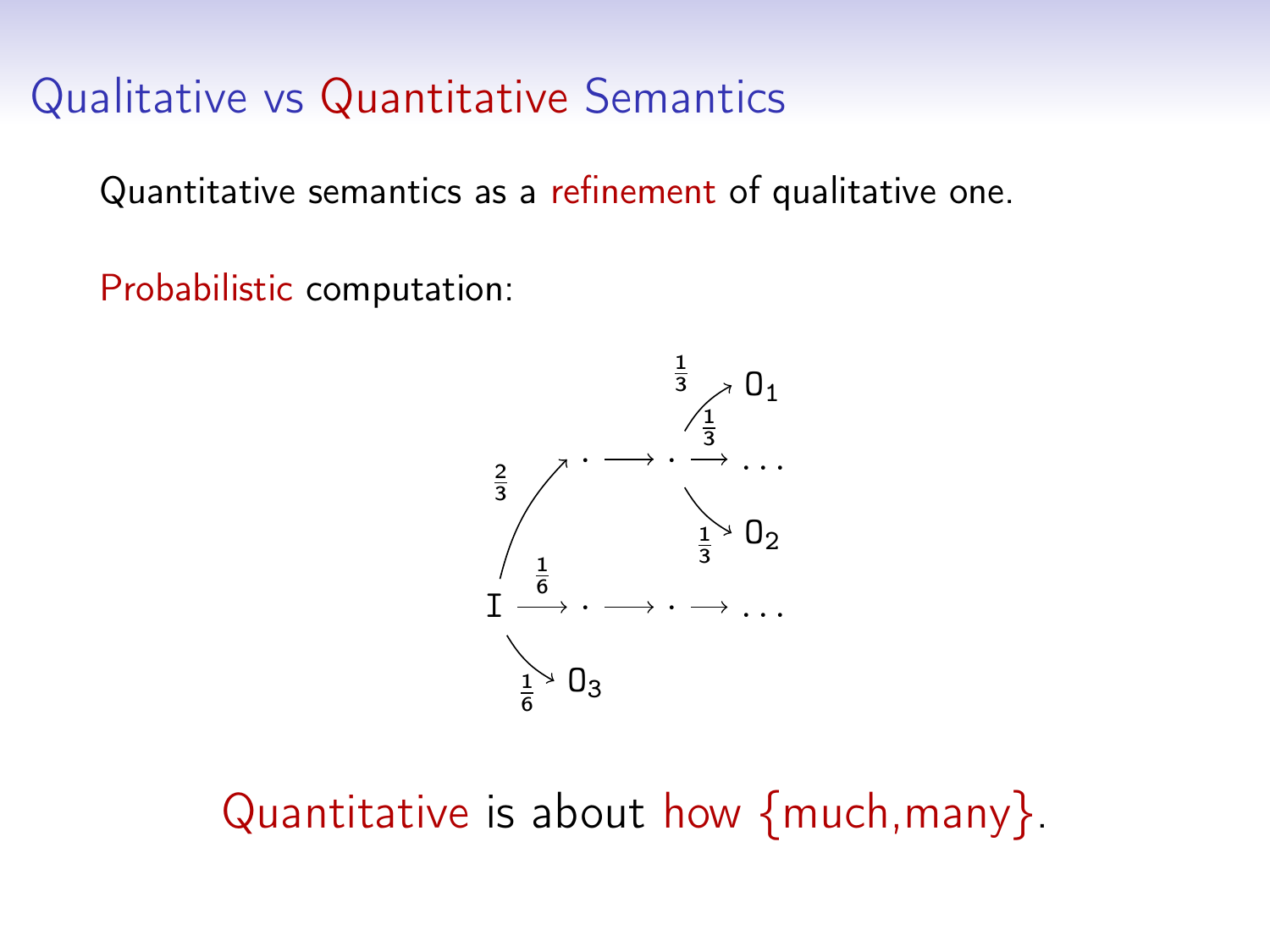# Qualitative vs Quantitative Semantics

Quantitative semantics as a refinement of qualitative one.

Probabilistic computation:

$$
\begin{array}{l}
\mathtt{I} \xrightarrow{2/3} \cdot \longrightarrow \cdot \xrightarrow{1/3} \mathtt{O}_1 \\
\cdot \xrightarrow{1/3} \dots \\
\cdot \xrightarrow{1/3} \mathtt{O}_2 \\
\mathtt{I} \xrightarrow{1/6} \cdot \longrightarrow \cdot \longrightarrow \dots \\
\mathtt{I} \xrightarrow{1/6} \mathtt{O}_3
\end{array}
$$

Quantitative is about how {much,many}.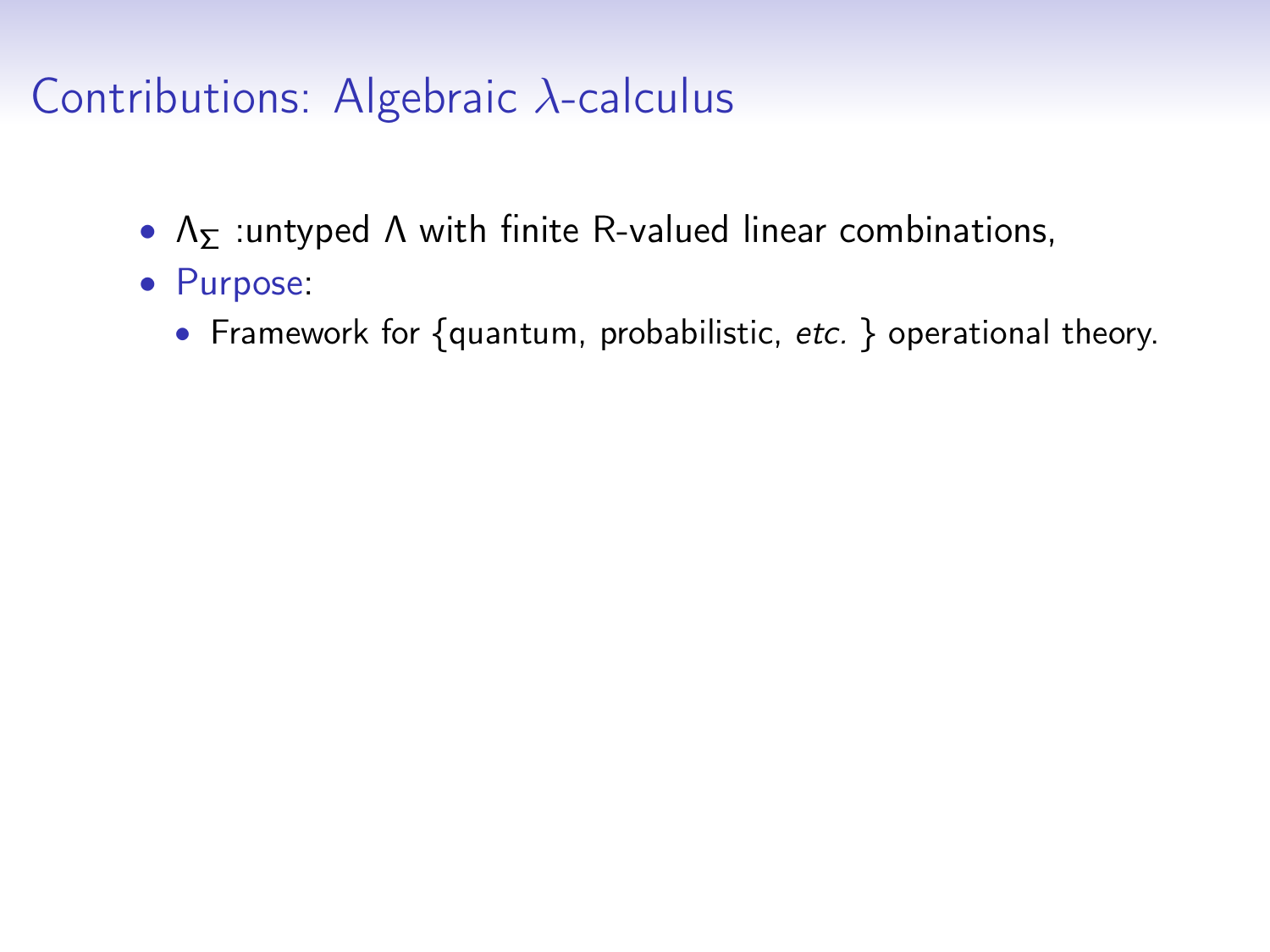# Contributions: Algebraic $\lambda$-calculus

- $\Lambda_\Sigma$ :untyped $\Lambda$ with finite R-valued linear combinations,
- Purpose:
  - Framework for {quantum, probabilistic, *etc.* } operational theory.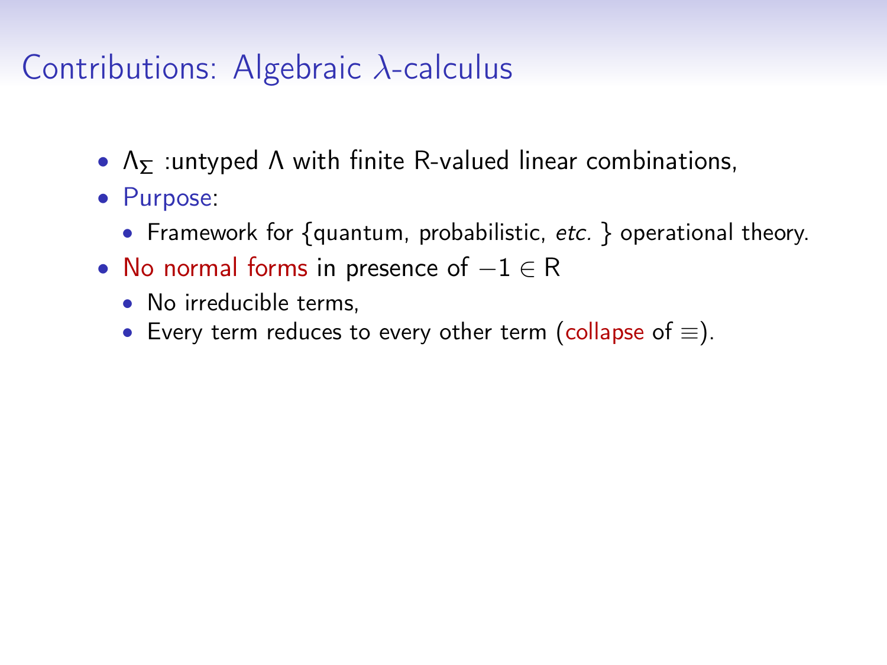# Contributions: Algebraic $\lambda$-calculus

- $\Lambda_\Sigma$ :untyped $\Lambda$ with finite R-valued linear combinations,
- Purpose:
  - Framework for {quantum, probabilistic, *etc.* } operational theory.
- No normal forms in presence of $-1 \in \mathrm{R}$
  - No irreducible terms,
  - Every term reduces to every other term (collapse of $\equiv$).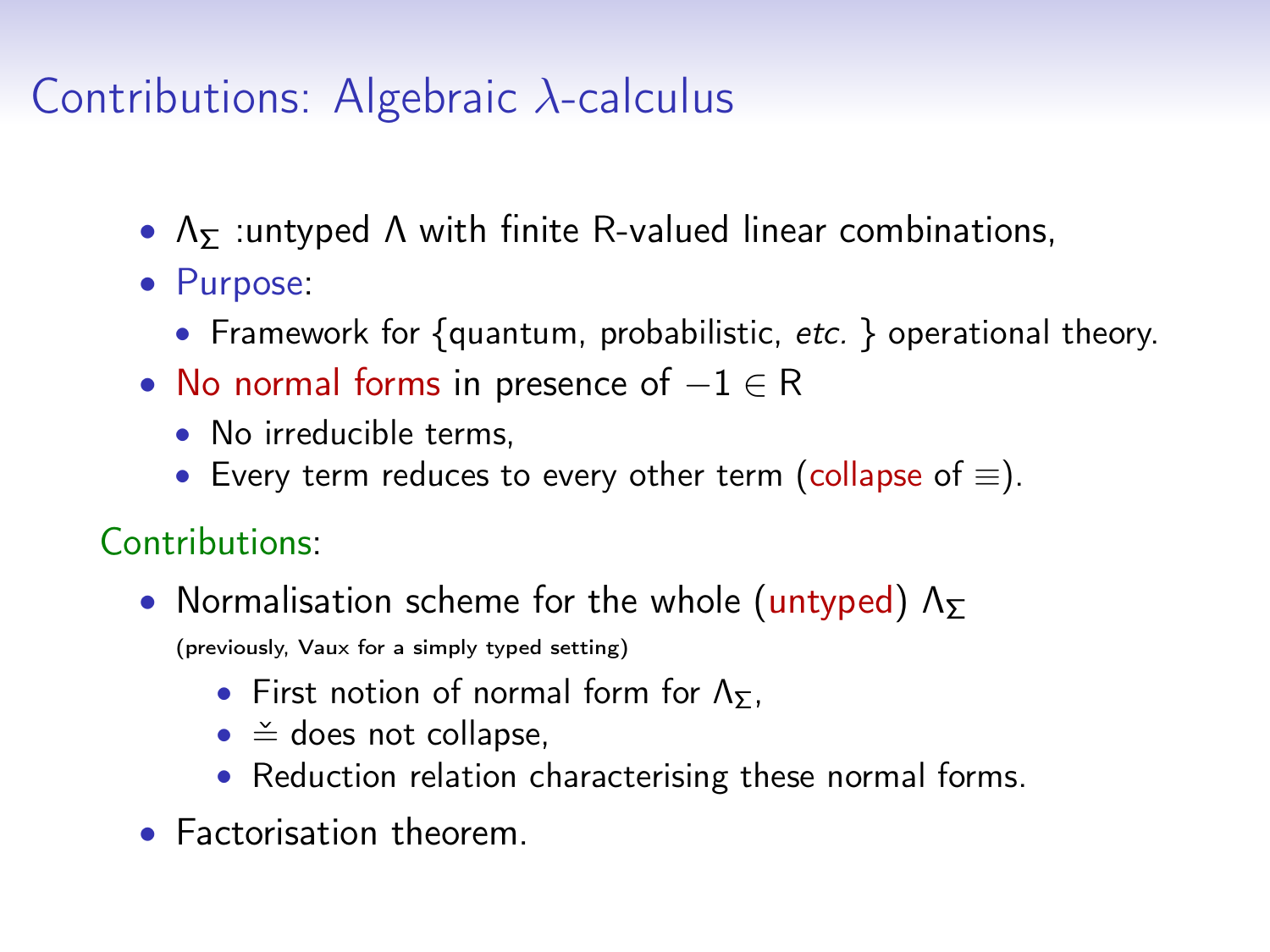# Contributions: Algebraic $\lambda$-calculus

- $\Lambda_\Sigma$ :untyped $\Lambda$ with finite R-valued linear combinations,
- Purpose:
  - Framework for {quantum, probabilistic, *etc.* } operational theory.
- No normal forms in presence of $-1 \in \mathsf{R}$
  - No irreducible terms,
  - Every term reduces to every other term (collapse of $\equiv$).

Contributions:

- Normalisation scheme for the whole (untyped) $\Lambda_\Sigma$

  (previously, Vaux for a simply typed setting)

  - First notion of normal form for $\Lambda_\Sigma$,
  - $\veeeq$ does not collapse,
  - Reduction relation characterising these normal forms.
- Factorisation theorem.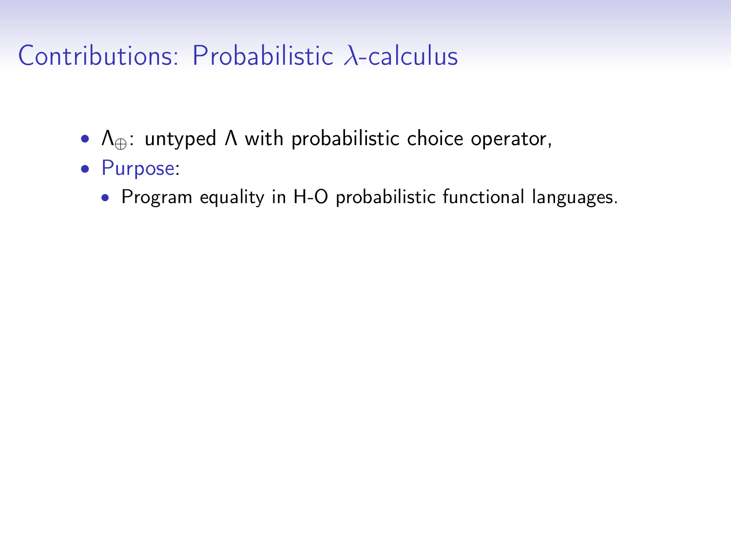# Contributions: Probabilistic $\lambda$-calculus

- $\Lambda_{\oplus}$: untyped $\Lambda$ with probabilistic choice operator,
- Purpose:
  - Program equality in H-O probabilistic functional languages.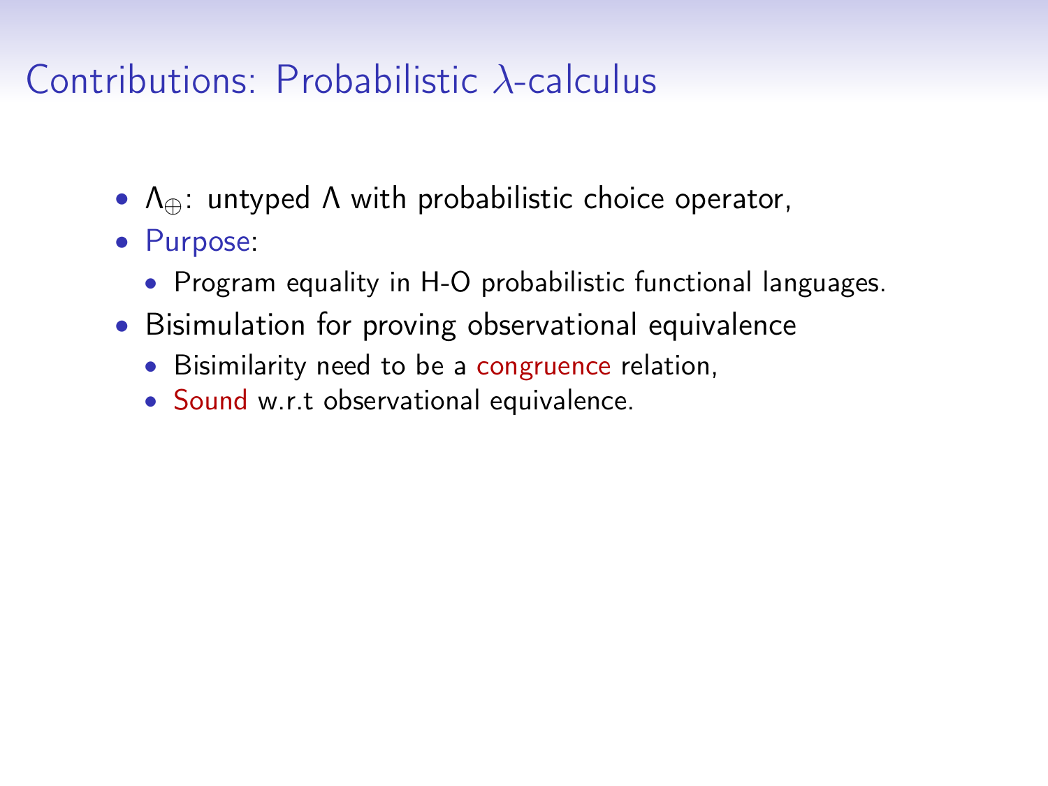# Contributions: Probabilistic $\lambda$-calculus

- $\Lambda_{\oplus}$: untyped $\Lambda$ with probabilistic choice operator,
- Purpose:
  - Program equality in H-O probabilistic functional languages.
- Bisimulation for proving observational equivalence
  - Bisimilarity need to be a congruence relation,
  - Sound w.r.t observational equivalence.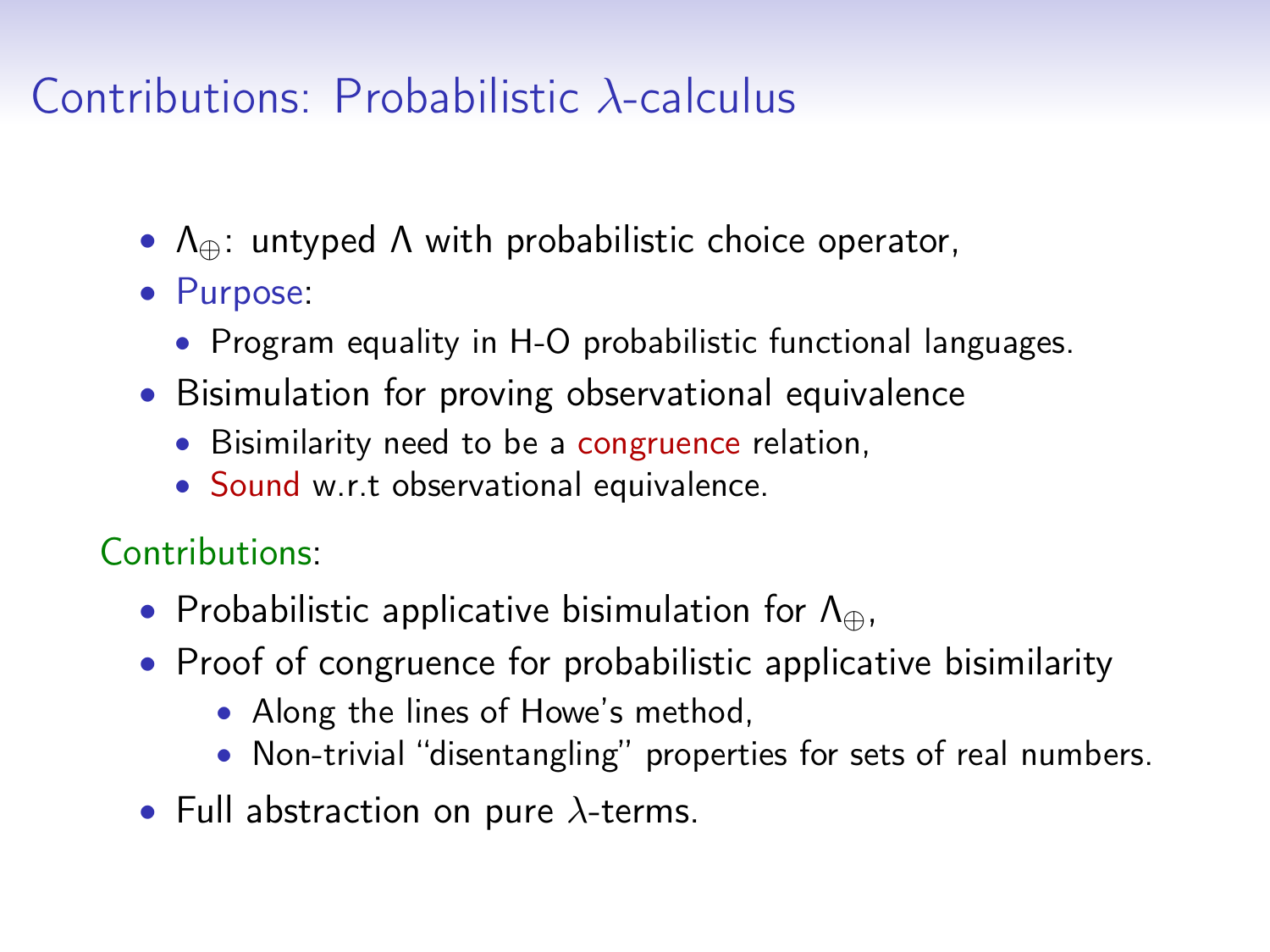# Contributions: Probabilistic $\lambda$-calculus

- $\Lambda_\oplus$: untyped $\Lambda$ with probabilistic choice operator,
- Purpose:
  - Program equality in H-O probabilistic functional languages.
- Bisimulation for proving observational equivalence
  - Bisimilarity need to be a congruence relation,
  - Sound w.r.t observational equivalence.

Contributions:

- Probabilistic applicative bisimulation for $\Lambda_\oplus$,
- Proof of congruence for probabilistic applicative bisimilarity
  - Along the lines of Howe's method,
  - Non-trivial "disentangling" properties for sets of real numbers.
- Full abstraction on pure $\lambda$-terms.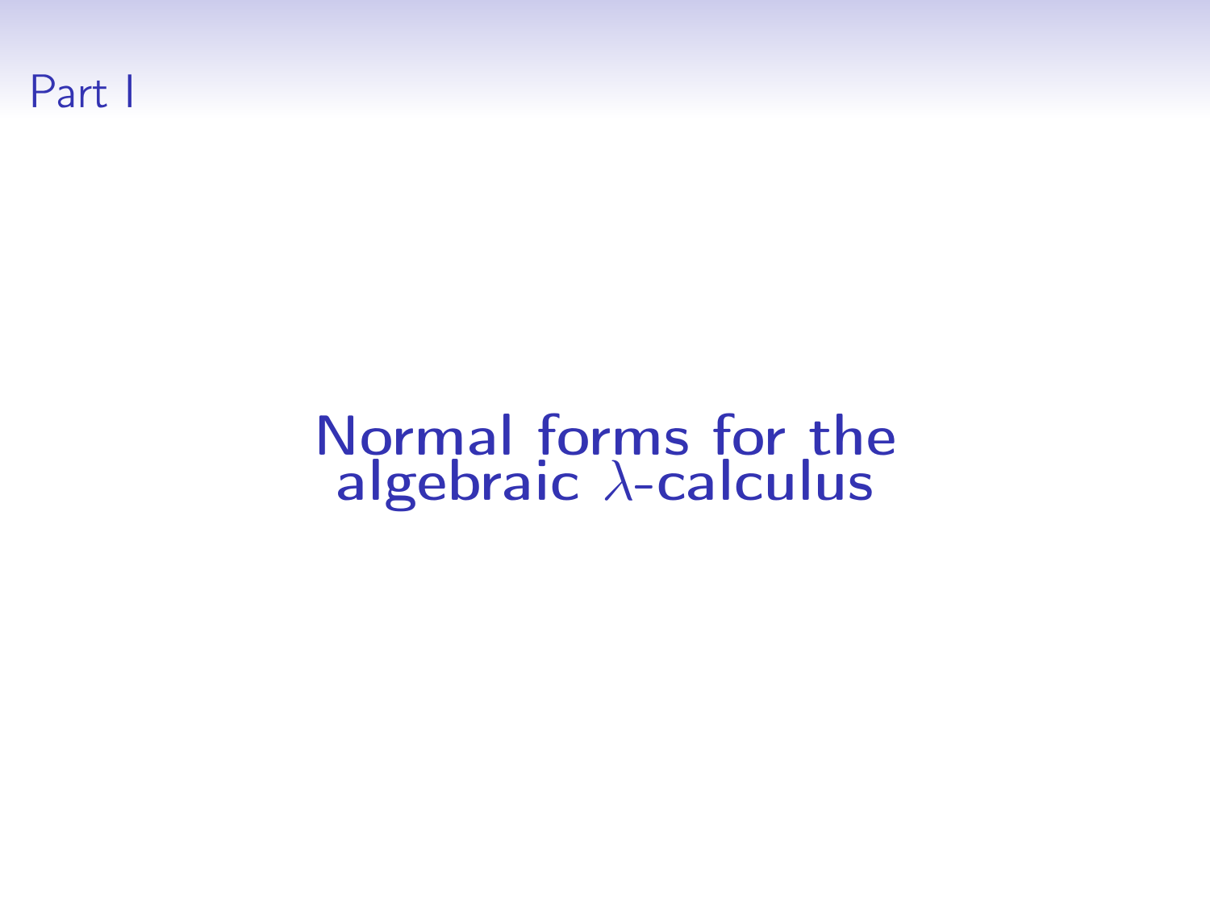# Part I

## Normal forms for the algebraic $\lambda$-calculus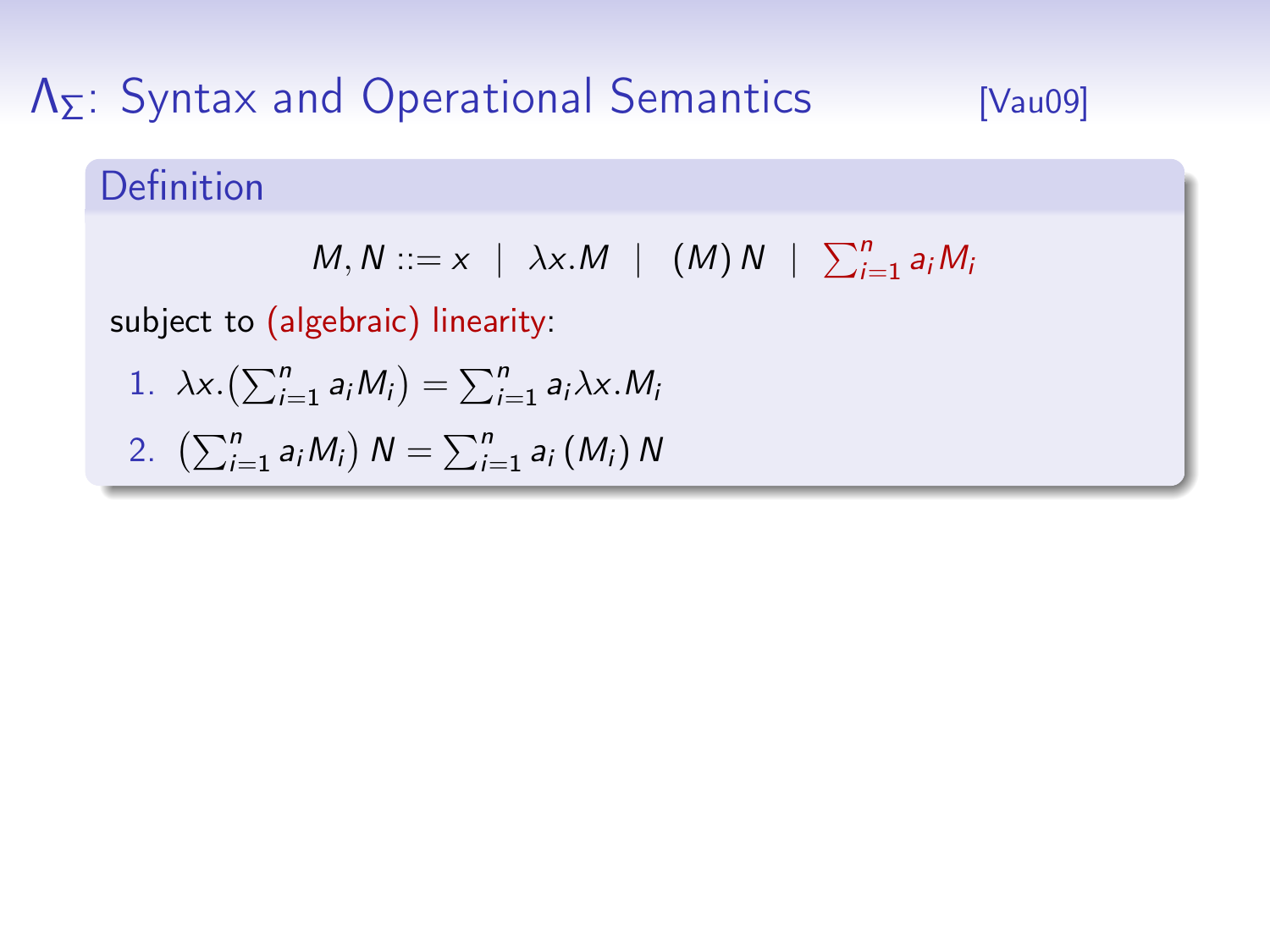# $\Lambda_\Sigma$: Syntax and Operational Semantics [Vau09]

**Definition**

$$M, N ::= x \;\mid\; \lambda x.M \;\mid\; (M)\,N \;\mid\; \textstyle\sum_{i=1}^{n} a_i M_i$$

subject to (algebraic) linearity:

1. $\lambda x.\left(\sum_{i=1}^{n} a_i M_i\right) = \sum_{i=1}^{n} a_i \lambda x.M_i$
2. $\left(\sum_{i=1}^{n} a_i M_i\right) N = \sum_{i=1}^{n} a_i \,(M_i)\, N$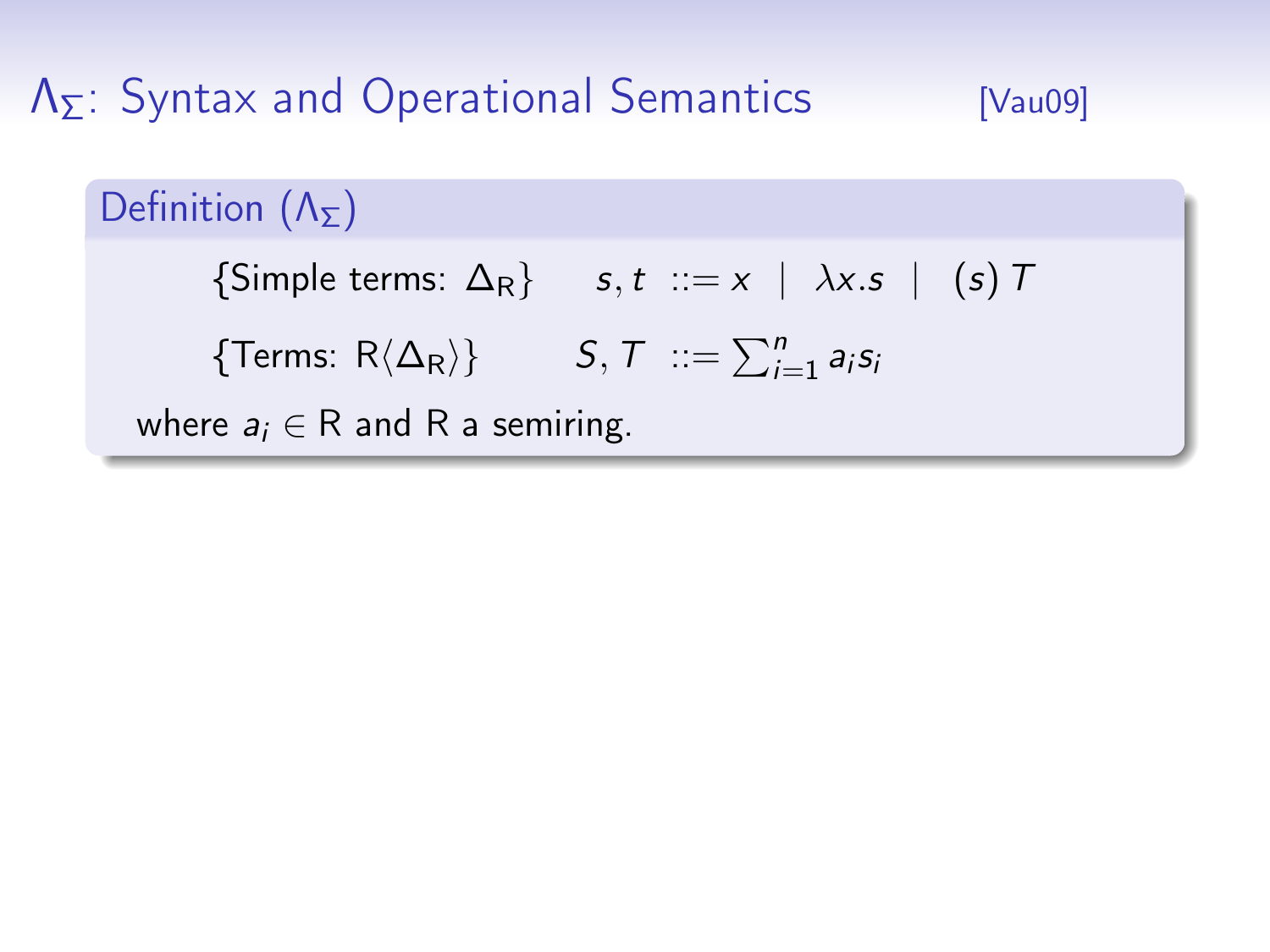# $\Lambda_\Sigma$: Syntax and Operational Semantics [Vau09]

**Definition ($\Lambda_\Sigma$)**

$$\{\text{Simple terms: } \Delta_{\mathrm{R}}\} \qquad s, t \ ::= x \ \mid \ \lambda x.s \ \mid \ (s)\, T$$

$$\{\text{Terms: } \mathrm{R}\langle \Delta_{\mathrm{R}} \rangle\} \qquad S, T \ ::= \sum_{i=1}^{n} a_i s_i$$

where $a_i \in \mathrm{R}$ and $\mathrm{R}$ a semiring.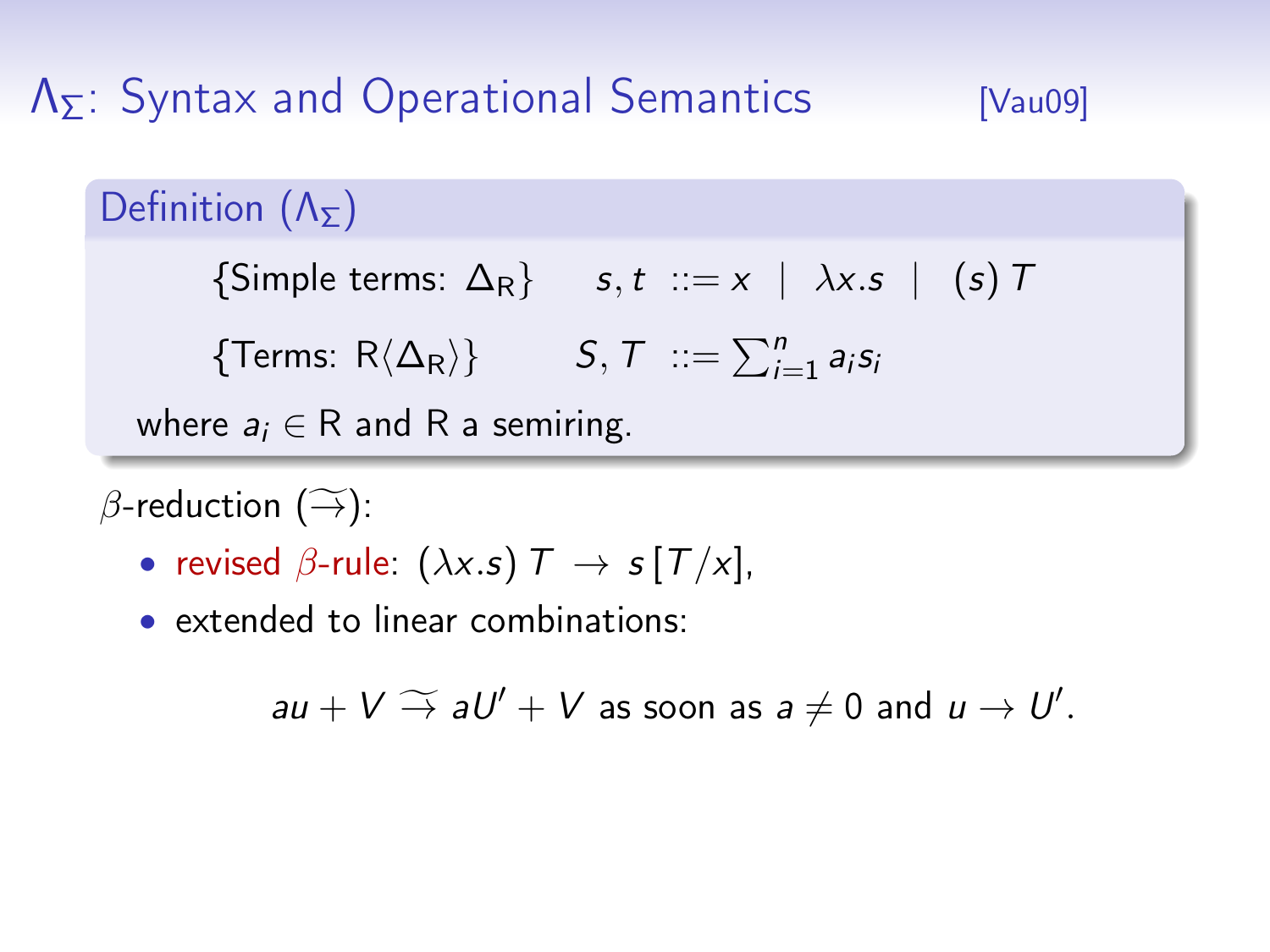# $\Lambda_\Sigma$: Syntax and Operational Semantics [Vau09]

**Definition ($\Lambda_\Sigma$)**

$$\{\text{Simple terms: } \Delta_\mathrm{R}\} \qquad s, t \ ::= x \ \mid \ \lambda x.s \ \mid \ (s)\, T$$

$$\{\text{Terms: } \mathrm{R}\langle\Delta_\mathrm{R}\rangle\} \qquad S, T \ ::= \sum_{i=1}^{n} a_i s_i$$

where $a_i \in \mathrm{R}$ and $\mathrm{R}$ a semiring.

$\beta$-reduction ($\widetilde{\to}$):

- revised $\beta$-rule: $(\lambda x.s)\, T \ \to \ s\,[T/x]$,
- extended to linear combinations:

$$au + V \ \widetilde{\to}\ aU' + V \text{ as soon as } a \neq 0 \text{ and } u \to U'.$$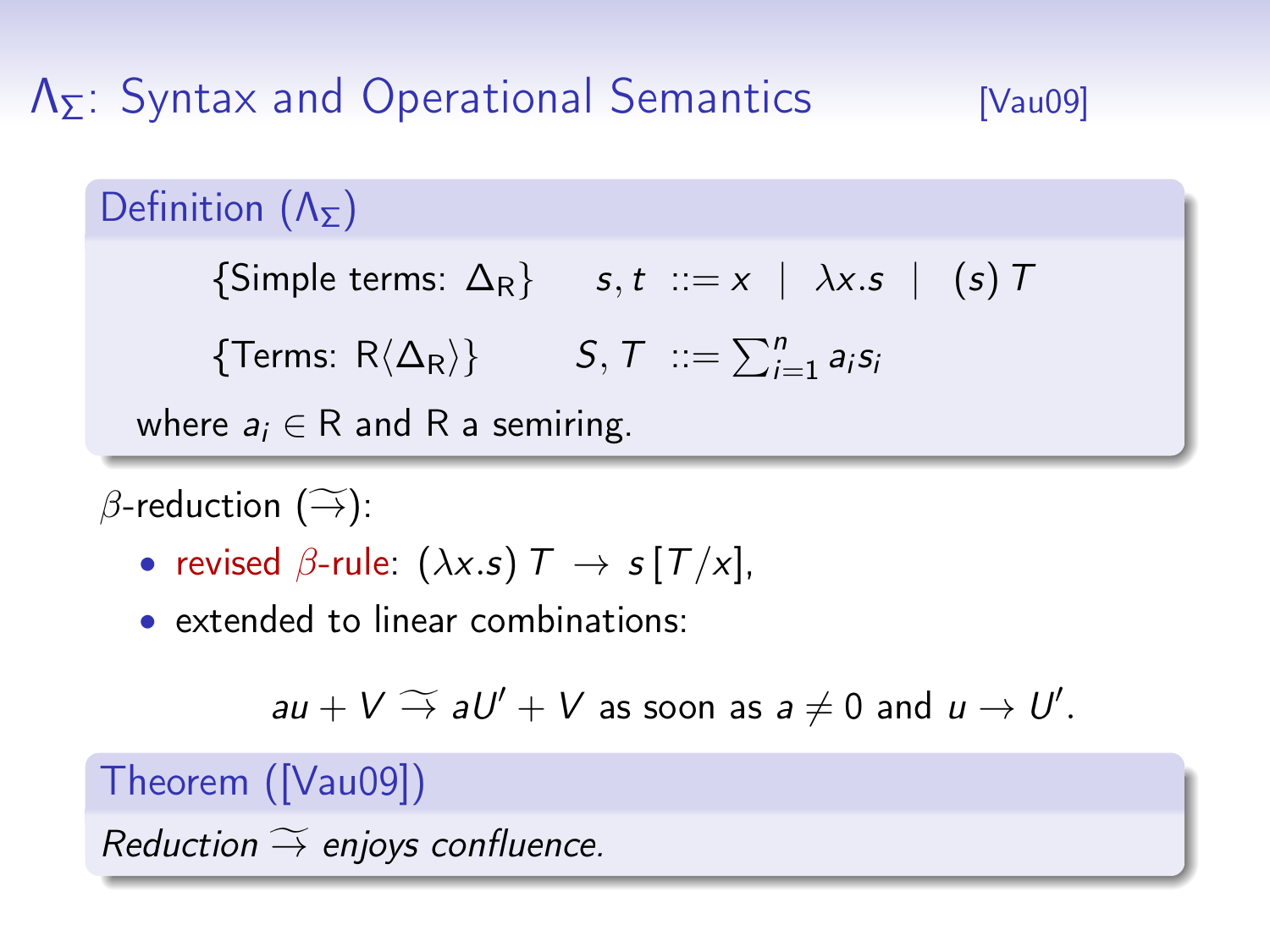# $\Lambda_\Sigma$: Syntax and Operational Semantics [Vau09]

**Definition ($\Lambda_\Sigma$)**

$$\{\text{Simple terms: } \Delta_{\mathrm{R}}\} \qquad s, t \ ::= x \ \mid \ \lambda x.s \ \mid \ (s)\, T$$

$$\{\text{Terms: } \mathrm{R}\langle \Delta_{\mathrm{R}} \rangle\} \qquad S, T \ ::= \textstyle\sum_{i=1}^{n} a_i s_i$$

where $a_i \in \mathrm{R}$ and $\mathrm{R}$ a semiring.

$\beta$-reduction ($\widetilde{\to}$):

- revised $\beta$-rule: $(\lambda x.s)\, T \ \to \ s\,[T/x]$,
- extended to linear combinations:

$$au + V \ \widetilde{\to}\ aU' + V \text{ as soon as } a \neq 0 \text{ and } u \to U'.$$

**Theorem ([Vau09])**

*Reduction $\widetilde{\to}$ enjoys confluence.*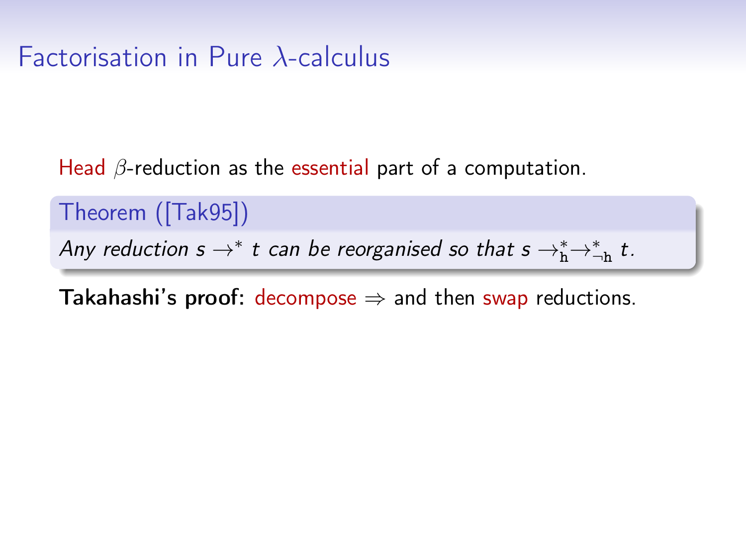# Factorisation in Pure $\lambda$-calculus

Head $\beta$-reduction as the essential part of a computation.

**Theorem ([Tak95])**

*Any reduction $s \rightarrow^* t$ can be reorganised so that $s \rightarrow^*_{\mathtt{h}} \rightarrow^*_{\neg\mathtt{h}} t$.*

**Takahashi's proof:** decompose $\Rightarrow$ and then swap reductions.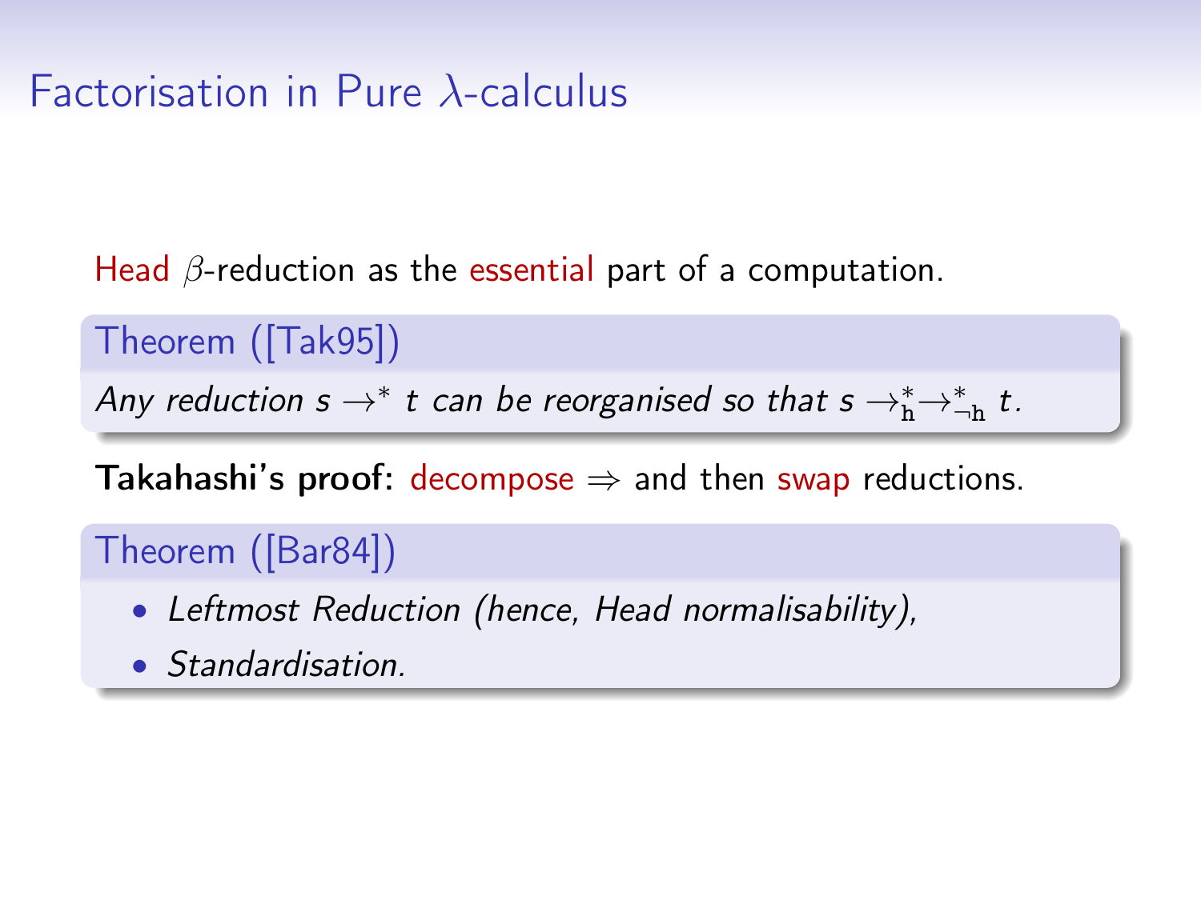# Factorisation in Pure $\lambda$-calculus

Head $\beta$-reduction as the essential part of a computation.

**Theorem ([Tak95])**

*Any reduction $s \rightarrow^* t$ can be reorganised so that $s \rightarrow_{\mathtt{h}}^* \rightarrow_{\neg\mathtt{h}}^* t$.*

**Takahashi's proof:** decompose $\Rightarrow$ and then swap reductions.

**Theorem ([Bar84])**

- *Leftmost Reduction (hence, Head normalisability),*
- *Standardisation.*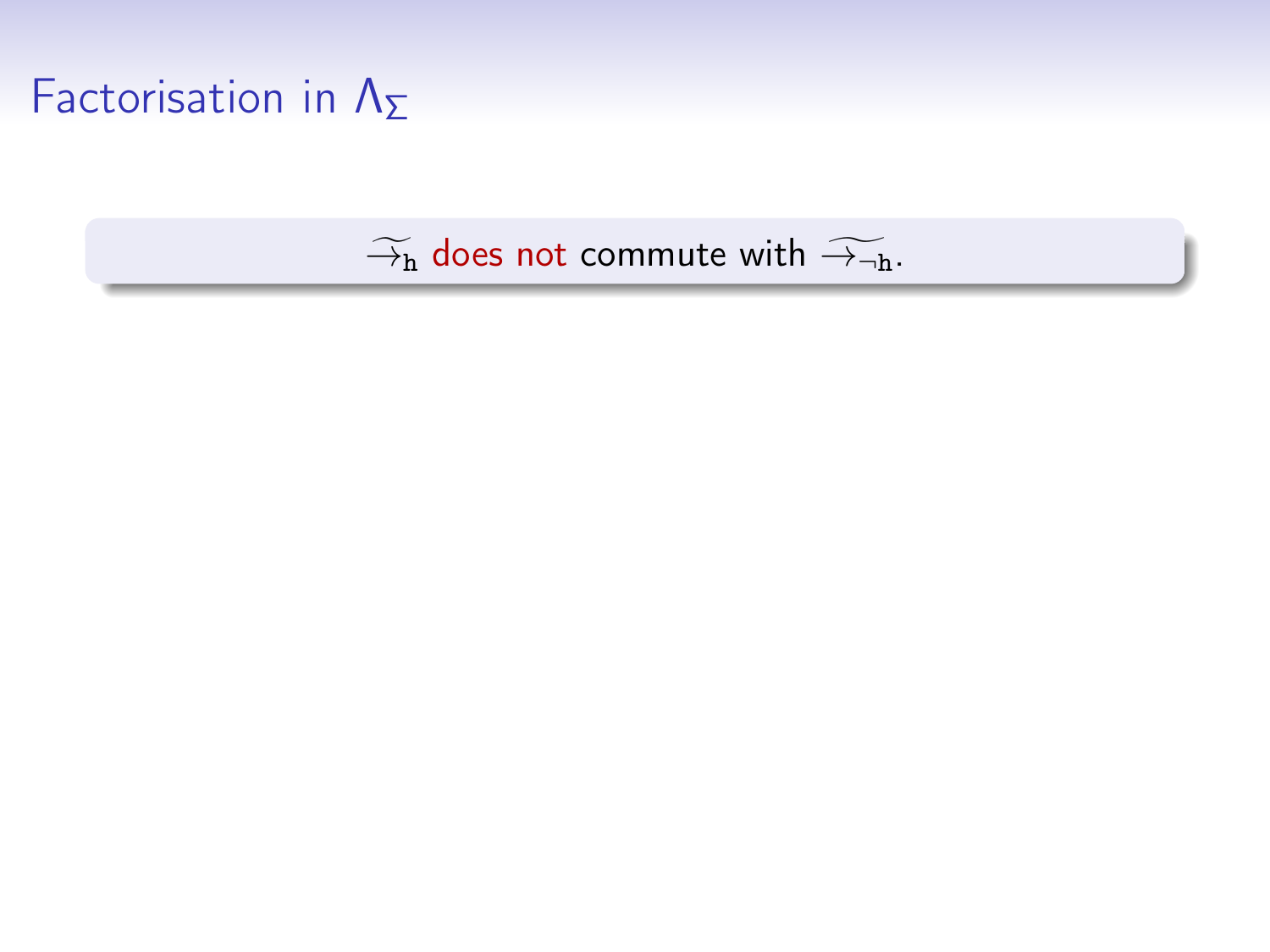# Factorisation in $\Lambda_\Sigma$

$\widetilde{\rightarrow}_{\mathtt{h}}$ does not commute with $\widetilde{\rightarrow}_{\neg\mathtt{h}}$.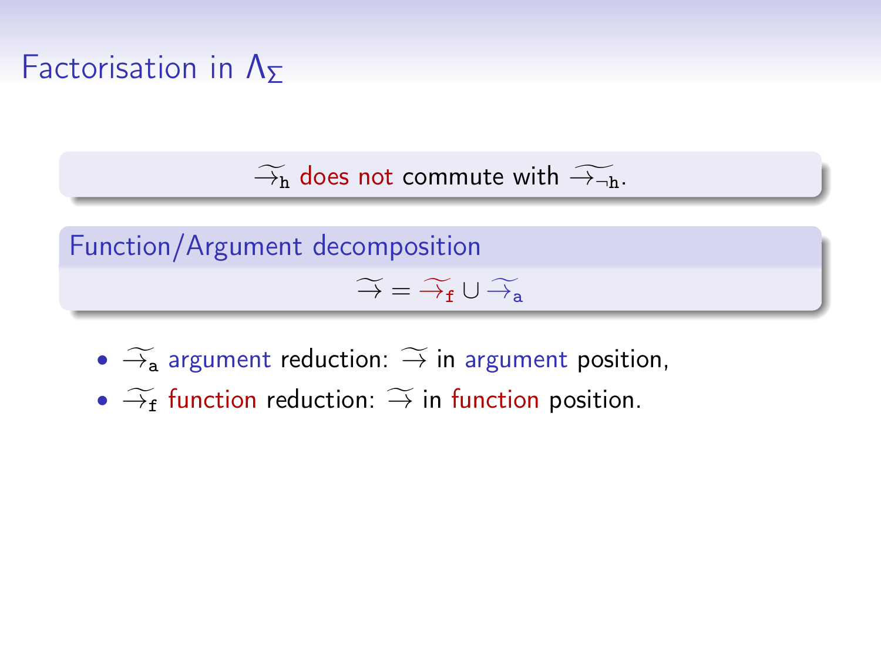# Factorisation in $\Lambda_\Sigma$

$\widetilde{\rightarrow}_{\mathtt{h}}$ does not commute with $\widetilde{\rightarrow}_{\neg\mathtt{h}}$.

**Function/Argument decomposition**

$$\widetilde{\rightarrow} = \widetilde{\rightarrow}_{\mathtt{f}} \cup \widetilde{\rightarrow}_{\mathtt{a}}$$

- $\widetilde{\rightarrow}_{\mathtt{a}}$ argument reduction: $\widetilde{\rightarrow}$ in argument position,
- $\widetilde{\rightarrow}_{\mathtt{f}}$ function reduction: $\widetilde{\rightarrow}$ in function position.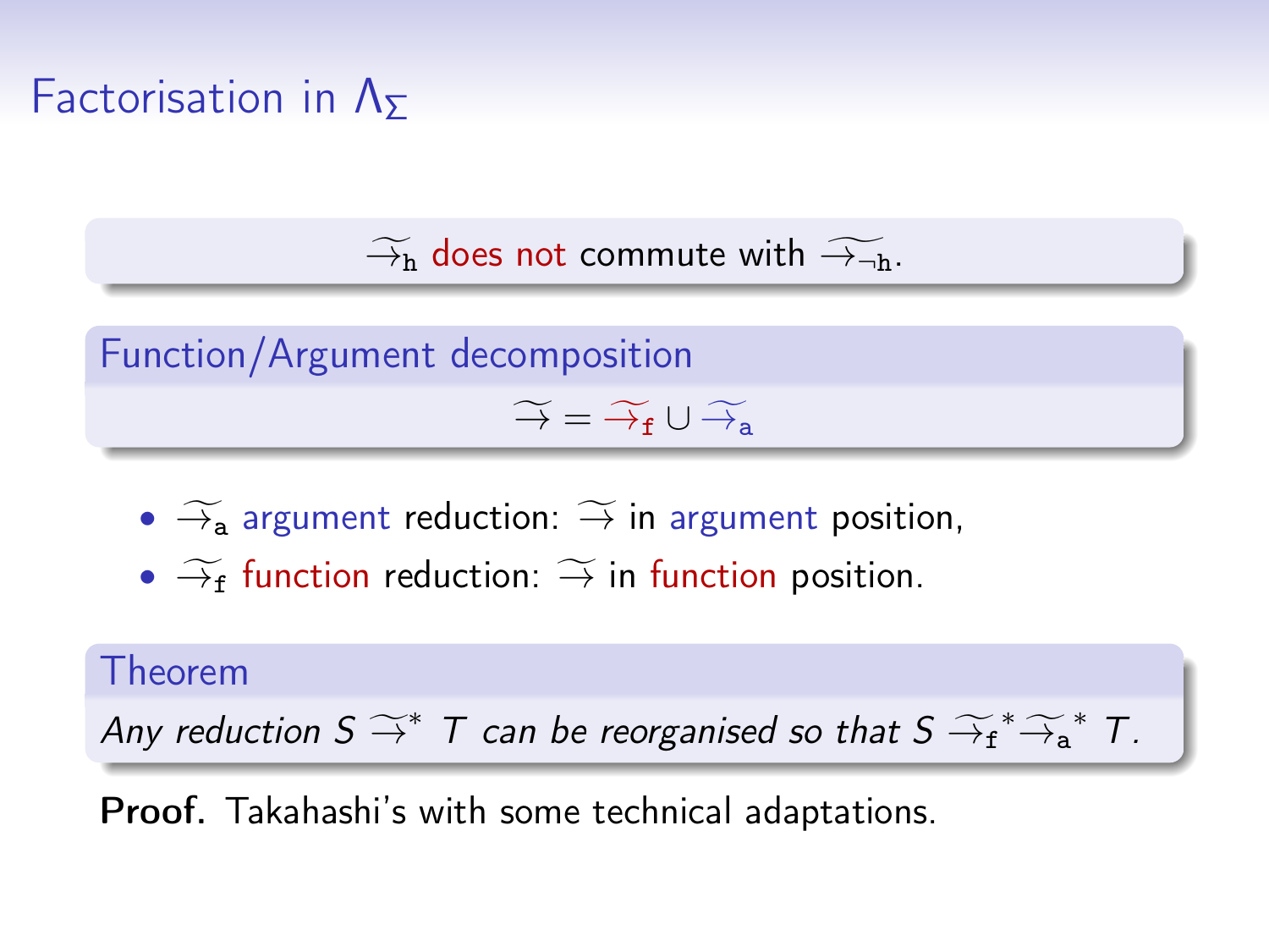# Factorisation in $\Lambda_\Sigma$

$\widetilde{\rightarrow}_{\mathtt{h}}$ does not commute with $\widetilde{\rightarrow}_{\neg\mathtt{h}}$.

## Function/Argument decomposition

$$\widetilde{\rightarrow} = \widetilde{\rightarrow}_{\mathtt{f}} \cup \widetilde{\rightarrow}_{\mathtt{a}}$$

- $\widetilde{\rightarrow}_{\mathtt{a}}$ argument reduction: $\widetilde{\rightarrow}$ in argument position,
- $\widetilde{\rightarrow}_{\mathtt{f}}$ function reduction: $\widetilde{\rightarrow}$ in function position.

## Theorem

*Any reduction $S \widetilde{\rightarrow}^* T$ can be reorganised so that $S \widetilde{\rightarrow}_{\mathtt{f}}^* \widetilde{\rightarrow}_{\mathtt{a}}^* T$.*

**Proof.** Takahashi's with some technical adaptations.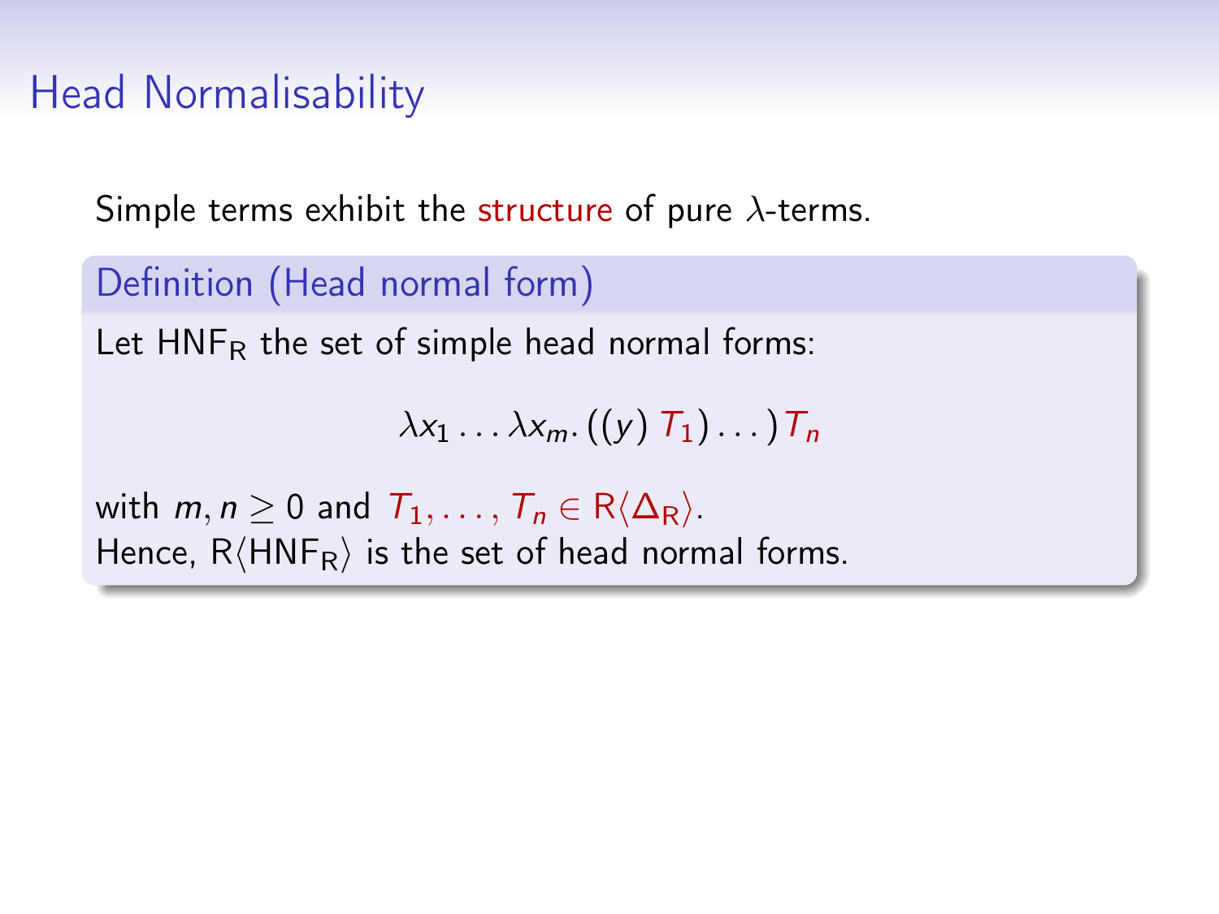# Head Normalisability

Simple terms exhibit the structure of pure $\lambda$-terms.

### Definition (Head normal form)

Let $\mathsf{HNF}_\mathsf{R}$ the set of simple head normal forms:

$$\lambda x_1 \ldots \lambda x_m. ((y)\, T_1) \ldots)\, T_n$$

with $m, n \geq 0$ and $T_1, \ldots, T_n \in \mathsf{R}\langle \Delta_\mathsf{R} \rangle$.
Hence, $\mathsf{R}\langle \mathsf{HNF}_\mathsf{R} \rangle$ is the set of head normal forms.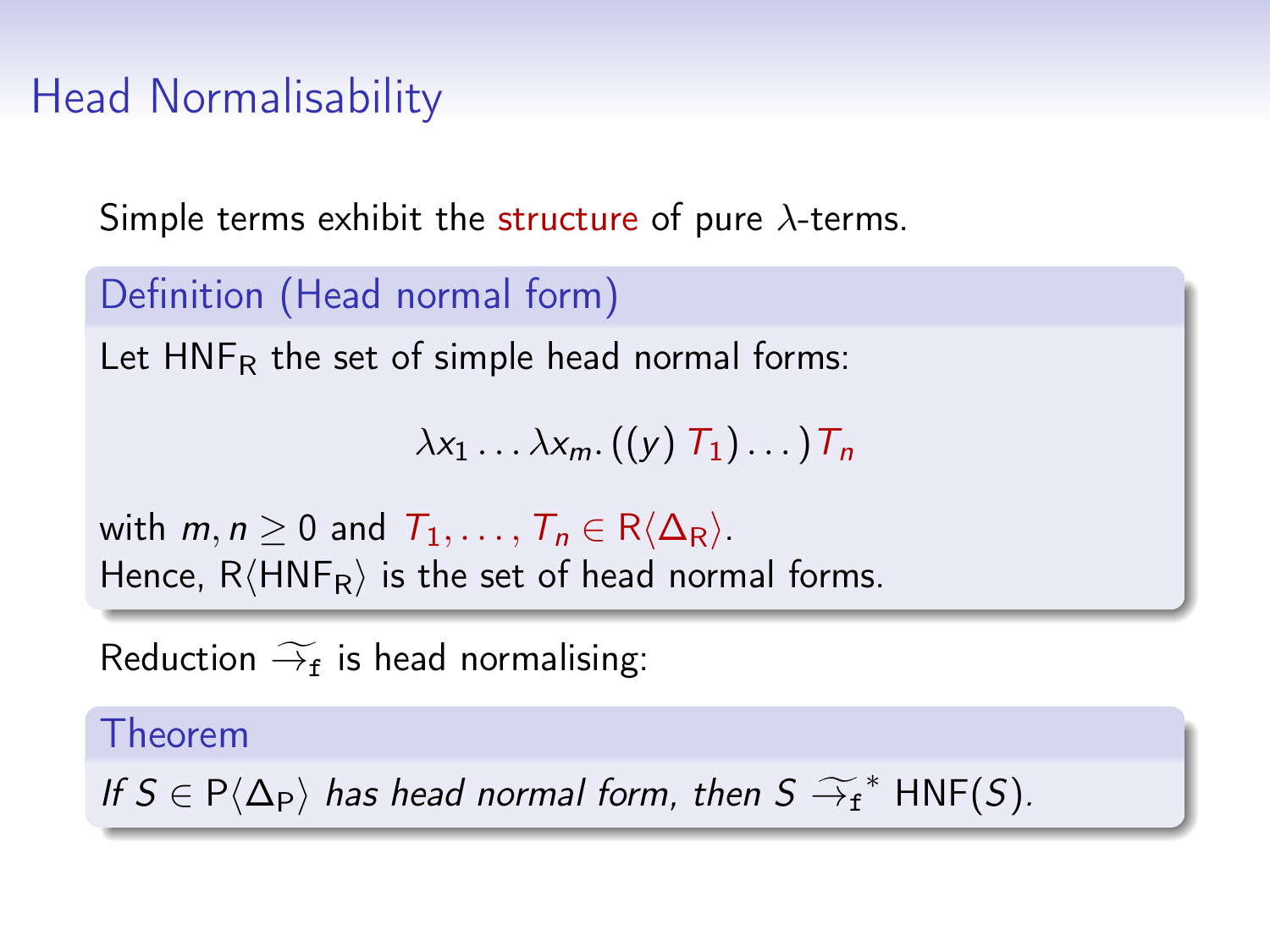# Head Normalisability

Simple terms exhibit the structure of pure $\lambda$-terms.

**Definition (Head normal form)**

Let $\mathsf{HNF}_\mathsf{R}$ the set of simple head normal forms:

$$\lambda x_1 \ldots \lambda x_m. ((y)\, T_1) \ldots)\, T_n$$

with $m, n \geq 0$ and $T_1, \ldots, T_n \in \mathsf{R}\langle \Delta_\mathsf{R} \rangle$.
Hence, $\mathsf{R}\langle \mathsf{HNF}_\mathsf{R} \rangle$ is the set of head normal forms.

Reduction $\widetilde{\rightarrow}_{\mathtt{f}}$ is head normalising:

**Theorem**

*If $S \in \mathsf{P}\langle \Delta_\mathsf{P} \rangle$ has head normal form, then $S \ \widetilde{\rightarrow}_{\mathtt{f}}^{*}\ \mathsf{HNF}(S)$.*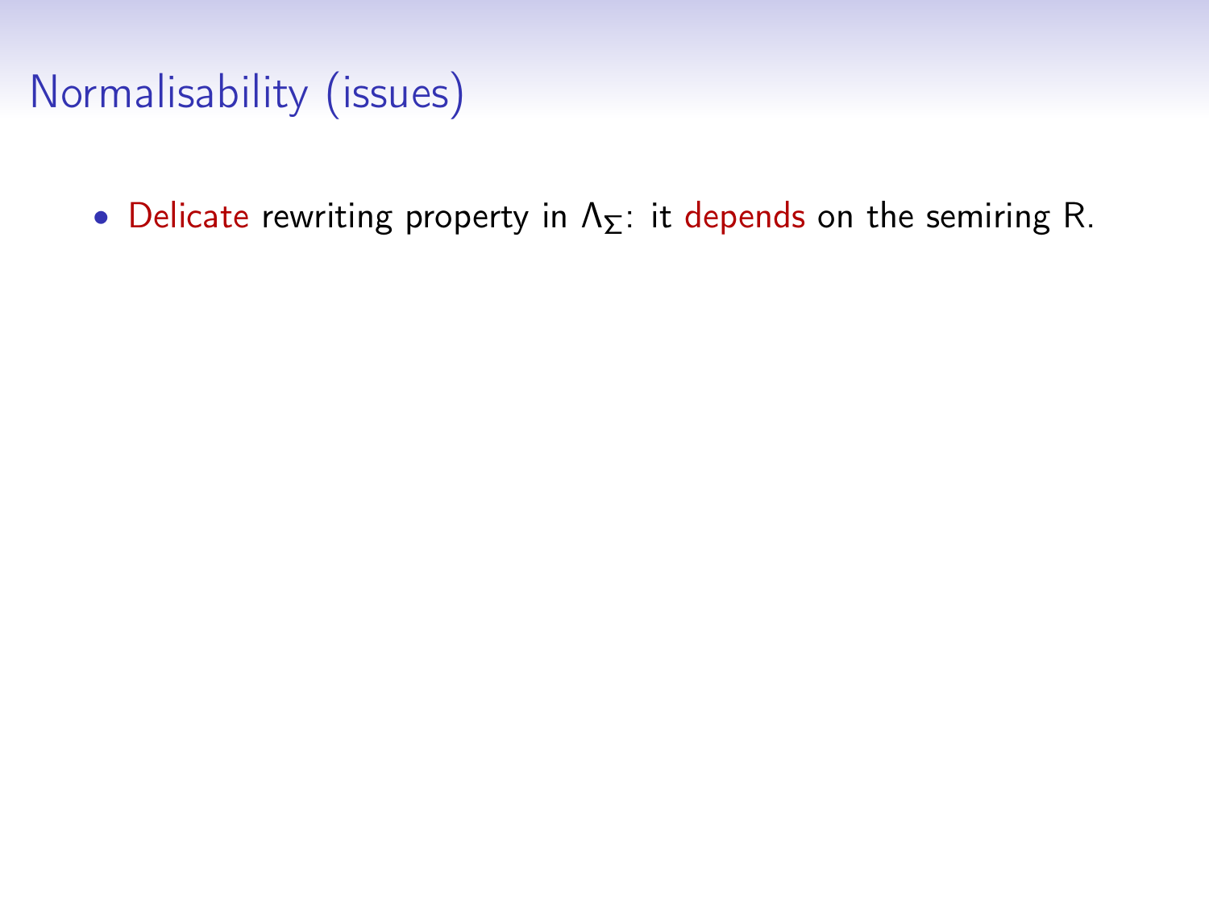# Normalisability (issues)

- Delicate rewriting property in $\Lambda_\Sigma$: it depends on the semiring R.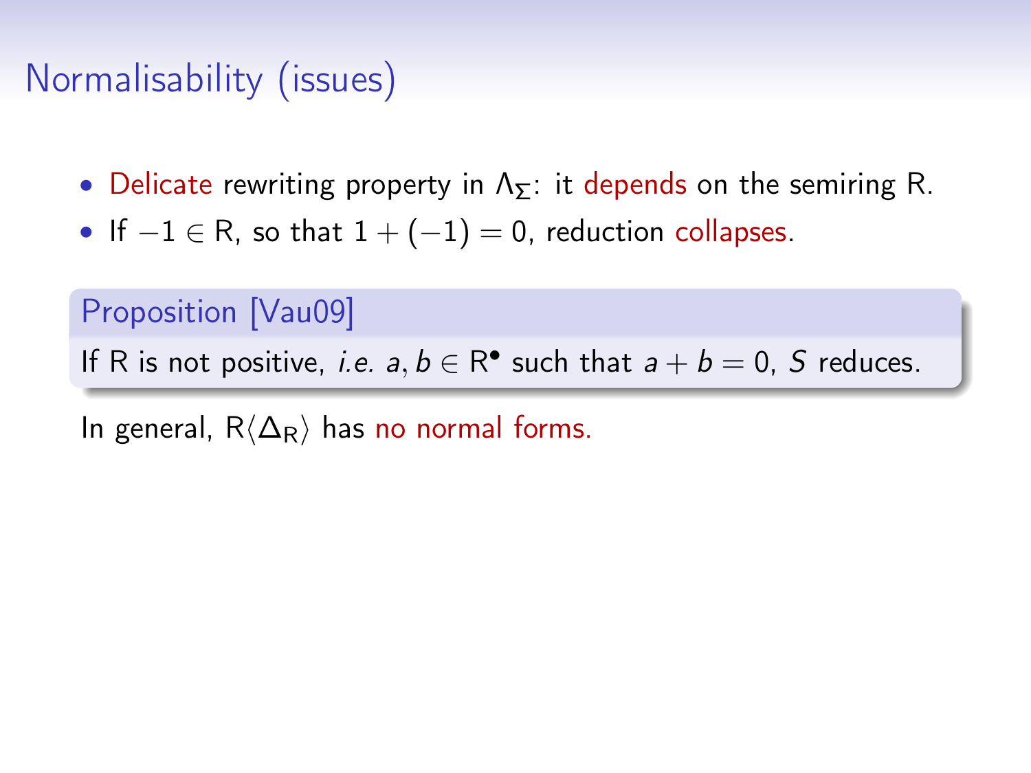# Normalisability (issues)

- Delicate rewriting property in $\Lambda_\Sigma$: it depends on the semiring R.
- If $-1 \in \mathsf{R}$, so that $1 + (-1) = 0$, reduction collapses.

**Proposition [Vau09]**

If R is not positive, *i.e.* $a, b \in \mathsf{R}^\bullet$ such that $a + b = 0$, $S$ reduces.

In general, $\mathsf{R}\langle\Delta_{\mathsf{R}}\rangle$ has no normal forms.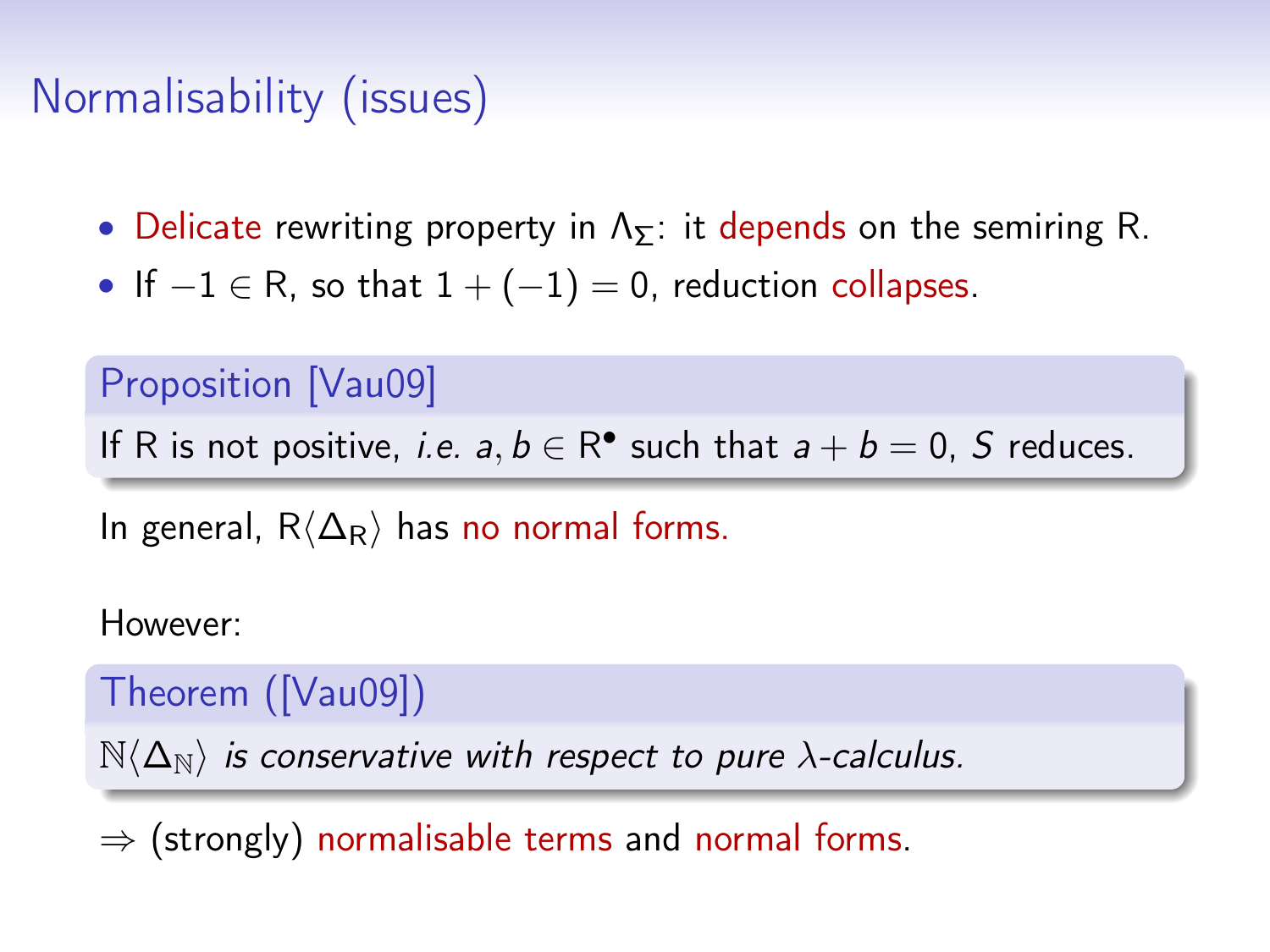# Normalisability (issues)

- Delicate rewriting property in $\Lambda_\Sigma$: it depends on the semiring R.
- If $-1 \in \mathrm{R}$, so that $1 + (-1) = 0$, reduction collapses.

**Proposition [Vau09]**

If R is not positive, *i.e.* $a, b \in \mathrm{R}^\bullet$ such that $a + b = 0$, $S$ reduces.

In general, $\mathrm{R}\langle\Delta_\mathrm{R}\rangle$ has no normal forms.

However:

**Theorem ([Vau09])**

*$\mathbb{N}\langle\Delta_\mathbb{N}\rangle$ is conservative with respect to pure $\lambda$-calculus.*

$\Rightarrow$ (strongly) normalisable terms and normal forms.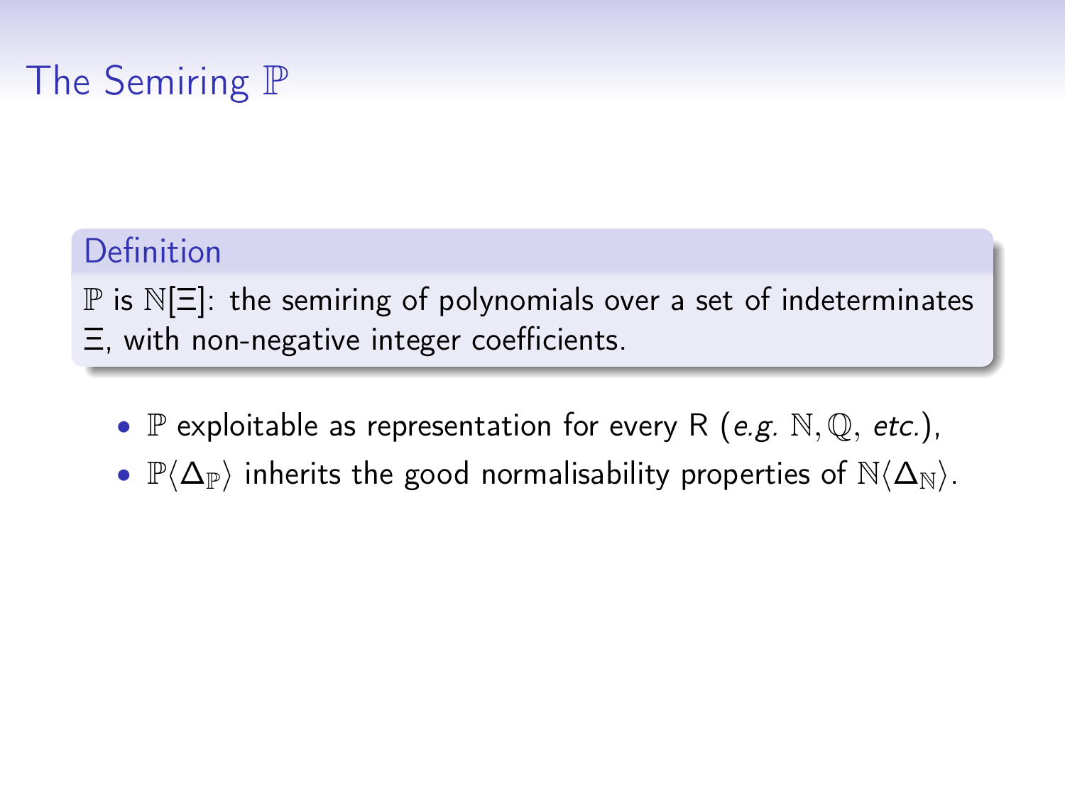# The Semiring $\mathbb{P}$

**Definition**

$\mathbb{P}$ is $\mathbb{N}[\Xi]$: the semiring of polynomials over a set of indeterminates $\Xi$, with non-negative integer coefficients.

- $\mathbb{P}$ exploitable as representation for every R (*e.g.* $\mathbb{N}, \mathbb{Q}$, *etc.*),
- $\mathbb{P}\langle\Delta_{\mathbb{P}}\rangle$ inherits the good normalisability properties of $\mathbb{N}\langle\Delta_{\mathbb{N}}\rangle$.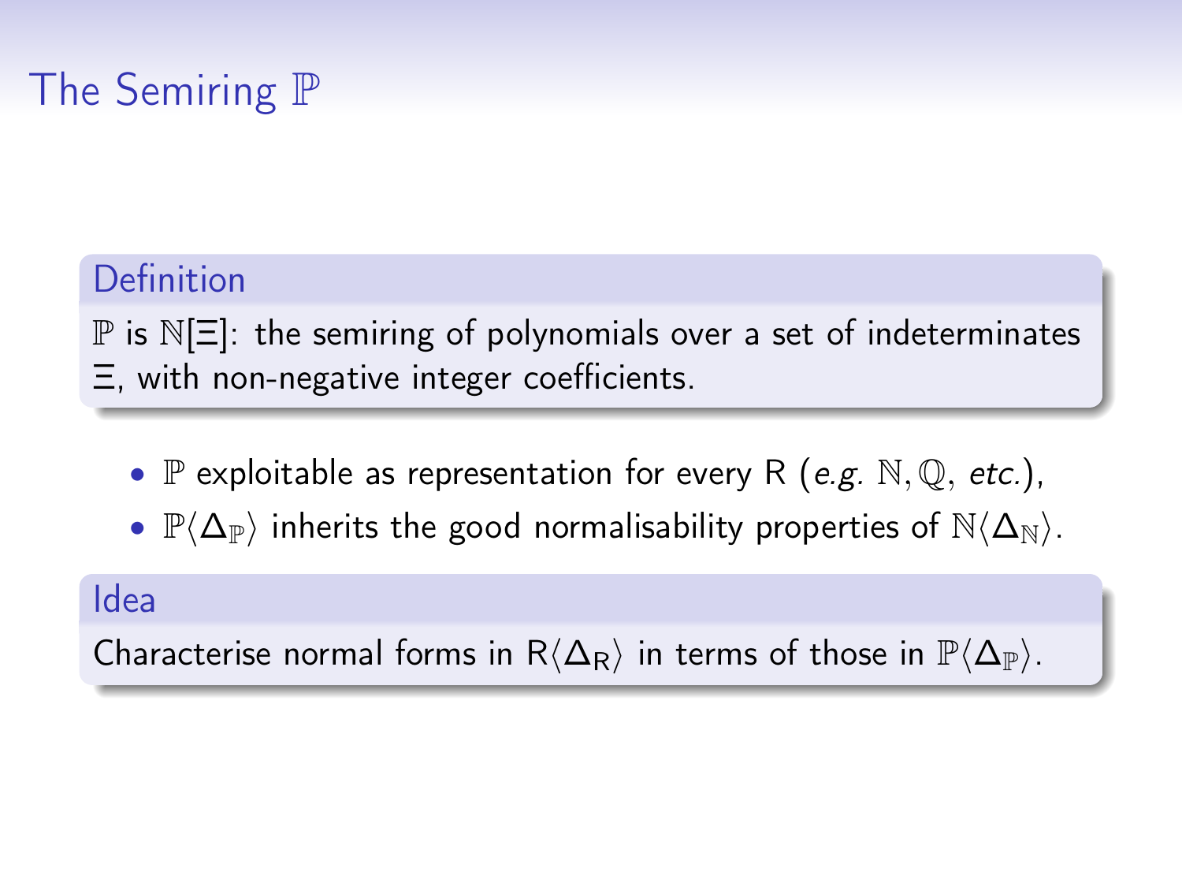# The Semiring $\mathbb{P}$

**Definition**

$\mathbb{P}$ is $\mathbb{N}[\Xi]$: the semiring of polynomials over a set of indeterminates $\Xi$, with non-negative integer coefficients.

- $\mathbb{P}$ exploitable as representation for every $\mathsf{R}$ (*e.g.* $\mathbb{N}, \mathbb{Q}$, *etc.*),
- $\mathbb{P}\langle \Delta_{\mathbb{P}} \rangle$ inherits the good normalisability properties of $\mathbb{N}\langle \Delta_{\mathbb{N}} \rangle$.

**Idea**

Characterise normal forms in $\mathsf{R}\langle \Delta_{\mathsf{R}} \rangle$ in terms of those in $\mathbb{P}\langle \Delta_{\mathbb{P}} \rangle$.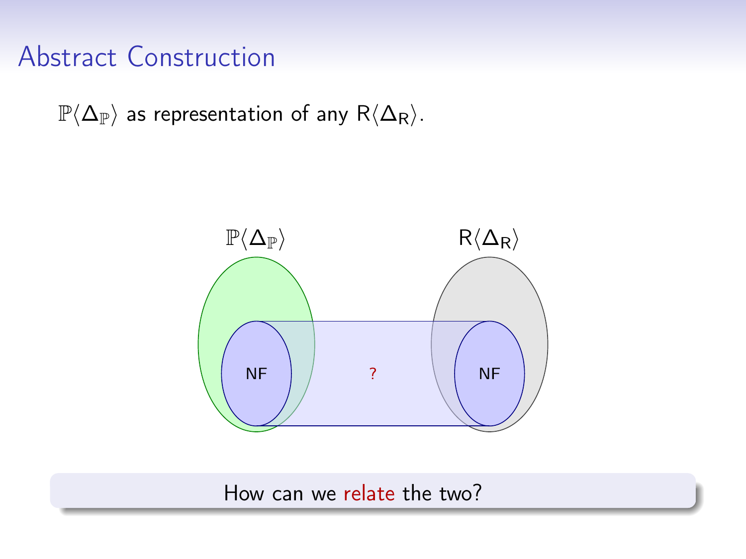# Abstract Construction

$\mathbb{P}\langle\Delta_{\mathbb{P}}\rangle$ as representation of any $\mathsf{R}\langle\Delta_{\mathsf{R}}\rangle$.

$\mathbb{P}\langle\Delta_{\mathbb{P}}\rangle$ $\mathsf{R}\langle\Delta_{\mathsf{R}}\rangle$

NF ? NF

How can we relate the two?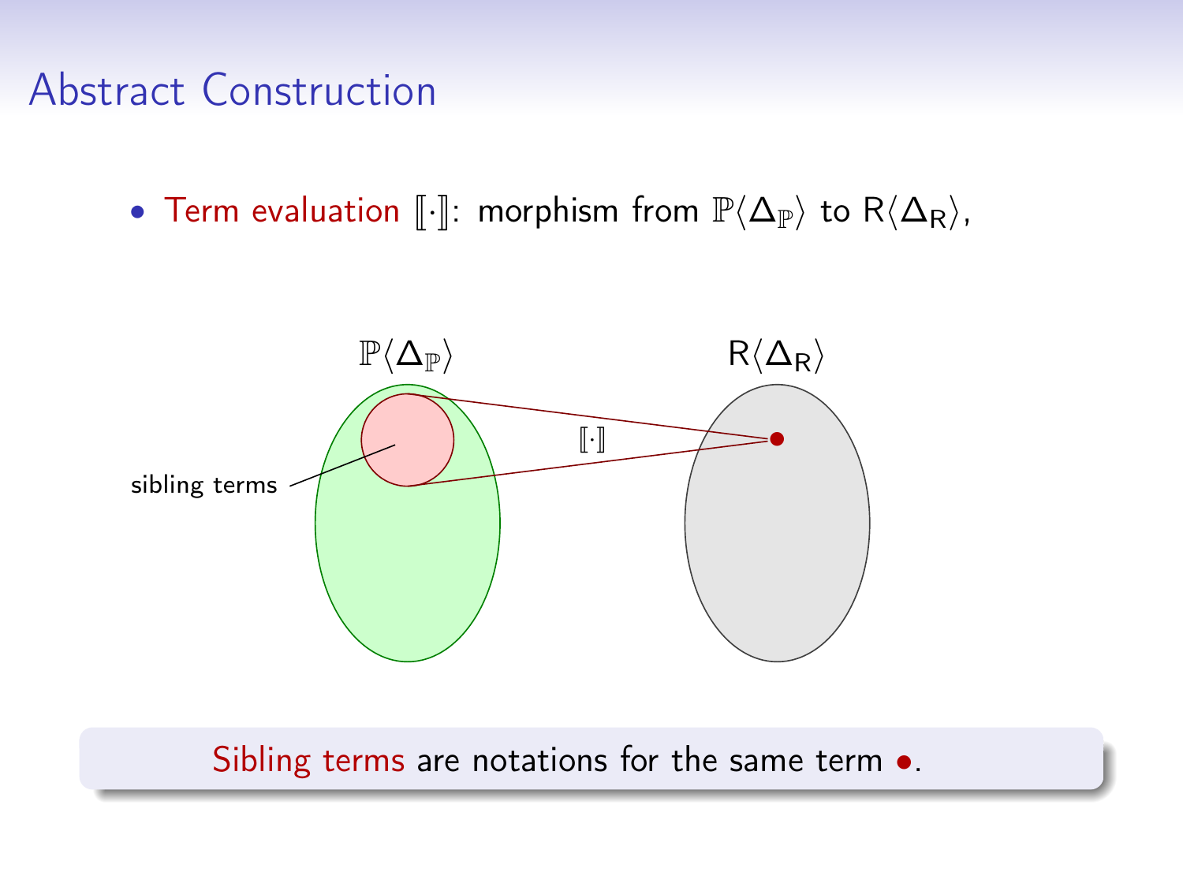# Abstract Construction

- Term evaluation $[\![\cdot]\!]$: morphism from $\mathbb{P}\langle \Delta_{\mathbb{P}} \rangle$ to $\mathsf{R}\langle \Delta_{\mathsf{R}} \rangle$,

$\mathbb{P}\langle \Delta_{\mathbb{P}} \rangle$ $\mathsf{R}\langle \Delta_{\mathsf{R}} \rangle$

sibling terms $[\![\cdot]\!]$

Sibling terms are notations for the same term •.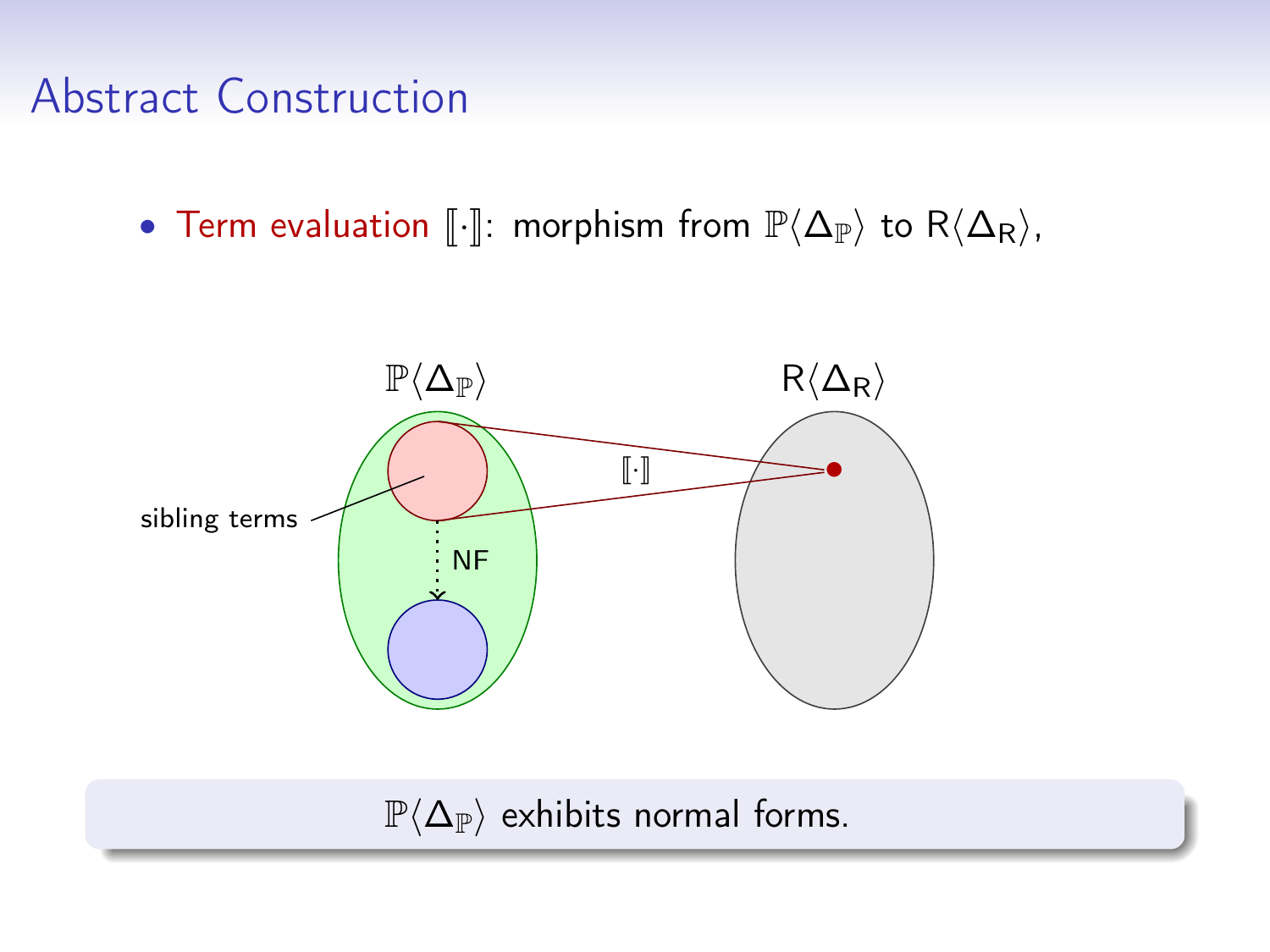# Abstract Construction

- Term evaluation $[\![\cdot]\!]$: morphism from $\mathbb{P}\langle\Delta_{\mathbb{P}}\rangle$ to $\mathsf{R}\langle\Delta_{\mathsf{R}}\rangle$,

$\mathbb{P}\langle\Delta_{\mathbb{P}}\rangle$ $\mathsf{R}\langle\Delta_{\mathsf{R}}\rangle$

sibling terms

$[\![\cdot]\!]$

NF

$\mathbb{P}\langle\Delta_{\mathbb{P}}\rangle$ exhibits normal forms.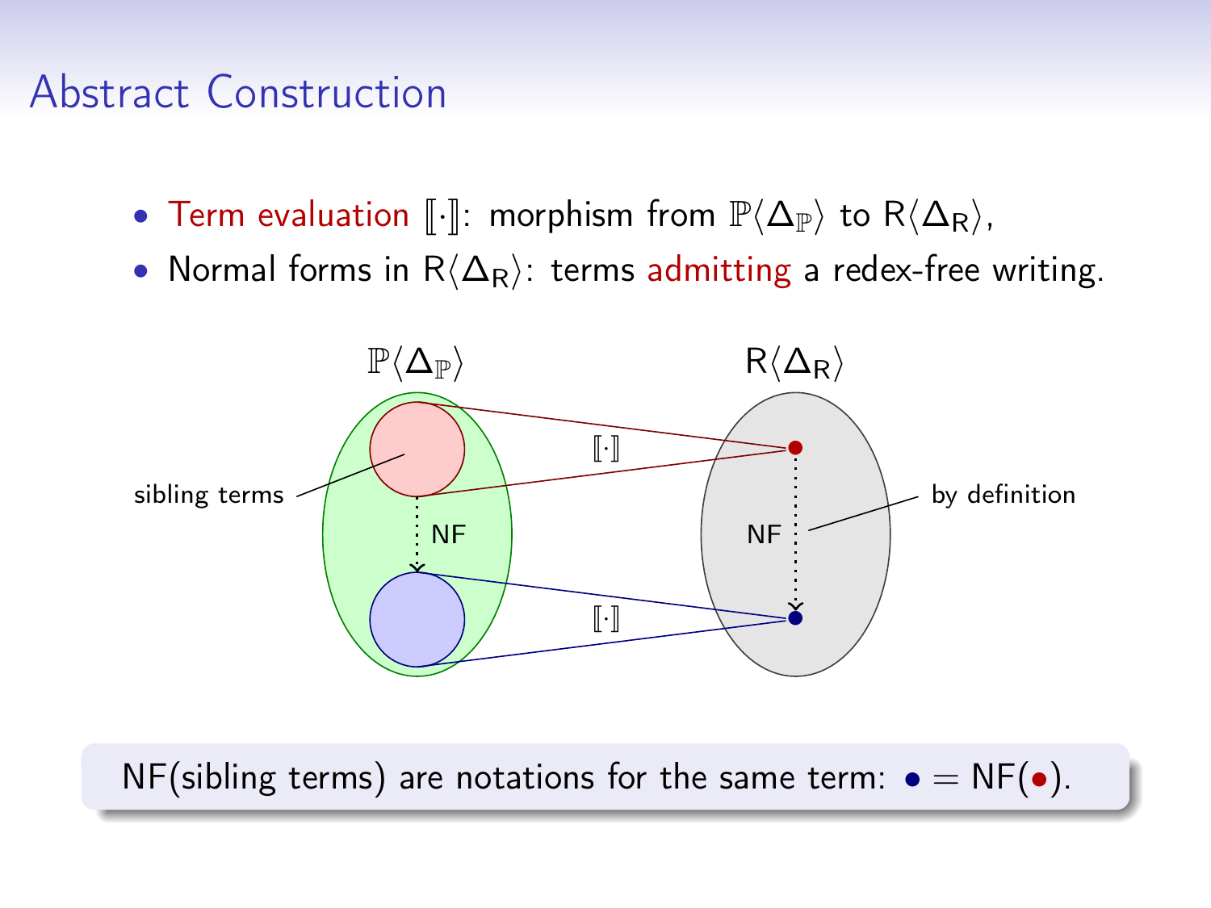# Abstract Construction

- Term evaluation $[\![\cdot]\!]$: morphism from $\mathbb{P}\langle\Delta_{\mathbb{P}}\rangle$ to $\mathsf{R}\langle\Delta_{\mathsf{R}}\rangle$,
- Normal forms in $\mathsf{R}\langle\Delta_{\mathsf{R}}\rangle$: terms admitting a redex-free writing.

$\mathbb{P}\langle\Delta_{\mathbb{P}}\rangle$ $\mathsf{R}\langle\Delta_{\mathsf{R}}\rangle$

sibling terms $[\![\cdot]\!]$ by definition

NF NF

$[\![\cdot]\!]$

NF(sibling terms) are notations for the same term: $\bullet = \mathsf{NF}(\bullet)$.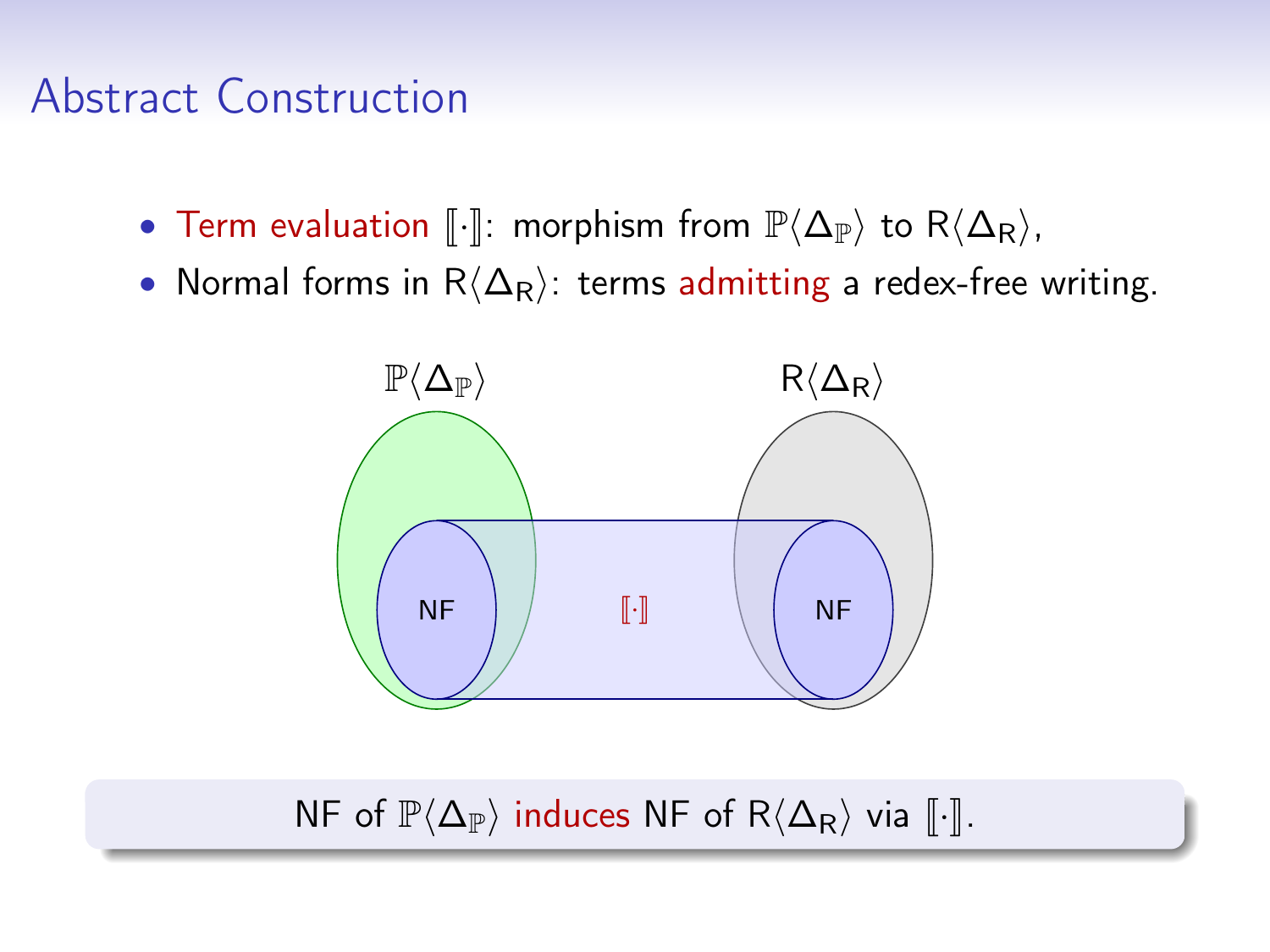# Abstract Construction

- Term evaluation $[\![\cdot]\!]$: morphism from $\mathbb{P}\langle \Delta_{\mathbb{P}} \rangle$ to $\mathsf{R}\langle \Delta_{\mathsf{R}} \rangle$,
- Normal forms in $\mathsf{R}\langle \Delta_{\mathsf{R}} \rangle$: terms admitting a redex-free writing.

NF of $\mathbb{P}\langle \Delta_{\mathbb{P}} \rangle$ induces NF of $\mathsf{R}\langle \Delta_{\mathsf{R}} \rangle$ via $[\![\cdot]\!]$.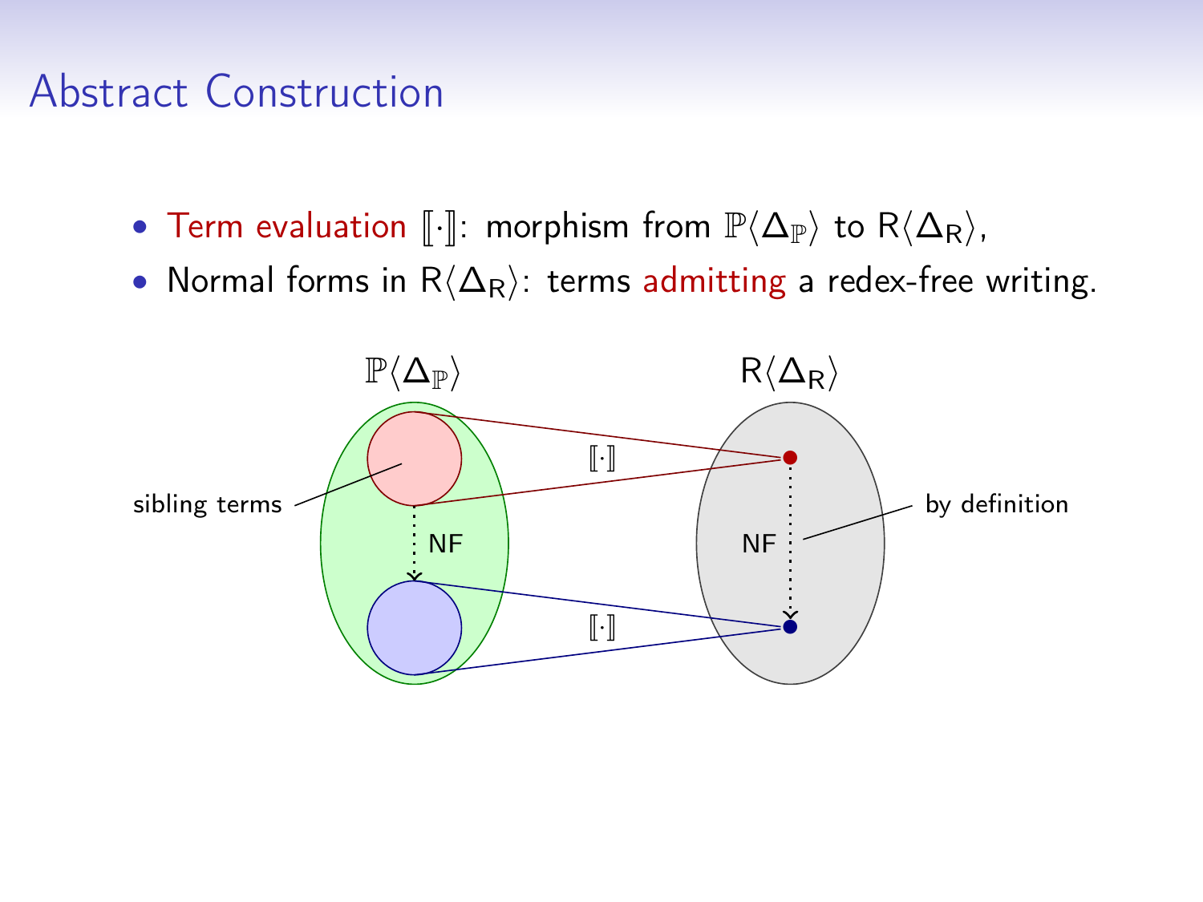# Abstract Construction

- Term evaluation $[\![\cdot]\!]$: morphism from $\mathbb{P}\langle \Delta_{\mathbb{P}} \rangle$ to $\mathsf{R}\langle \Delta_{\mathsf{R}} \rangle$,
- Normal forms in $\mathsf{R}\langle \Delta_{\mathsf{R}} \rangle$: terms admitting a redex-free writing.

$\mathbb{P}\langle \Delta_{\mathbb{P}} \rangle$ $\qquad$ $\mathsf{R}\langle \Delta_{\mathsf{R}} \rangle$

sibling terms

$[\![\cdot]\!]$

NF

$[\![\cdot]\!]$

NF

by definition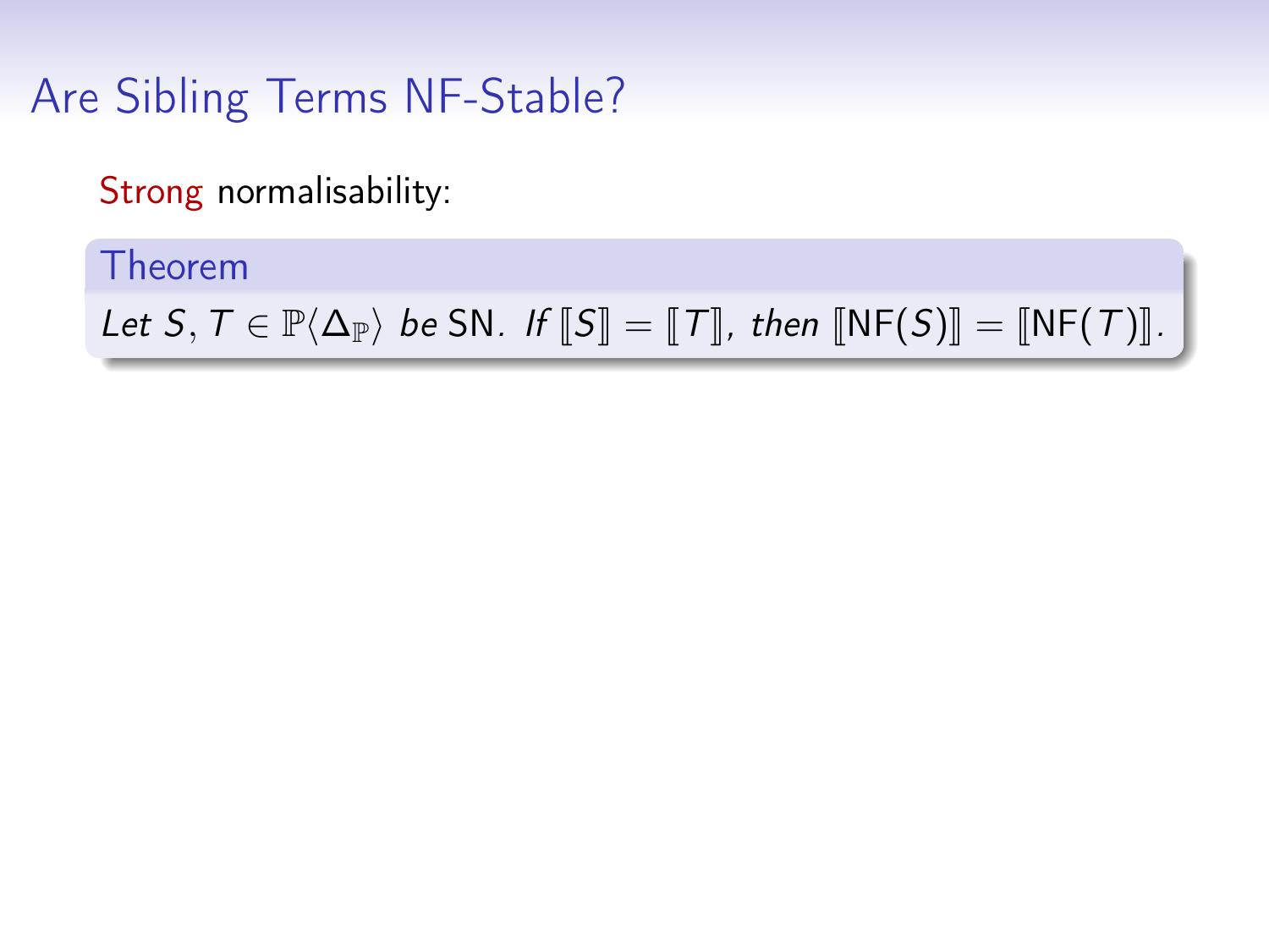# Are Sibling Terms NF-Stable?

Strong normalisability:

**Theorem**

*Let* $S, T \in \mathbb{P}\langle\Delta_{\mathbb{P}}\rangle$ *be* SN. *If* $[\![S]\!] = [\![T]\!]$, *then* $[\![\mathsf{NF}(S)]\!] = [\![\mathsf{NF}(T)]\!]$.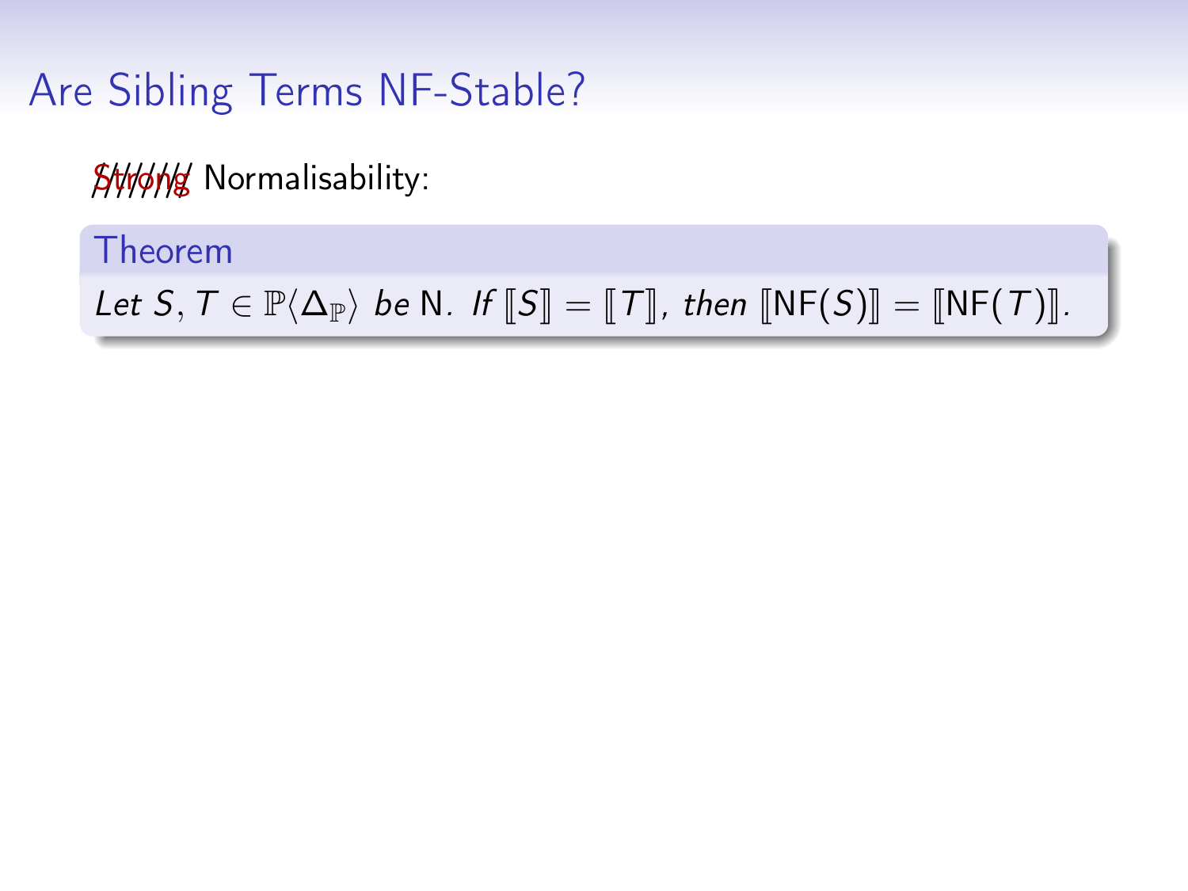# Are Sibling Terms NF-Stable?

~~Strong~~ Normalisability:

**Theorem**

*Let $S, T \in \mathbb{P}\langle \Delta_{\mathbb{P}} \rangle$ be* N*. If* $[\![S]\!] = [\![T]\!]$*, then* $[\![\mathsf{NF}(S)]\!] = [\![\mathsf{NF}(T)]\!]$*.*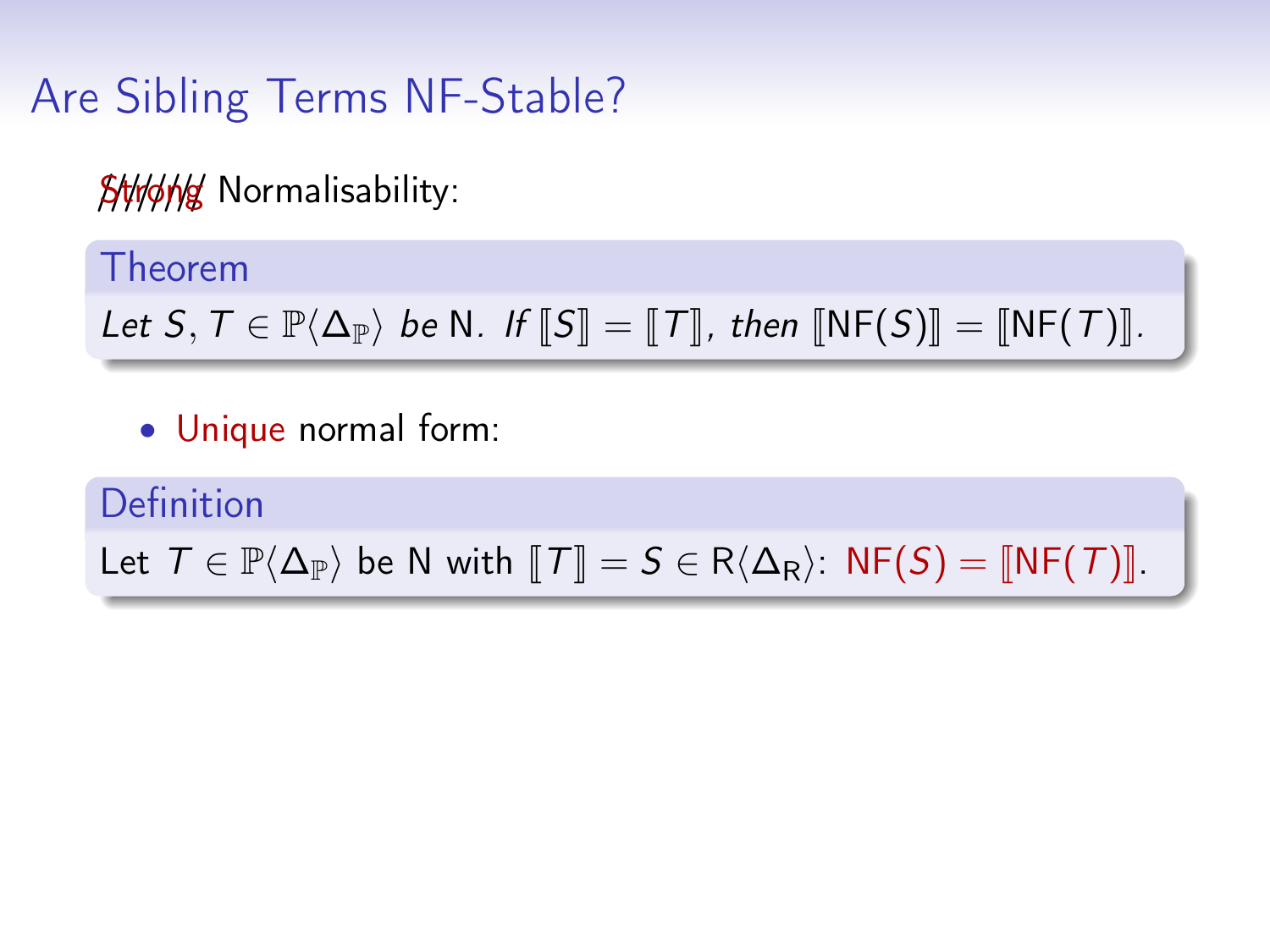# Are Sibling Terms NF-Stable?

~~Strong~~ Normalisability:

**Theorem**

*Let $S, T \in \mathbb{P}\langle\Delta_{\mathbb{P}}\rangle$ be* N*. If $[\![S]\!] = [\![T]\!]$, then $[\![\mathsf{NF}(S)]\!] = [\![\mathsf{NF}(T)]\!]$.*

- Unique normal form:

**Definition**

Let $T \in \mathbb{P}\langle\Delta_{\mathbb{P}}\rangle$ be N with $[\![T]\!] = S \in \mathsf{R}\langle\Delta_{\mathsf{R}}\rangle$: $\mathsf{NF}(S) = [\![\mathsf{NF}(T)]\!]$.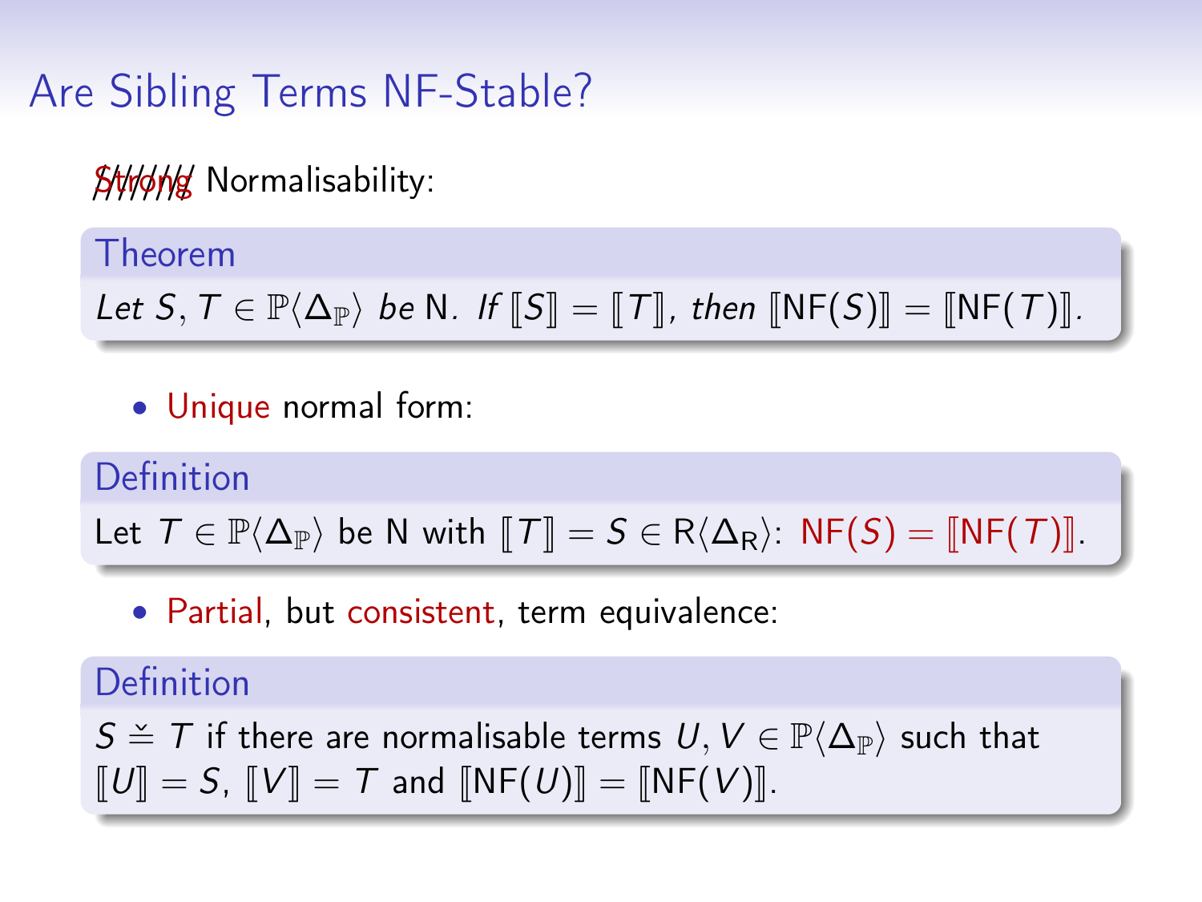# Are Sibling Terms NF-Stable?

~~Strong~~ Normalisability:

**Theorem**

*Let $S, T \in \mathbb{P}\langle \Delta_{\mathbb{P}} \rangle$ be* N*. If $[\![S]\!] = [\![T]\!]$, then $[\![\mathsf{NF}(S)]\!] = [\![\mathsf{NF}(T)]\!]$.*

- Unique normal form:

**Definition**

Let $T \in \mathbb{P}\langle \Delta_{\mathbb{P}} \rangle$ be N with $[\![T]\!] = S \in \mathsf{R}\langle \Delta_{\mathsf{R}} \rangle$: $\mathsf{NF}(S) = [\![\mathsf{NF}(T)]\!]$.

- Partial, but consistent, term equivalence:

**Definition**

$S \doteq T$ if there are normalisable terms $U, V \in \mathbb{P}\langle \Delta_{\mathbb{P}} \rangle$ such that $[\![U]\!] = S$, $[\![V]\!] = T$ and $[\![\mathsf{NF}(U)]\!] = [\![\mathsf{NF}(V)]\!]$.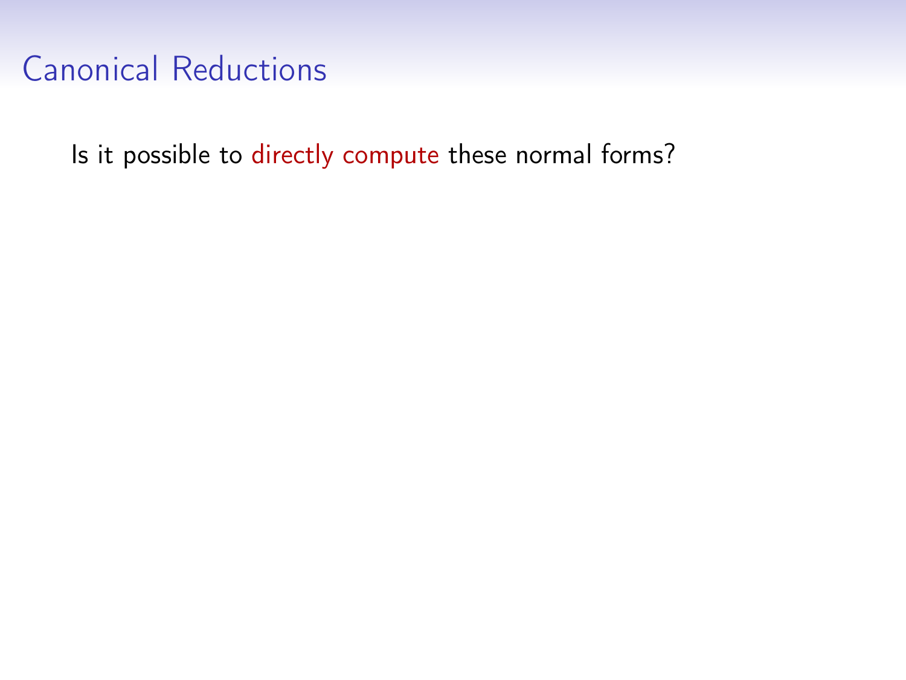# Canonical Reductions

Is it possible to directly compute these normal forms?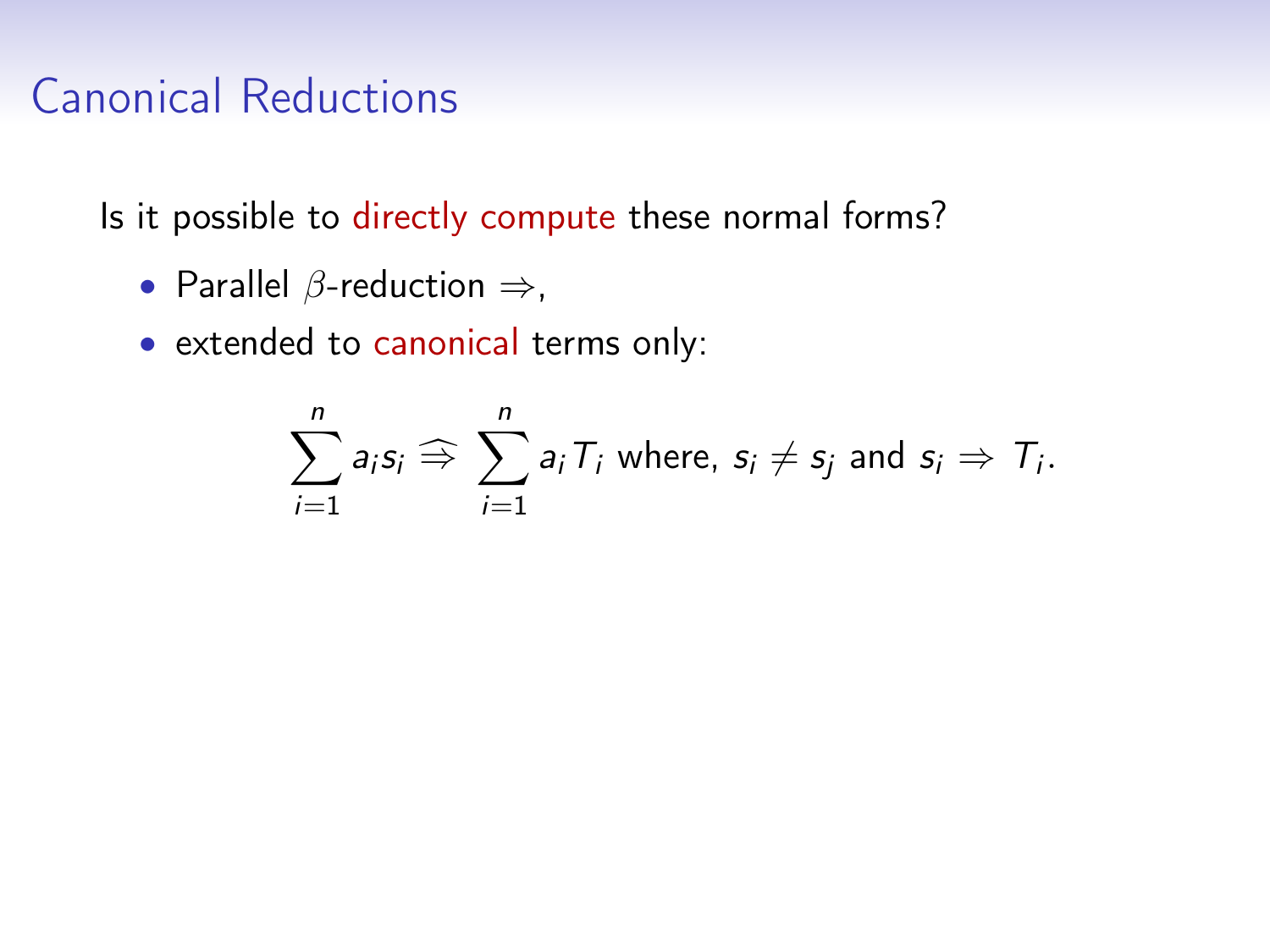# Canonical Reductions

Is it possible to directly compute these normal forms?

- Parallel $\beta$-reduction $\Rightarrow$,
- extended to canonical terms only:

$$\sum_{i=1}^{n} a_i s_i \mathrel{\widehat{\Rrightarrow}} \sum_{i=1}^{n} a_i T_i \text{ where, } s_i \neq s_j \text{ and } s_i \Rightarrow T_i.$$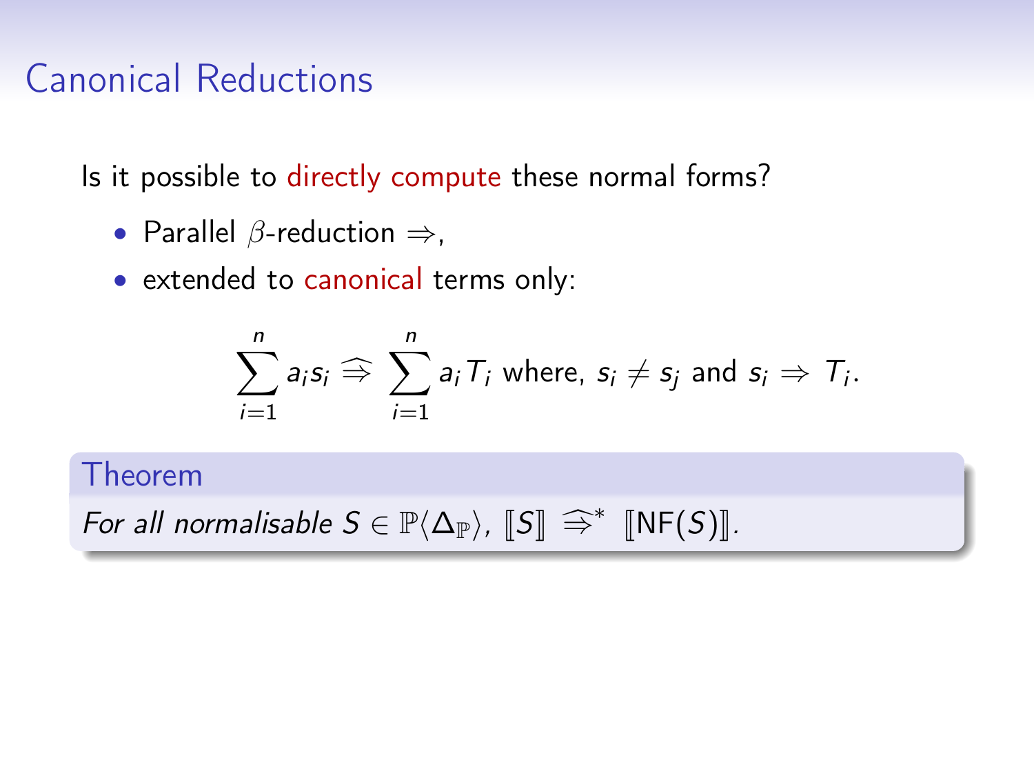# Canonical Reductions

Is it possible to directly compute these normal forms?

- Parallel $\beta$-reduction $\Rightarrow$,
- extended to canonical terms only:

$$\sum_{i=1}^{n} a_i s_i \;\widehat{\Rightarrow}\; \sum_{i=1}^{n} a_i T_i \text{ where, } s_i \neq s_j \text{ and } s_i \Rightarrow T_i.$$

**Theorem**

*For all normalisable $S \in \mathbb{P}\langle \Delta_{\mathbb{P}} \rangle$, $[\![ S ]\!] \;\widehat{\Rightarrow}^{*}\; [\![ \mathrm{NF}(S) ]\!]$.*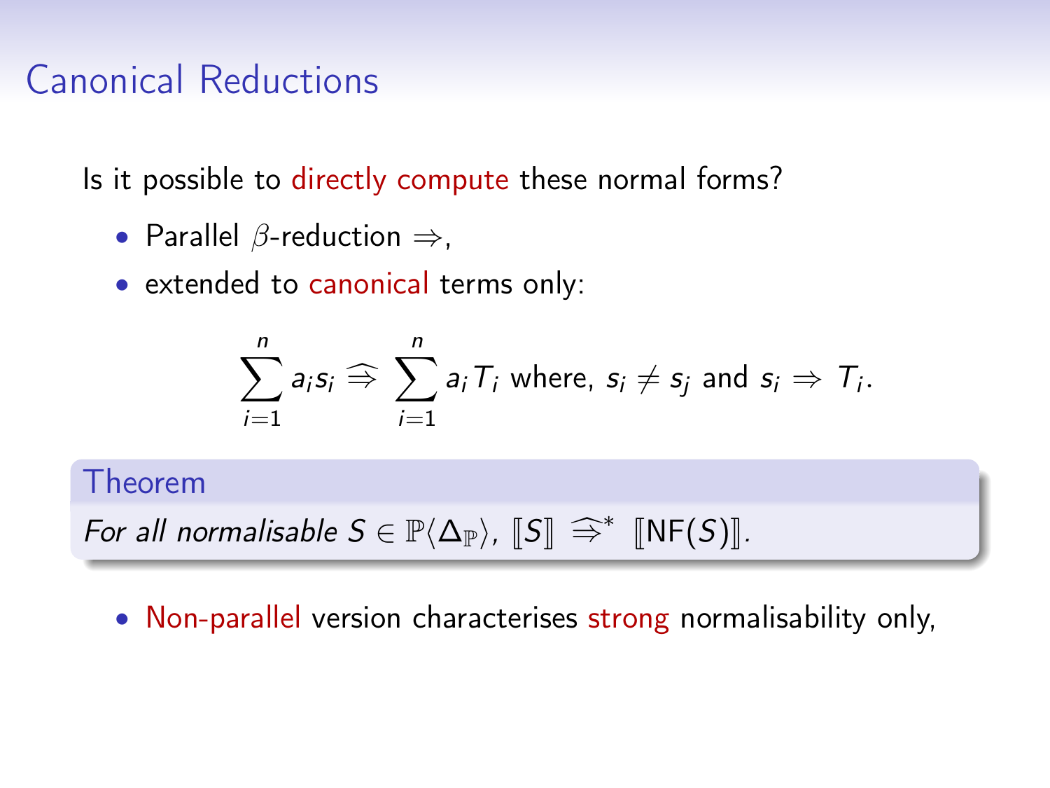# Canonical Reductions

Is it possible to directly compute these normal forms?

- Parallel $\beta$-reduction $\Rightarrow$,
- extended to canonical terms only:

$$\sum_{i=1}^{n} a_i s_i \mathrel{\widehat{\Rightarrow}} \sum_{i=1}^{n} a_i T_i \text{ where, } s_i \neq s_j \text{ and } s_i \Rightarrow T_i.$$

**Theorem**

*For all normalisable $S \in \mathbb{P}\langle \Delta_{\mathbb{P}} \rangle$, $[\![S]\!] \mathrel{\widehat{\Rightarrow}}^* [\![\mathsf{NF}(S)]\!]$.*

- Non-parallel version characterises strong normalisability only,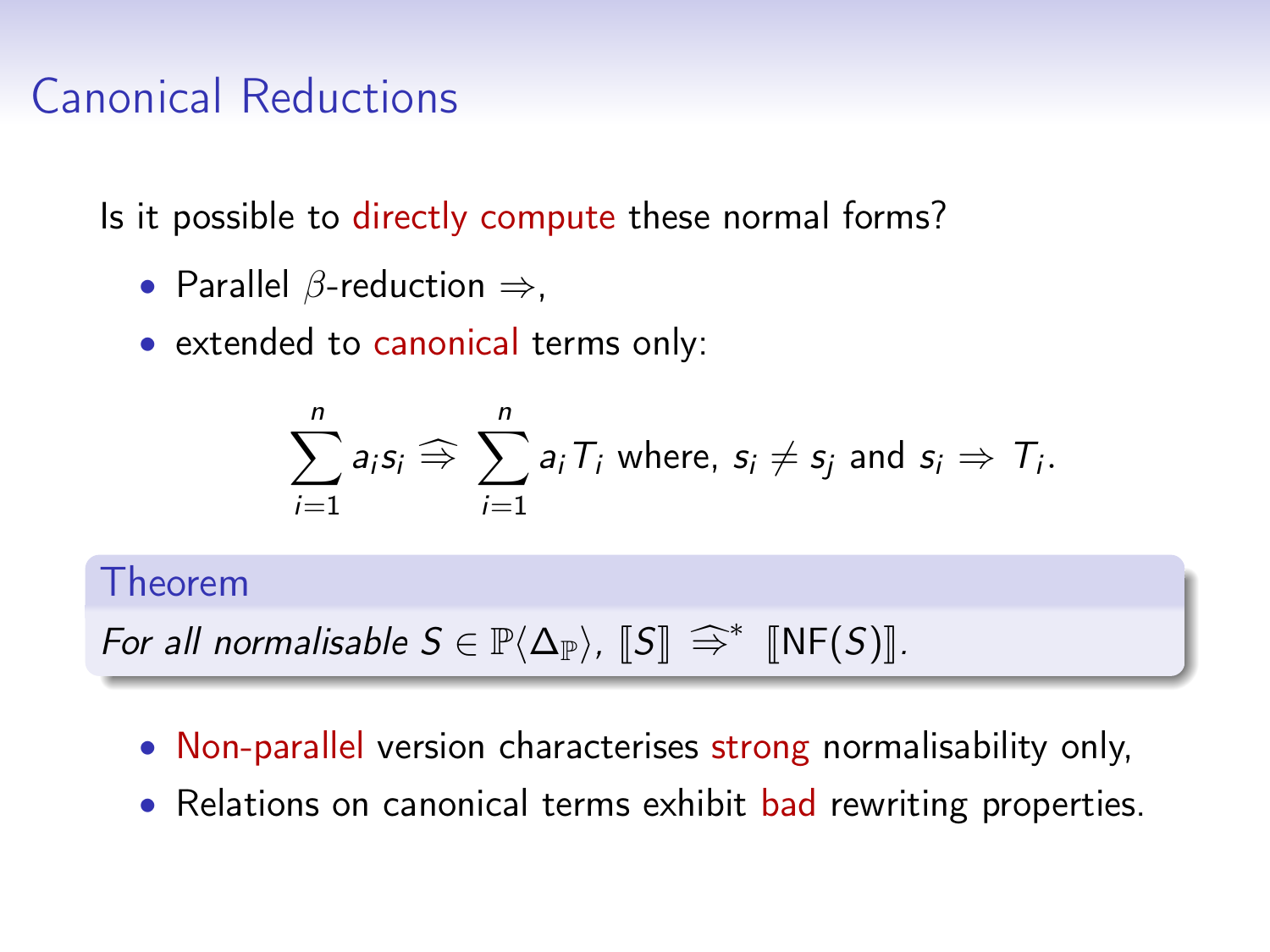# Canonical Reductions

Is it possible to directly compute these normal forms?

- Parallel $\beta$-reduction $\Rrightarrow$,
- extended to canonical terms only:

$$\sum_{i=1}^{n} a_i s_i \ \widehat{\Rrightarrow}\ \sum_{i=1}^{n} a_i T_i \text{ where, } s_i \neq s_j \text{ and } s_i \Rrightarrow T_i.$$

**Theorem**

*For all normalisable $S \in \mathbb{P}\langle \Delta_{\mathbb{P}} \rangle$, $[\![S]\!] \ \widehat{\Rrightarrow}^{*}\ [\![\mathsf{NF}(S)]\!]$.*

- Non-parallel version characterises strong normalisability only,
- Relations on canonical terms exhibit bad rewriting properties.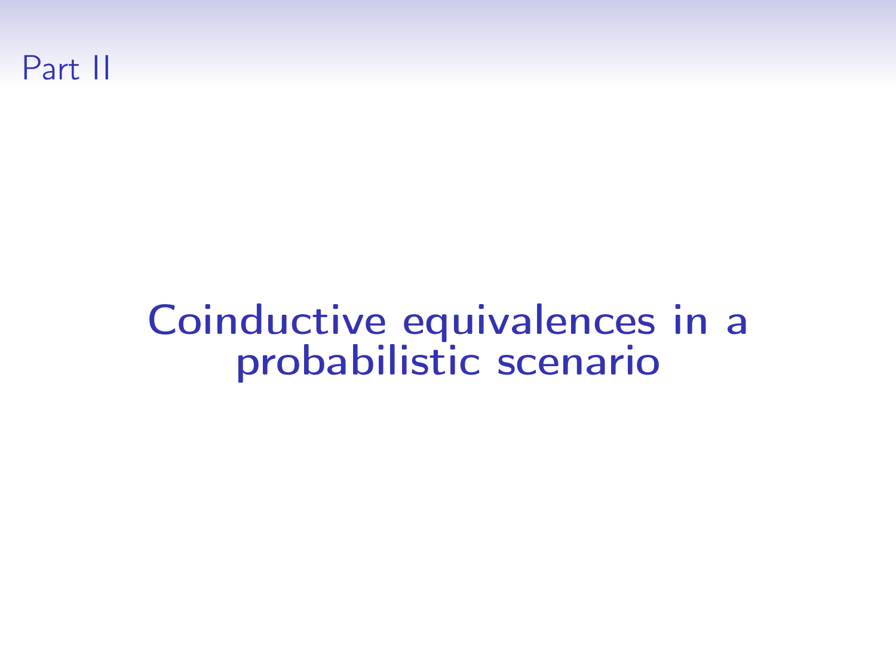# Part II

## Coinductive equivalences in a probabilistic scenario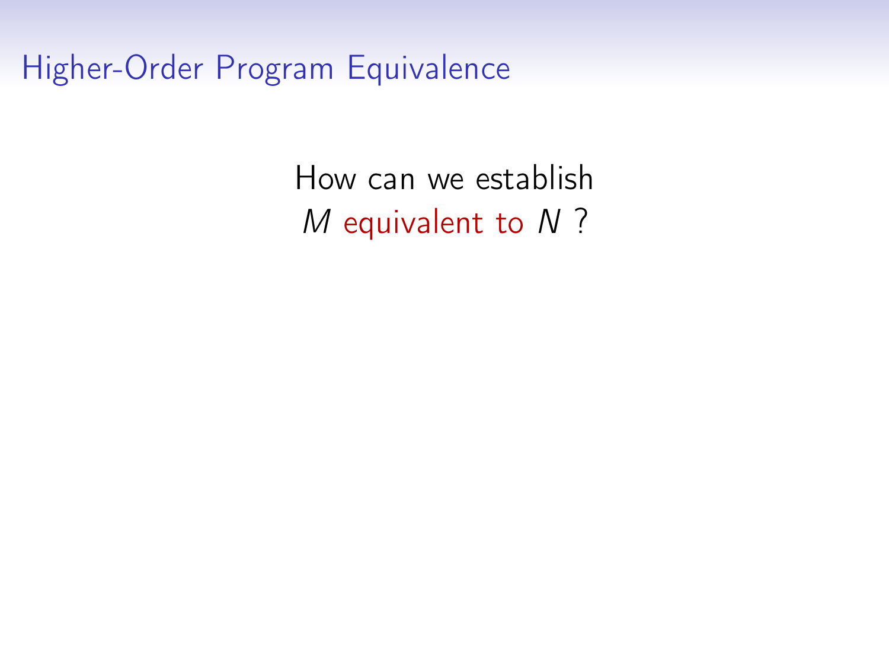# Higher-Order Program Equivalence

How can we establish
$M$ equivalent to $N$ ?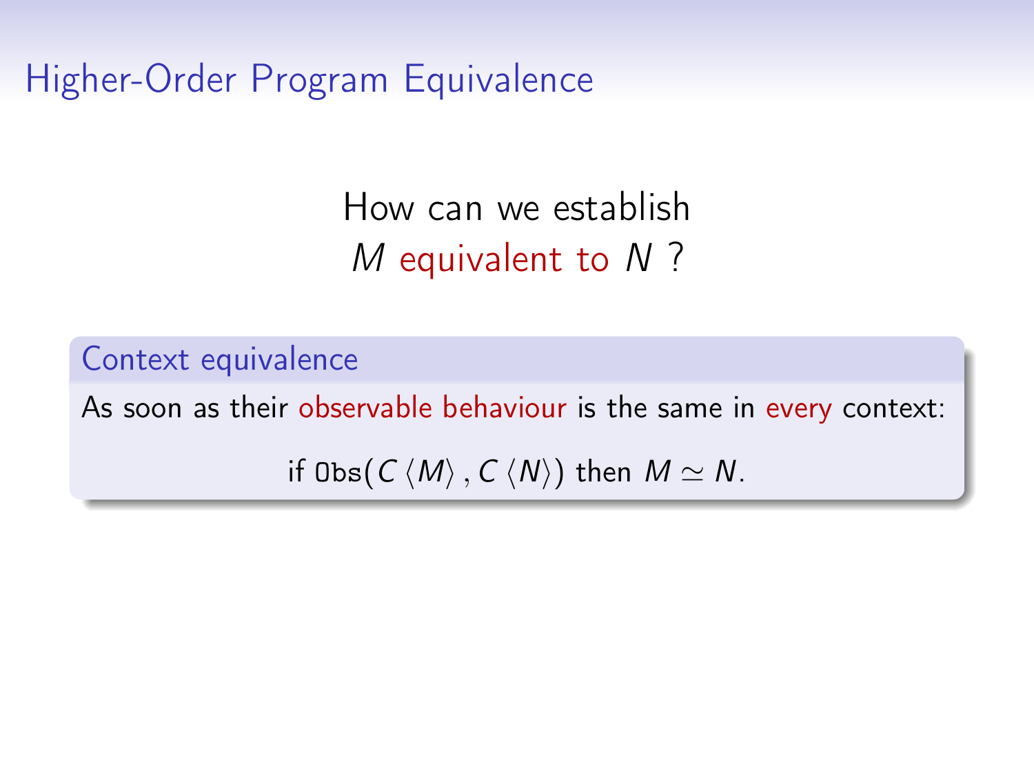# Higher-Order Program Equivalence

How can we establish
$M$ equivalent to $N$ ?

### Context equivalence

As soon as their observable behaviour is the same in every context:

$$\text{if } \texttt{Obs}(C\langle M\rangle, C\langle N\rangle) \text{ then } M \simeq N.$$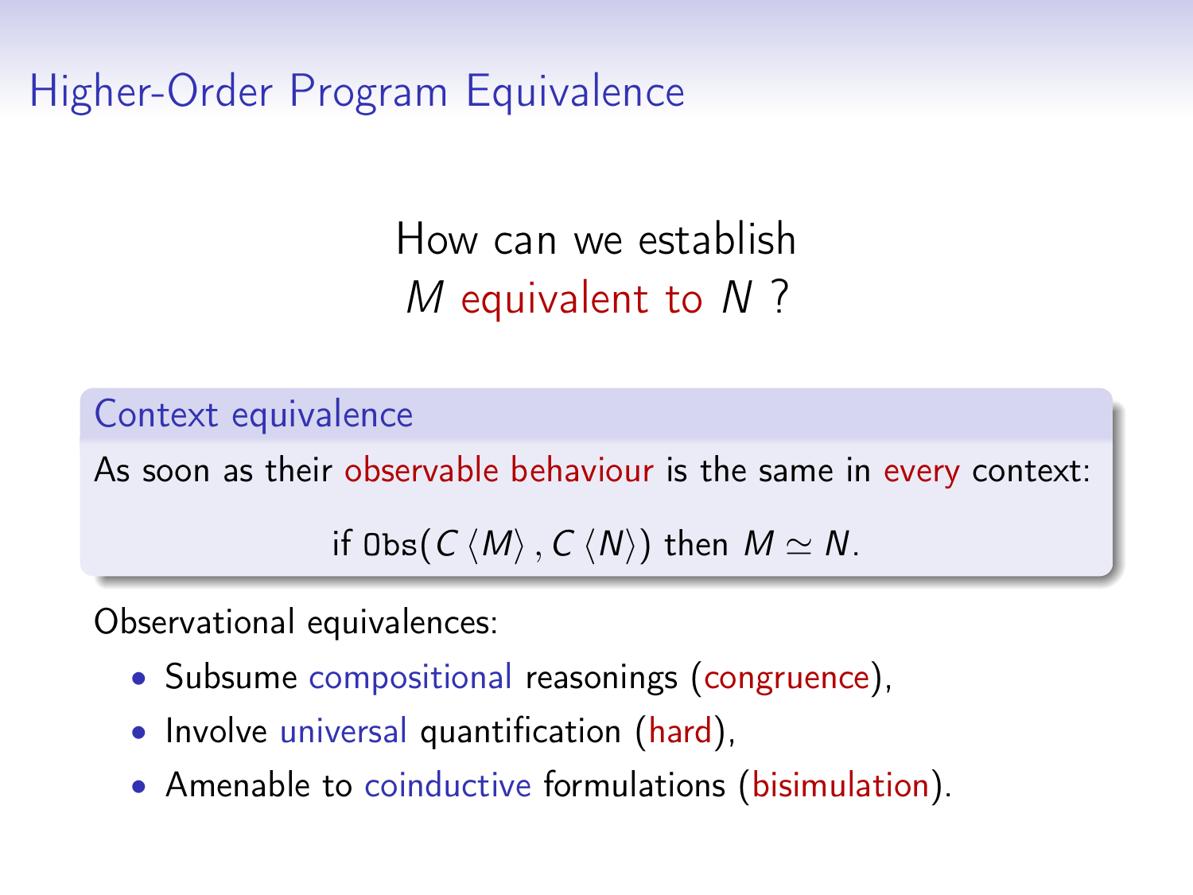# Higher-Order Program Equivalence

How can we establish
$M$ equivalent to $N$ ?

### Context equivalence

As soon as their observable behaviour is the same in every context:

$$\text{if } \mathtt{Obs}(C\langle M\rangle, C\langle N\rangle) \text{ then } M \simeq N.$$

Observational equivalences:

- Subsume compositional reasonings (congruence),
- Involve universal quantification (hard),
- Amenable to coinductive formulations (bisimulation).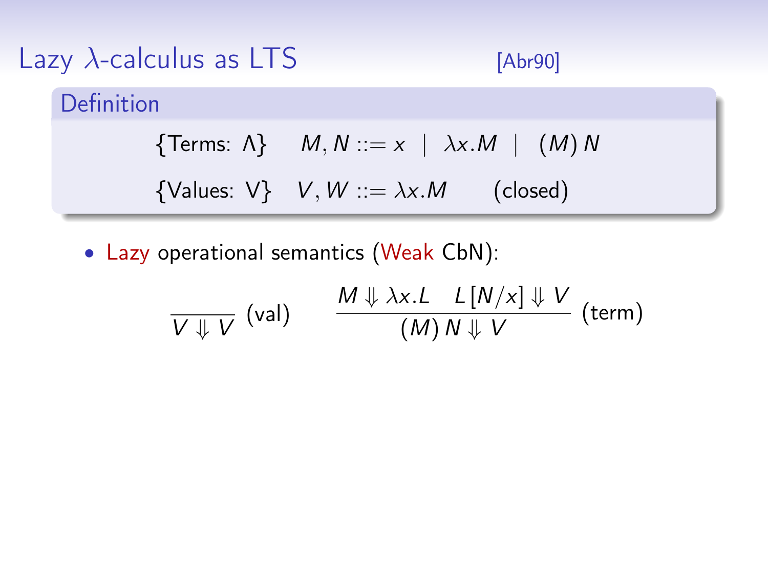# Lazy $\lambda$-calculus as LTS [Abr90]

**Definition**

$$\{\text{Terms: } \Lambda\} \quad M, N ::= x \mid \lambda x.M \mid (M)\, N$$

$$\{\text{Values: V}\} \quad V, W ::= \lambda x.M \qquad \text{(closed)}$$

- Lazy operational semantics (Weak CbN):

$$\frac{}{V \Downarrow V} \text{(val)} \qquad \frac{M \Downarrow \lambda x.L \quad L\,[N/x] \Downarrow V}{(M)\, N \Downarrow V} \text{(term)}$$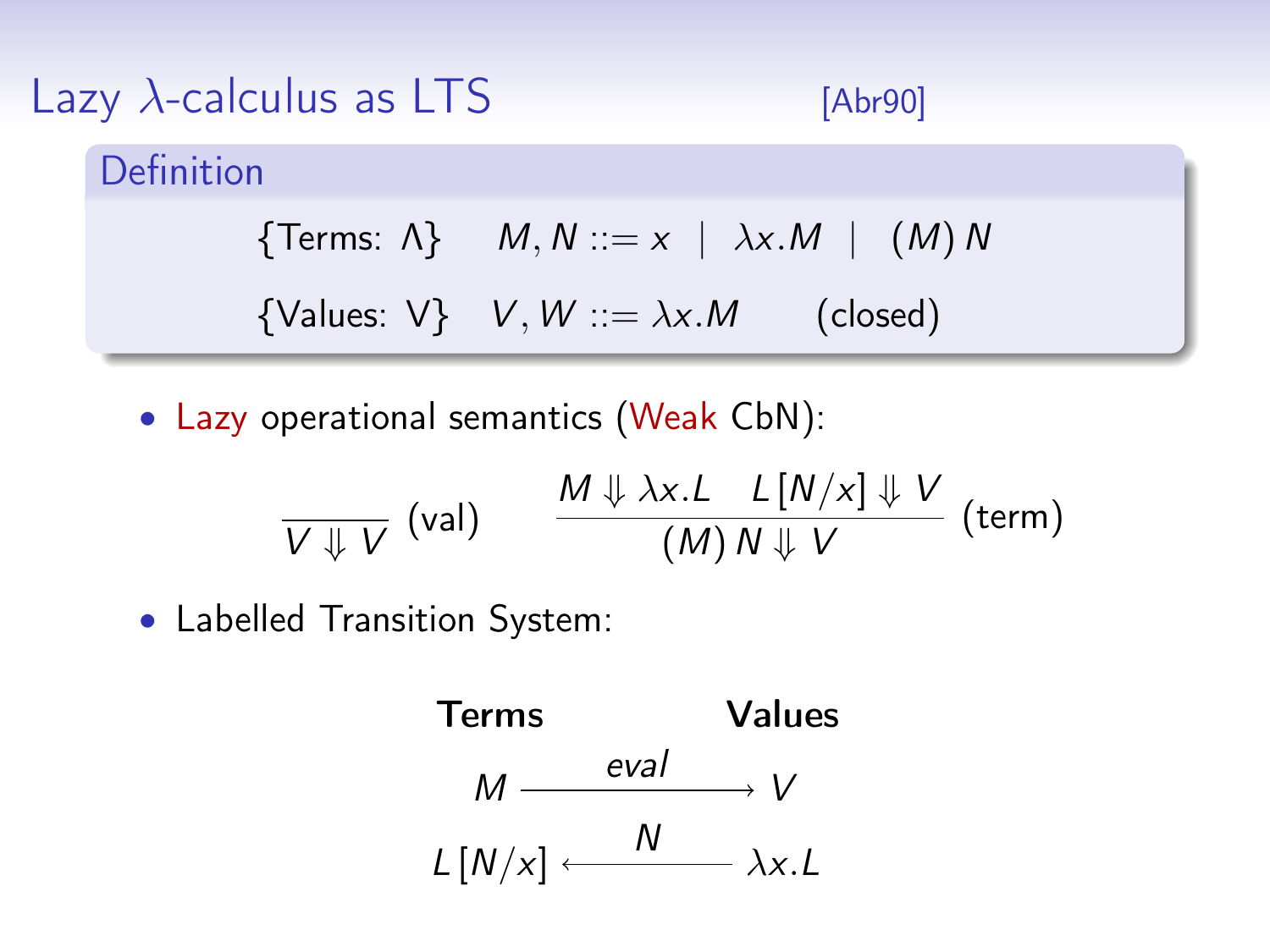# Lazy $\lambda$-calculus as LTS [Abr90]

**Definition**

$$\{\text{Terms: } \Lambda\} \quad M, N ::= x \;\mid\; \lambda x.M \;\mid\; (M)\,N$$

$$\{\text{Values: V}\} \quad V, W ::= \lambda x.M \qquad \text{(closed)}$$

- Lazy operational semantics (Weak CbN):

$$\frac{}{V \Downarrow V}\ (\text{val}) \qquad \frac{M \Downarrow \lambda x.L \quad L\,[N/x] \Downarrow V}{(M)\,N \Downarrow V}\ (\text{term})$$

- Labelled Transition System:

$$\begin{array}{ccc} \textbf{Terms} & & \textbf{Values} \\ M & \xrightarrow{\;eval\;} & V \\ L\,[N/x] & \xleftarrow{\;N\;} & \lambda x.L \end{array}$$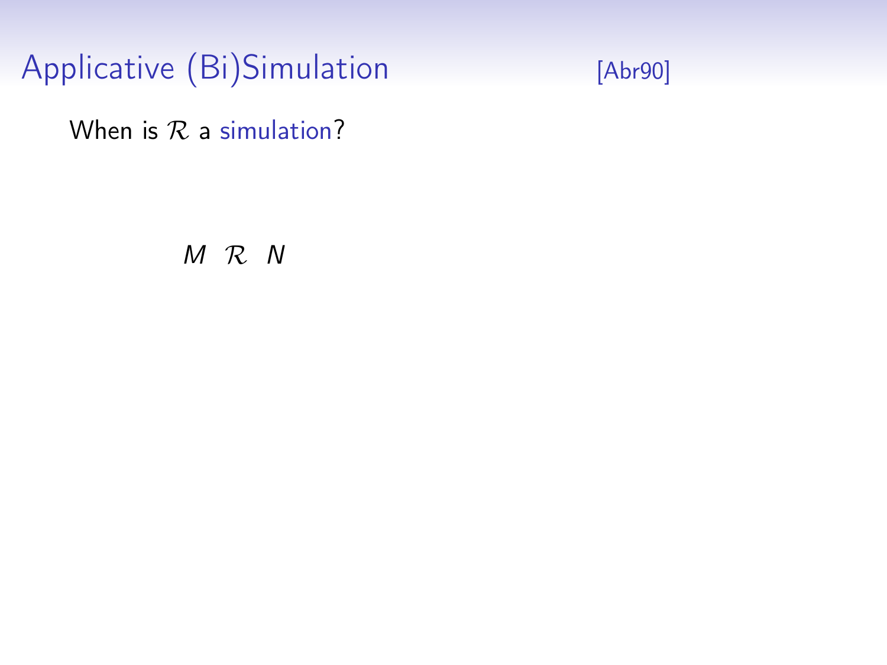# Applicative (Bi)Simulation [Abr90]

When is $\mathcal{R}$ a simulation?

$$M \;\; \mathcal{R} \;\; N$$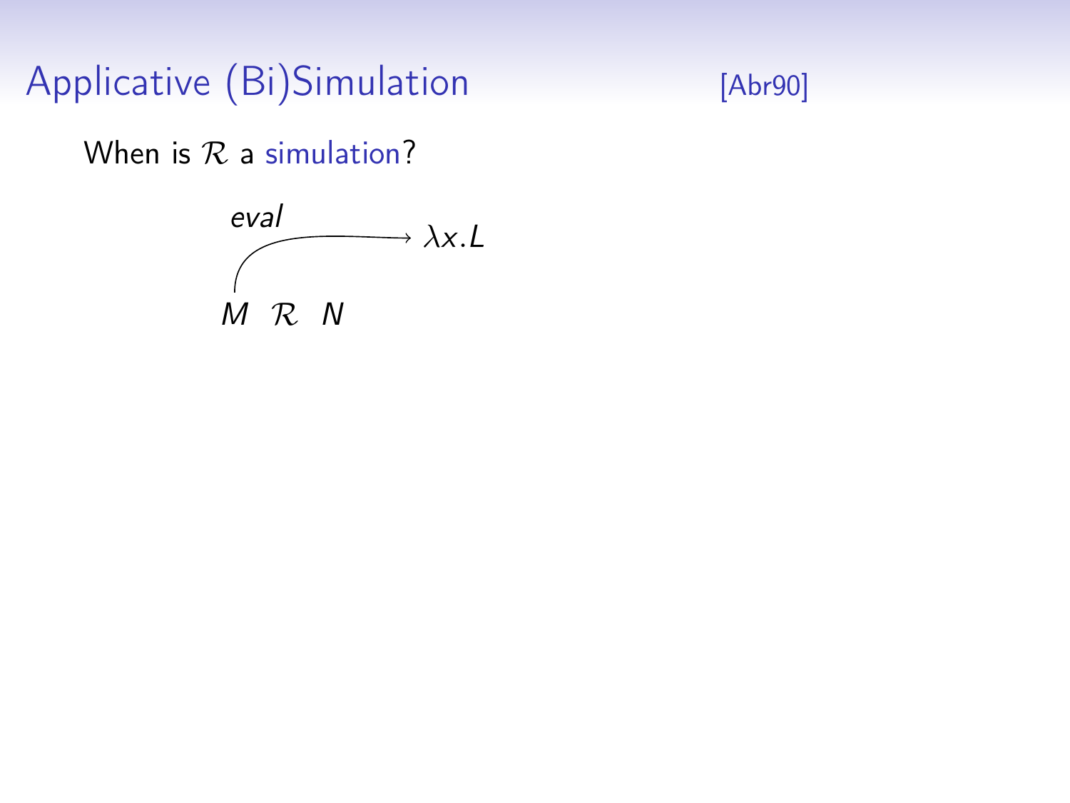# Applicative (Bi)Simulation [Abr90]

When is $\mathcal{R}$ a simulation?

$$M \;\; \mathcal{R} \;\; N \qquad M \xrightarrow{eval} \lambda x.L$$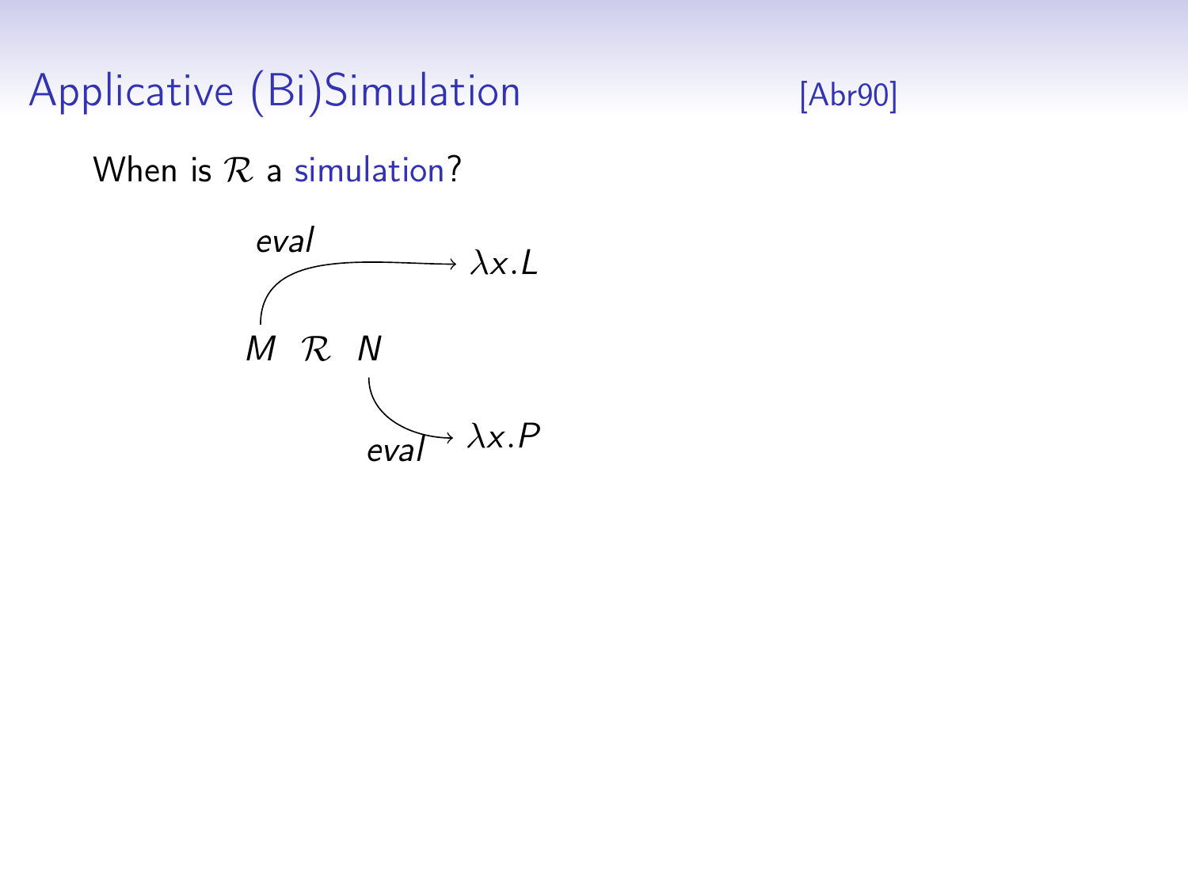# Applicative (Bi)Simulation [Abr90]

When is $\mathcal{R}$ a simulation?

$$M \xrightarrow{eval} \lambda x.L$$

$$M \;\mathcal{R}\; N$$

$$N \xrightarrow{eval} \lambda x.P$$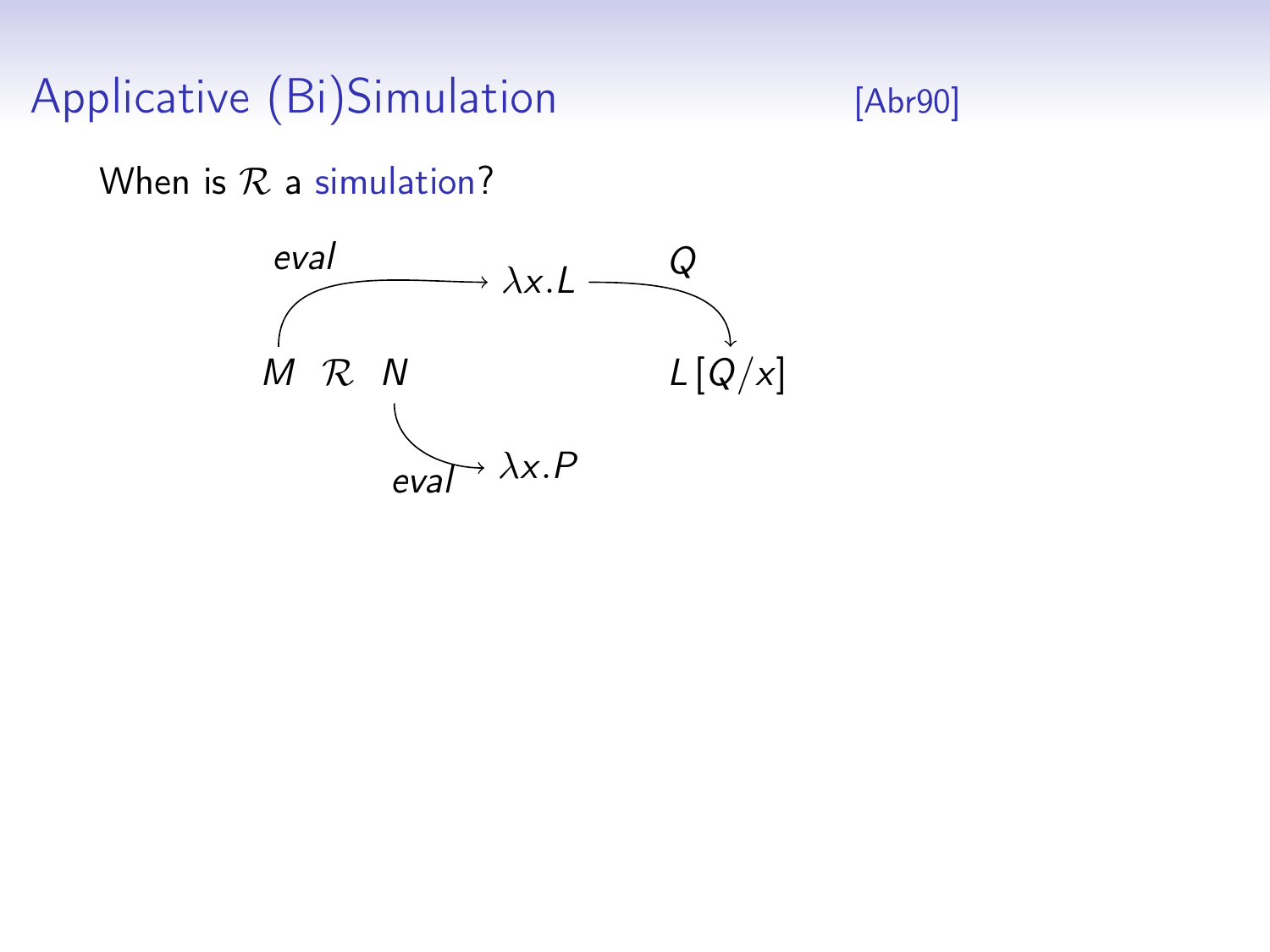# Applicative (Bi)Simulation [Abr90]

When is $\mathcal{R}$ a simulation?

$$
\begin{array}{ccc}
 & \xrightarrow{eval} \lambda x.L & \xrightarrow{Q} \\
M \; \mathcal{R} \; N & & L[Q/x] \\
 & \xrightarrow{eval} \lambda x.P &
\end{array}
$$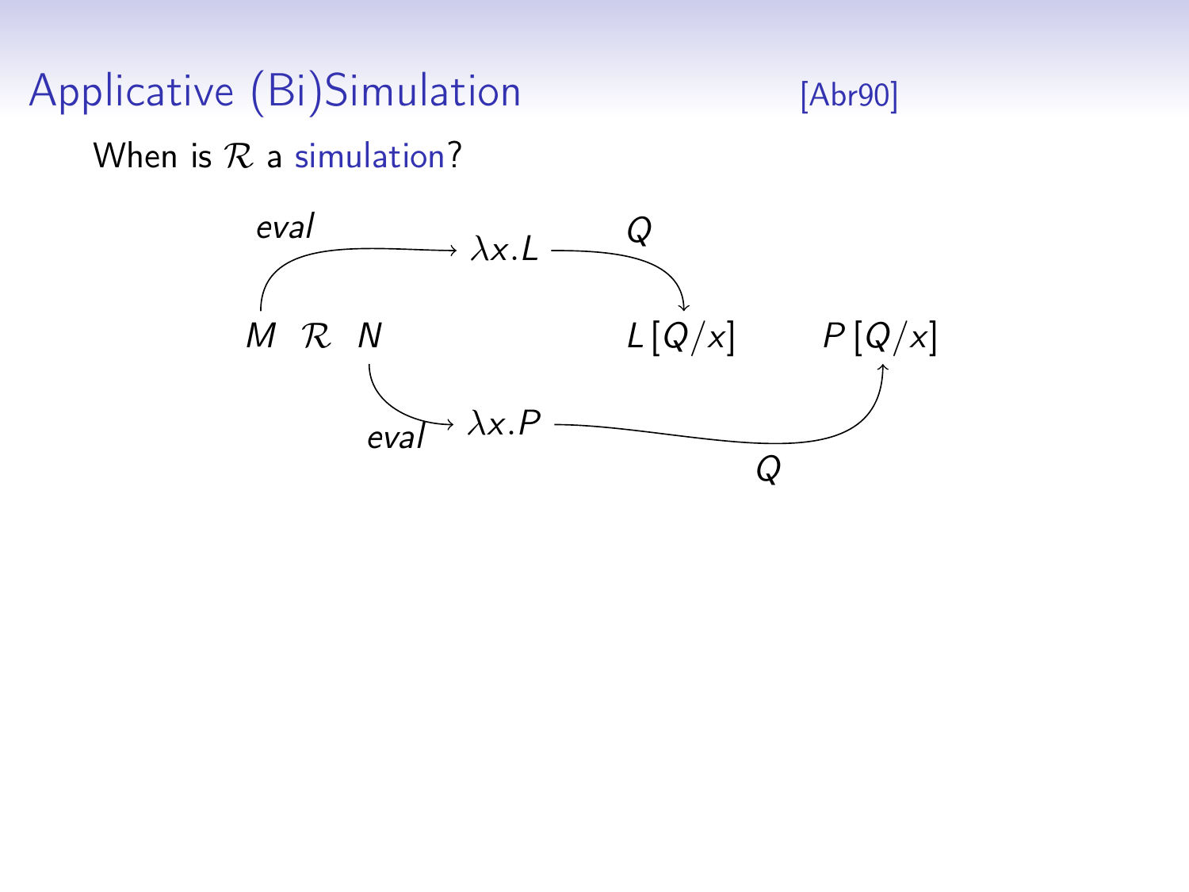# Applicative (Bi)Simulation [Abr90]

When is $\mathcal{R}$ a simulation?

$M \;\; \mathcal{R} \;\; N$

$M \xrightarrow{eval} \lambda x.L \xrightarrow{Q} L\,[Q/x]$

$N \xrightarrow{eval} \lambda x.P \xrightarrow{Q} P\,[Q/x]$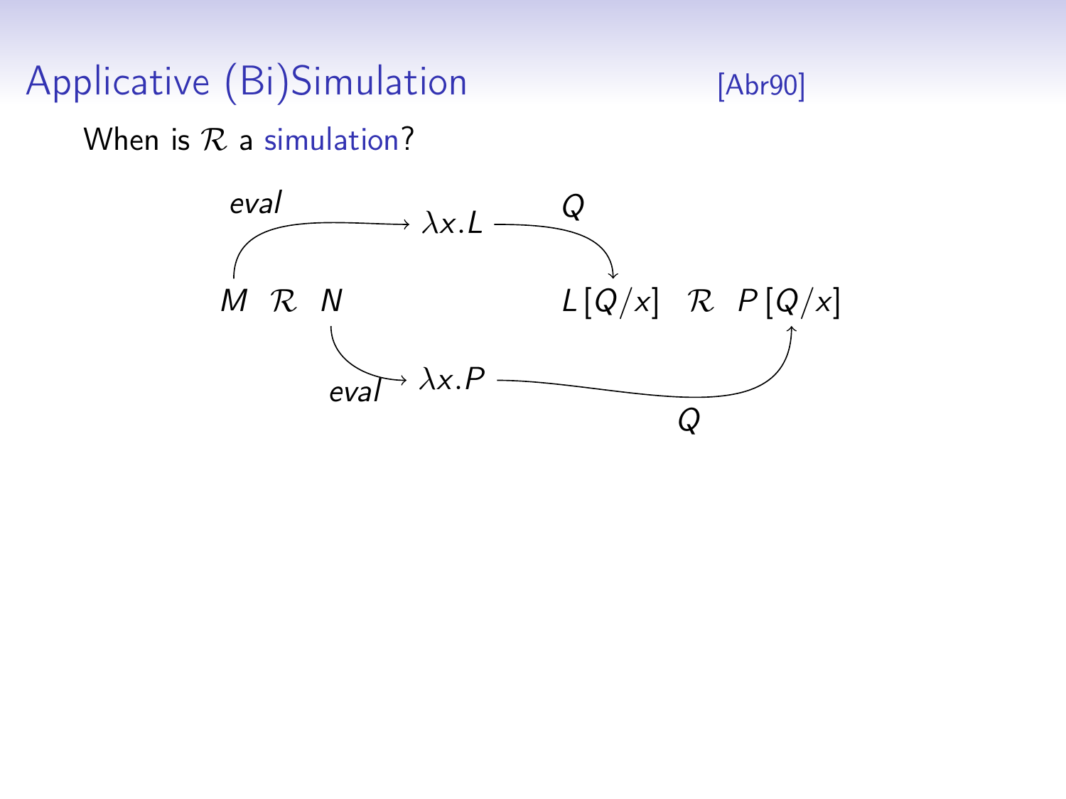# Applicative (Bi)Simulation [Abr90]

When is $\mathcal{R}$ a simulation?

$$M \;\; \mathcal{R} \;\; N \qquad\qquad\qquad L\,[Q/x] \;\; \mathcal{R} \;\; P\,[Q/x]$$

$$M \xrightarrow{eval} \lambda x.L \xrightarrow{Q} L\,[Q/x]$$

$$N \xrightarrow{eval} \lambda x.P \xrightarrow{Q} P\,[Q/x]$$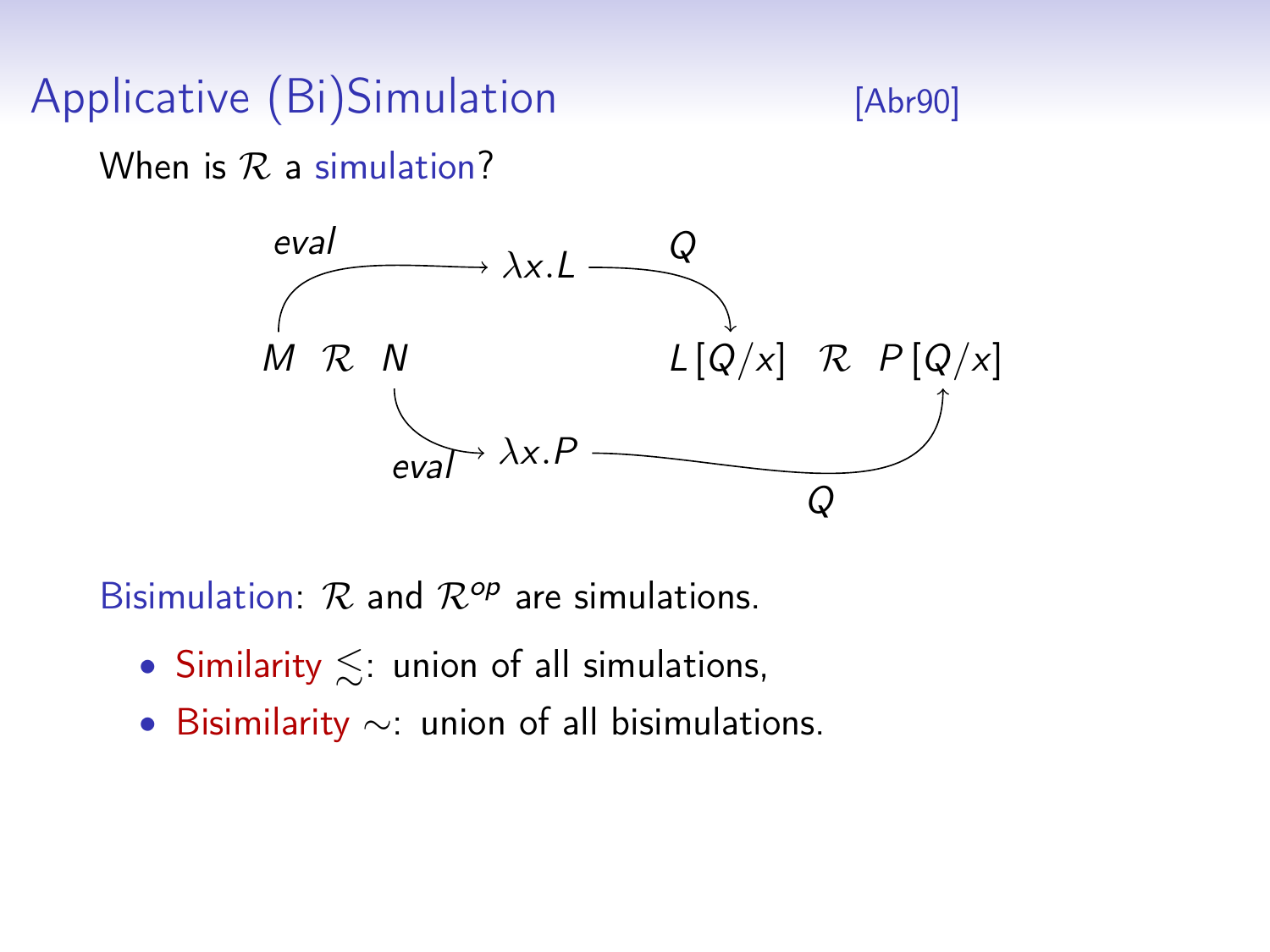# Applicative (Bi)Simulation [Abr90]

When is $\mathcal{R}$ a simulation?

$$M \xrightarrow{eval} \lambda x.L \xrightarrow{Q} L[Q/x] \quad \mathcal{R} \quad P[Q/x] \xleftarrow{Q} \lambda x.P \xleftarrow{eval} N$$

$$M \;\mathcal{R}\; N$$

Bisimulation: $\mathcal{R}$ and $\mathcal{R}^{op}$ are simulations.

- Similarity $\lesssim$: union of all simulations,
- Bisimilarity $\sim$: union of all bisimulations.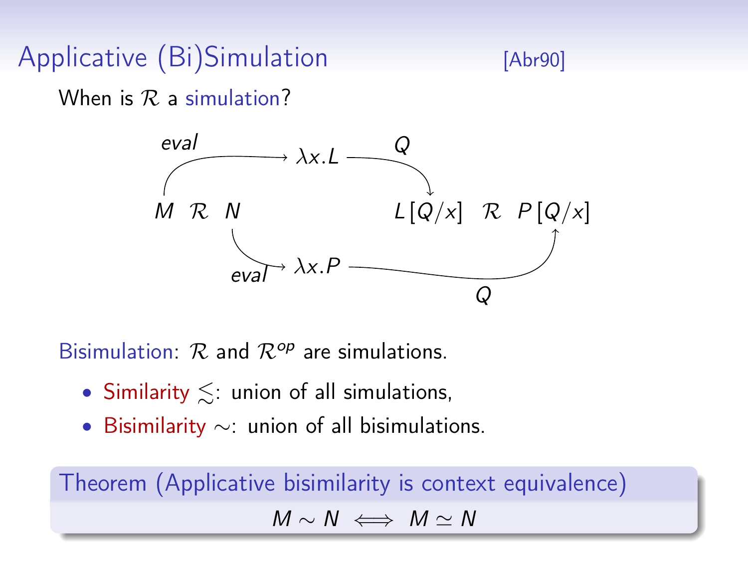## Applicative (Bi)Simulation [Abr90]

When is $\mathcal{R}$ a simulation?

$$M \xrightarrow{eval} \lambda x.L \xrightarrow{Q} L[Q/x] \quad \mathcal{R} \quad P[Q/x] \xleftarrow{Q} \lambda x.P \xleftarrow{eval} N$$

$$M \ \mathcal{R} \ N$$

Bisimulation: $\mathcal{R}$ and $\mathcal{R}^{op}$ are simulations.

- Similarity $\lesssim$: union of all simulations,
- Bisimilarity $\sim$: union of all bisimulations.

**Theorem (Applicative bisimilarity is context equivalence)**

$$M \sim N \iff M \simeq N$$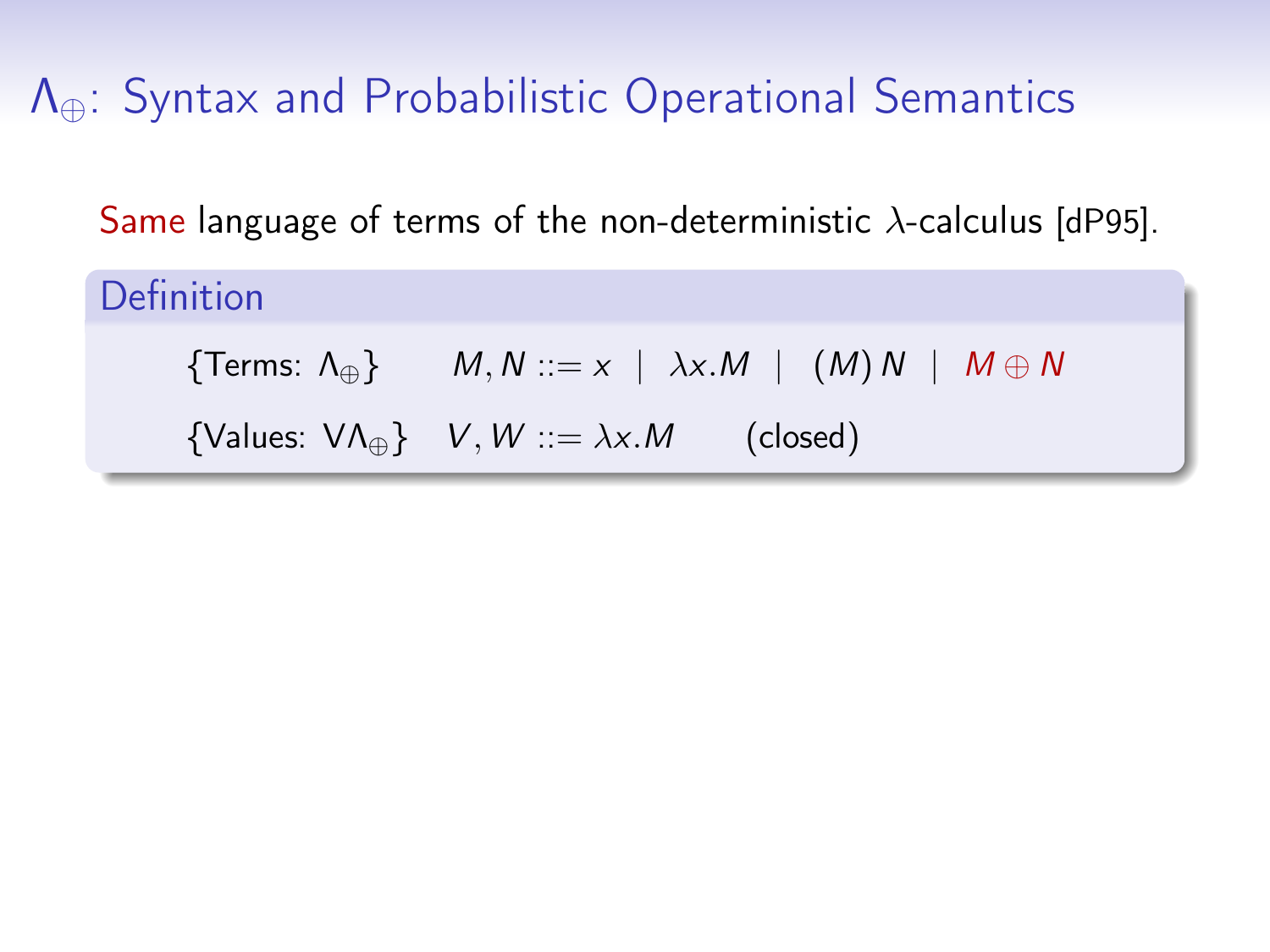# $\Lambda_\oplus$: Syntax and Probabilistic Operational Semantics

Same language of terms of the non-deterministic $\lambda$-calculus [dP95].

**Definition**

$$\{\text{Terms: } \Lambda_\oplus\} \qquad M, N ::= x \mid \lambda x.M \mid (M)\,N \mid M \oplus N$$

$$\{\text{Values: } V\Lambda_\oplus\} \quad V, W ::= \lambda x.M \qquad \text{(closed)}$$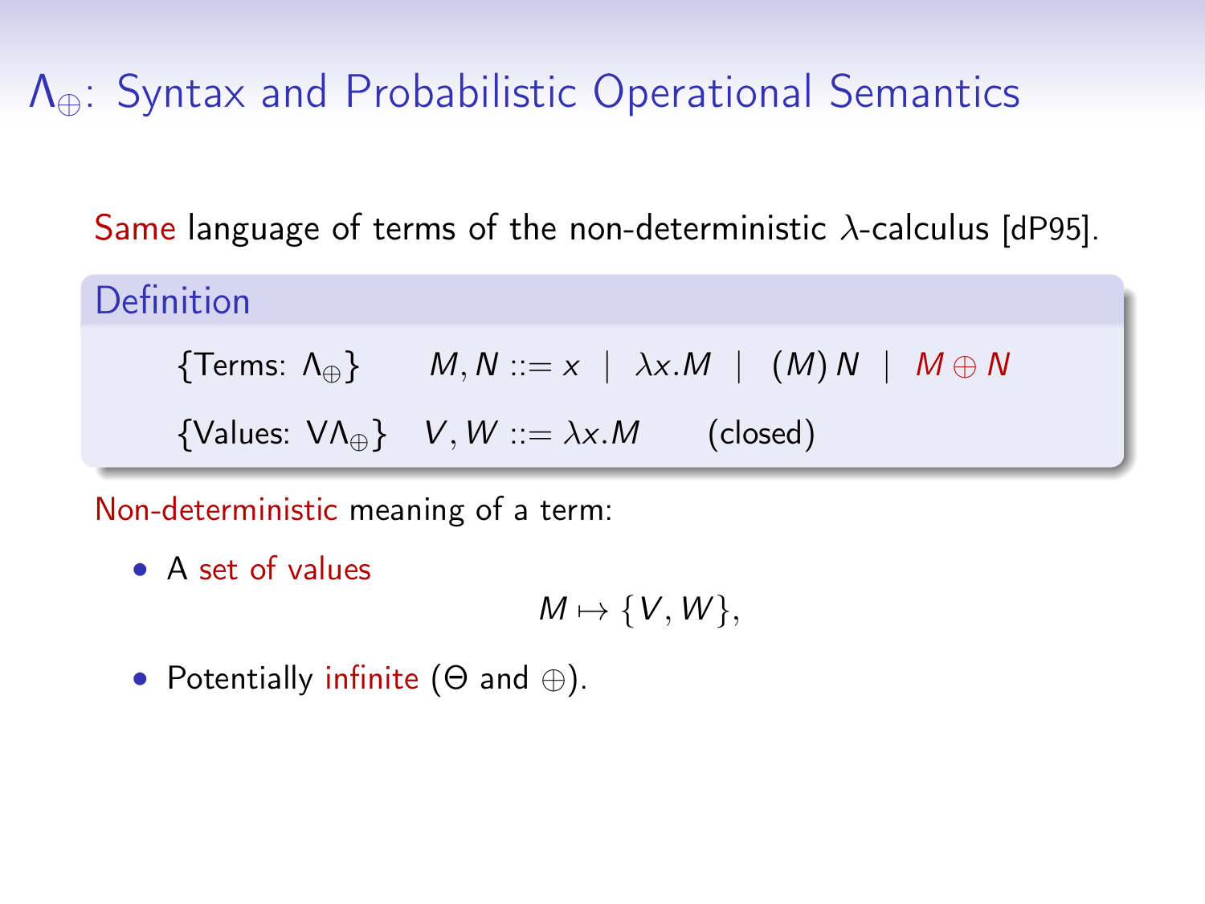# $\Lambda_\oplus$: Syntax and Probabilistic Operational Semantics

Same language of terms of the non-deterministic $\lambda$-calculus [dP95].

**Definition**

$$\{\text{Terms: } \Lambda_\oplus\} \qquad M, N ::= x \mid \lambda x.M \mid (M)\,N \mid M \oplus N$$

$$\{\text{Values: } V\Lambda_\oplus\} \quad V, W ::= \lambda x.M \qquad \text{(closed)}$$

Non-deterministic meaning of a term:

- A set of values

$$M \mapsto \{V, W\},$$

- Potentially infinite ($\Theta$ and $\oplus$).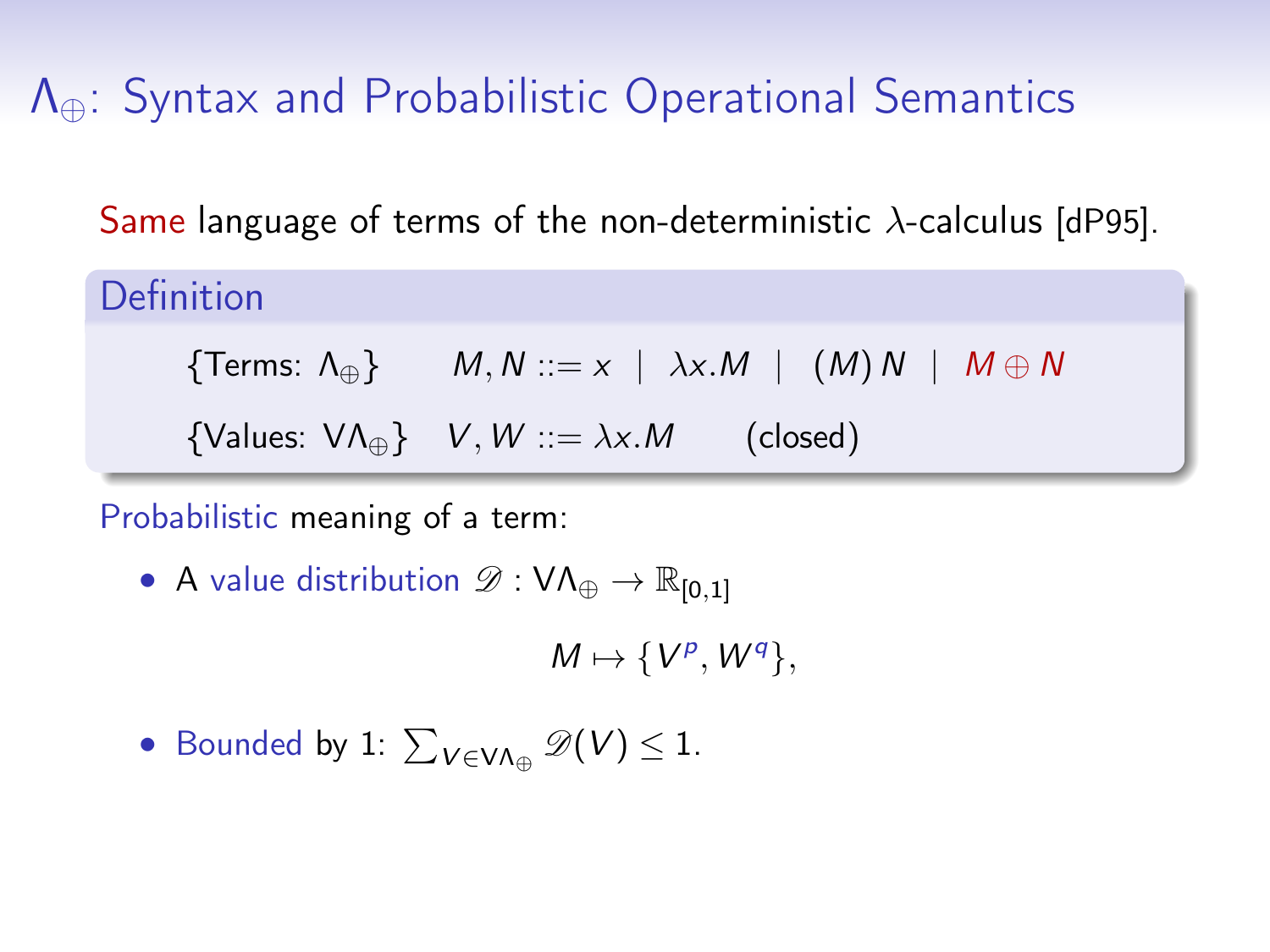# $\Lambda_\oplus$: Syntax and Probabilistic Operational Semantics

Same language of terms of the non-deterministic $\lambda$-calculus [dP95].

**Definition**

$$\{\text{Terms: } \Lambda_\oplus\} \qquad M, N ::= x \mid \lambda x.M \mid (M)\,N \mid M \oplus N$$

$$\{\text{Values: } \mathsf{V}\Lambda_\oplus\} \quad V, W ::= \lambda x.M \qquad \text{(closed)}$$

Probabilistic meaning of a term:

- A value distribution $\mathscr{D} : \mathsf{V}\Lambda_\oplus \to \mathbb{R}_{[0,1]}$

$$M \mapsto \{V^p, W^q\},$$

- Bounded by 1: $\sum_{V \in \mathsf{V}\Lambda_\oplus} \mathscr{D}(V) \leq 1$.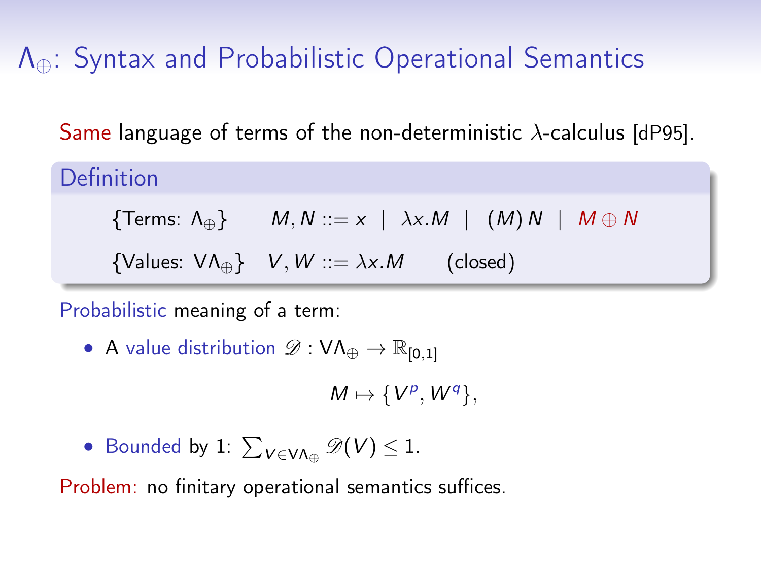# $\Lambda_\oplus$: Syntax and Probabilistic Operational Semantics

Same language of terms of the non-deterministic $\lambda$-calculus [dP95].

**Definition**

{Terms: $\Lambda_\oplus$} $\quad M, N ::= x \mid \lambda x.M \mid (M)\,N \mid M \oplus N$

{Values: $V\Lambda_\oplus$} $\quad V, W ::= \lambda x.M \qquad$ (closed)

Probabilistic meaning of a term:

- A value distribution $\mathscr{D} : V\Lambda_\oplus \to \mathbb{R}_{[0,1]}$

$$M \mapsto \{V^p, W^q\},$$

- Bounded by 1: $\sum_{V \in V\Lambda_\oplus} \mathscr{D}(V) \leq 1$.

Problem: no finitary operational semantics suffices.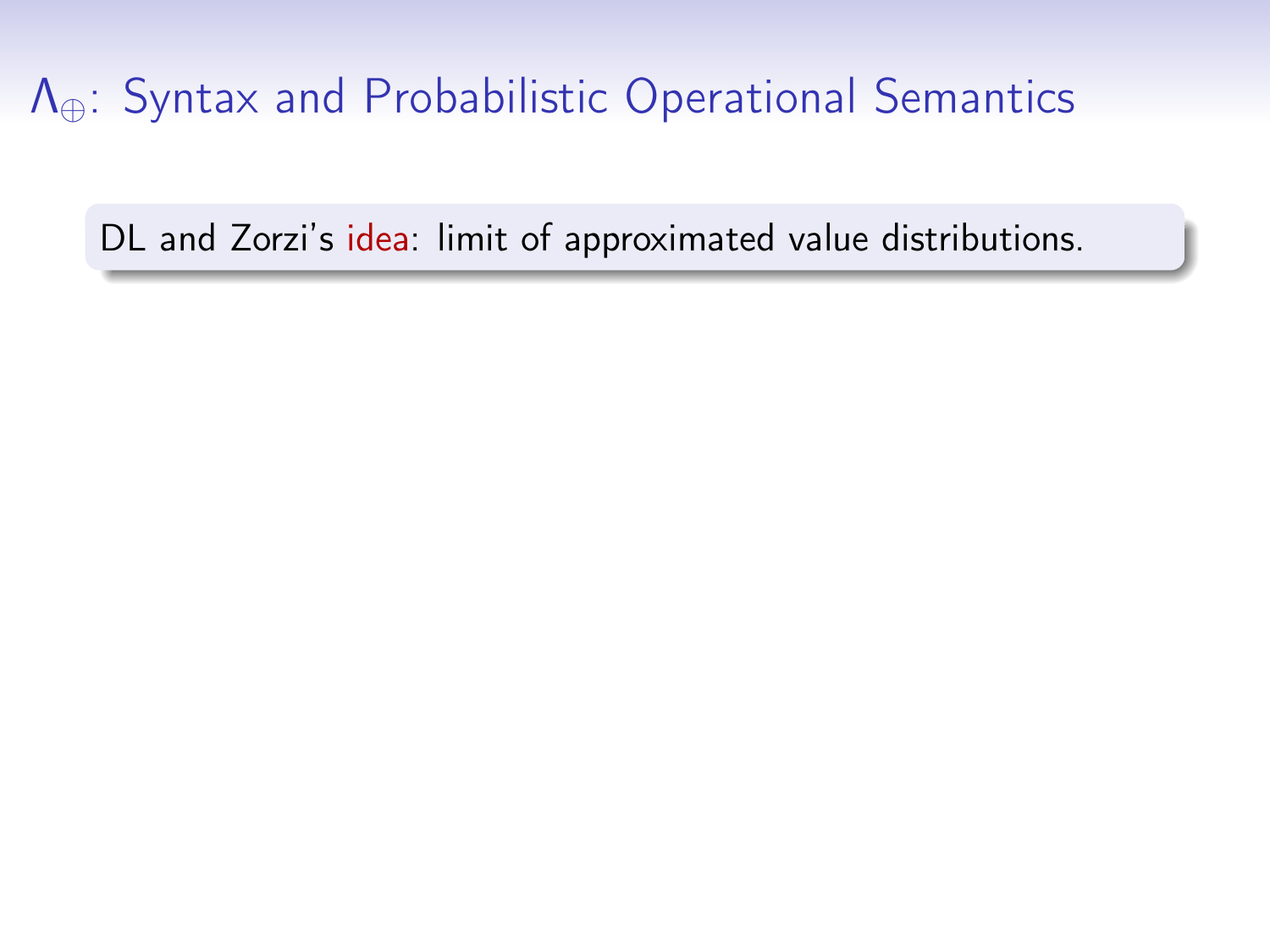## $\Lambda_{\oplus}$: Syntax and Probabilistic Operational Semantics

DL and Zorzi's idea: limit of approximated value distributions.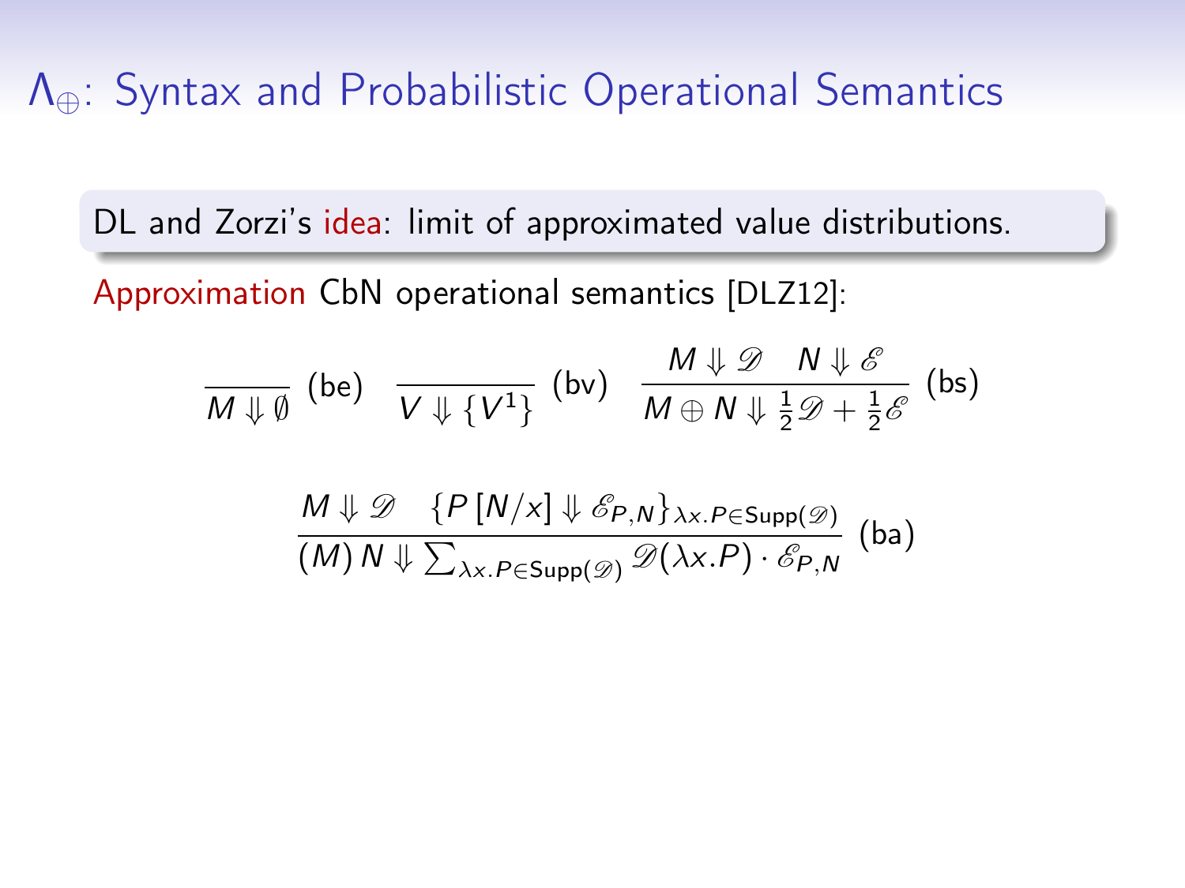# $\Lambda_\oplus$: Syntax and Probabilistic Operational Semantics

DL and Zorzi's idea: limit of approximated value distributions.

Approximation CbN operational semantics [DLZ12]:

$$\frac{}{M \Downarrow \emptyset}\ (\text{be}) \qquad \frac{}{V \Downarrow \{V^1\}}\ (\text{bv}) \qquad \frac{M \Downarrow \mathscr{D} \quad N \Downarrow \mathscr{E}}{M \oplus N \Downarrow \frac{1}{2}\mathscr{D} + \frac{1}{2}\mathscr{E}}\ (\text{bs})$$

$$\frac{M \Downarrow \mathscr{D} \quad \{P\,[N/x] \Downarrow \mathscr{E}_{P,N}\}_{\lambda x.P \in \mathsf{Supp}(\mathscr{D})}}{(M)\,N \Downarrow \sum_{\lambda x.P \in \mathsf{Supp}(\mathscr{D})} \mathscr{D}(\lambda x.P) \cdot \mathscr{E}_{P,N}}\ (\text{ba})$$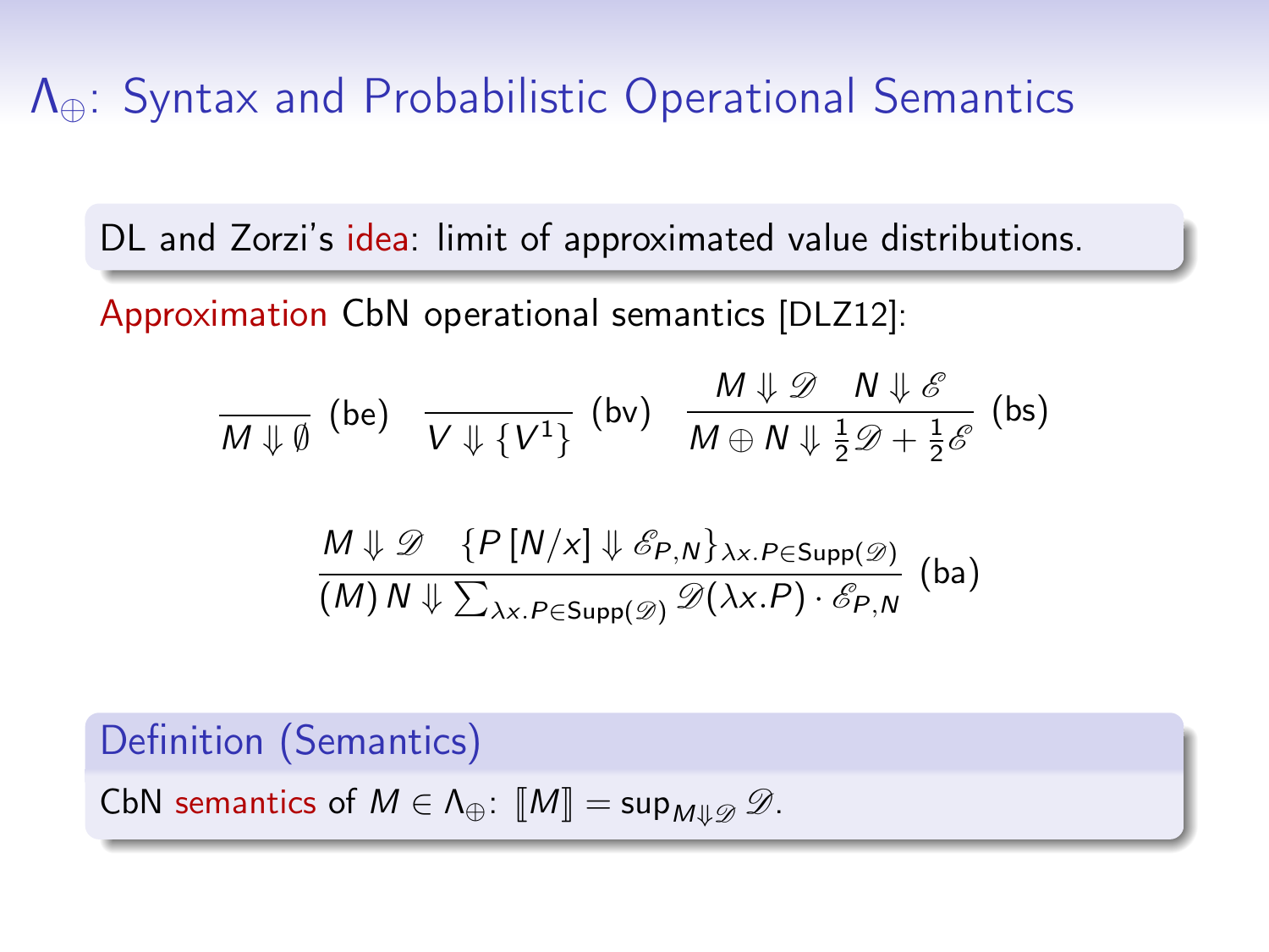# $\Lambda_\oplus$: Syntax and Probabilistic Operational Semantics

DL and Zorzi's idea: limit of approximated value distributions.

Approximation CbN operational semantics [DLZ12]:

$$\frac{}{M \Downarrow \emptyset}\ \text{(be)} \qquad \frac{}{V \Downarrow \{V^1\}}\ \text{(bv)} \qquad \frac{M \Downarrow \mathscr{D} \quad N \Downarrow \mathscr{E}}{M \oplus N \Downarrow \frac{1}{2}\mathscr{D} + \frac{1}{2}\mathscr{E}}\ \text{(bs)}$$

$$\frac{M \Downarrow \mathscr{D} \quad \{P\,[N/x] \Downarrow \mathscr{E}_{P,N}\}_{\lambda x.P \in \mathsf{Supp}(\mathscr{D})}}{(M)\,N \Downarrow \sum_{\lambda x.P \in \mathsf{Supp}(\mathscr{D})} \mathscr{D}(\lambda x.P) \cdot \mathscr{E}_{P,N}}\ \text{(ba)}$$

**Definition (Semantics)**

CbN semantics of $M \in \Lambda_\oplus$: $[\![M]\!] = \sup_{M \Downarrow \mathscr{D}} \mathscr{D}$.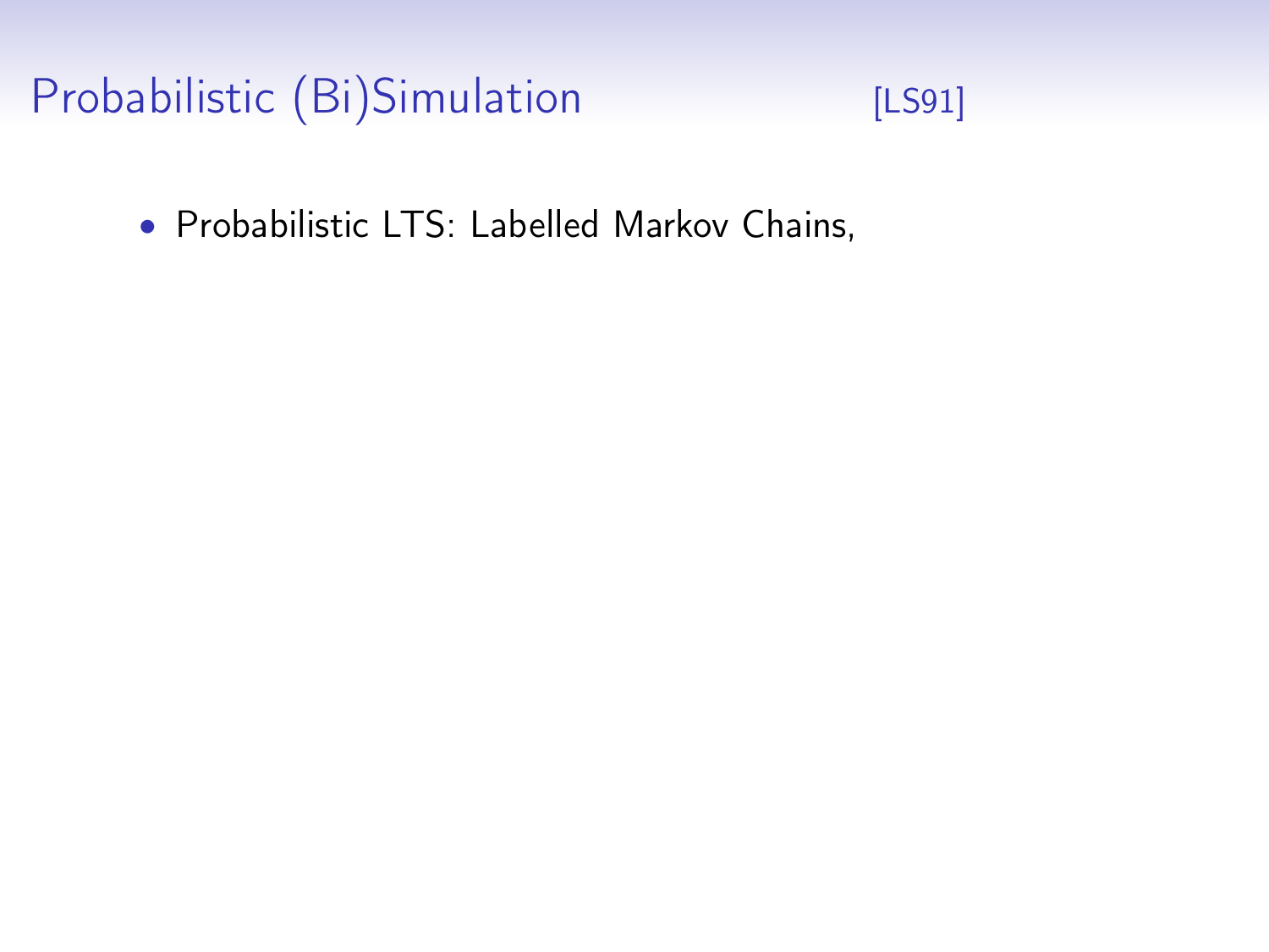# Probabilistic (Bi)Simulation [LS91]

- Probabilistic LTS: Labelled Markov Chains,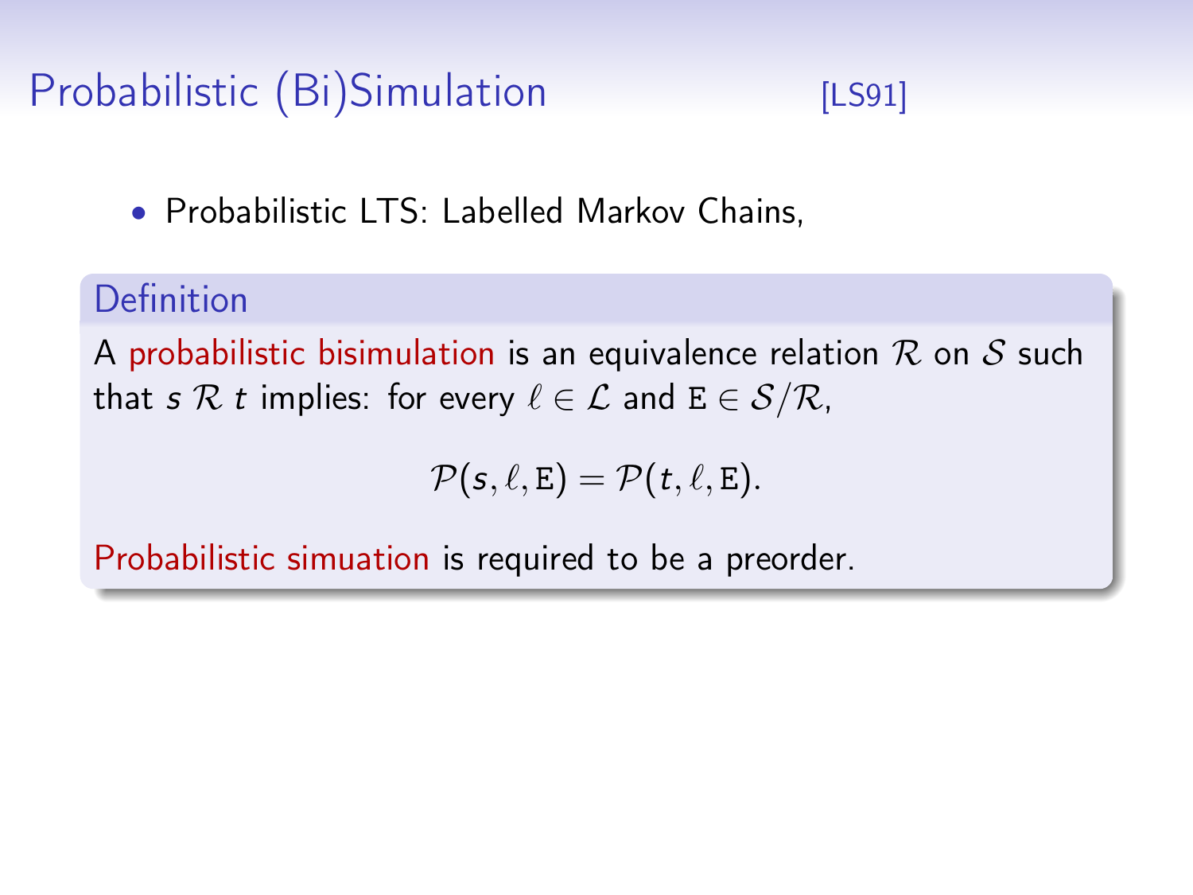# Probabilistic (Bi)Simulation [LS91]

- Probabilistic LTS: Labelled Markov Chains,

**Definition**

A probabilistic bisimulation is an equivalence relation $\mathcal{R}$ on $\mathcal{S}$ such that $s \, \mathcal{R} \, t$ implies: for every $\ell \in \mathcal{L}$ and $\mathtt{E} \in \mathcal{S}/\mathcal{R}$,

$$\mathcal{P}(s, \ell, \mathtt{E}) = \mathcal{P}(t, \ell, \mathtt{E}).$$

Probabilistic simuation is required to be a preorder.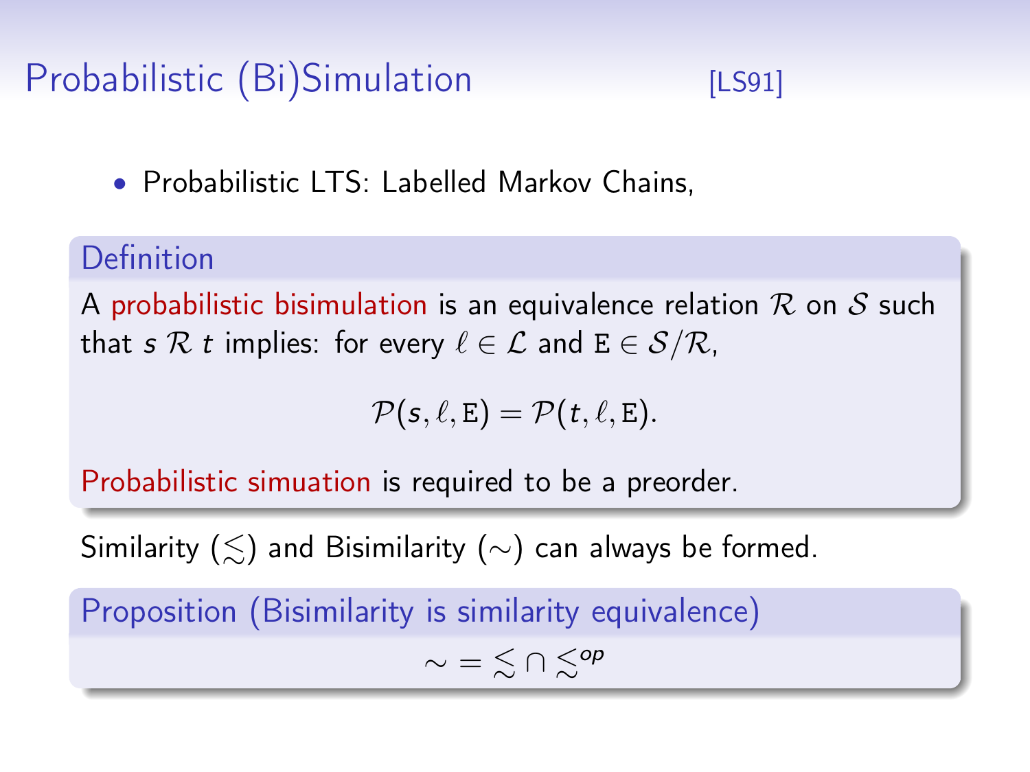# Probabilistic (Bi)Simulation [LS91]

- Probabilistic LTS: Labelled Markov Chains,

**Definition**

A probabilistic bisimulation is an equivalence relation $\mathcal{R}$ on $\mathcal{S}$ such that $s \, \mathcal{R} \, t$ implies: for every $\ell \in \mathcal{L}$ and $\mathtt{E} \in \mathcal{S}/\mathcal{R}$,

$$\mathcal{P}(s, \ell, \mathtt{E}) = \mathcal{P}(t, \ell, \mathtt{E}).$$

Probabilistic simuation is required to be a preorder.

Similarity ($\lesssim$) and Bisimilarity ($\sim$) can always be formed.

**Proposition (Bisimilarity is similarity equivalence)**

$$\sim \; = \; \lesssim \cap \lesssim^{op}$$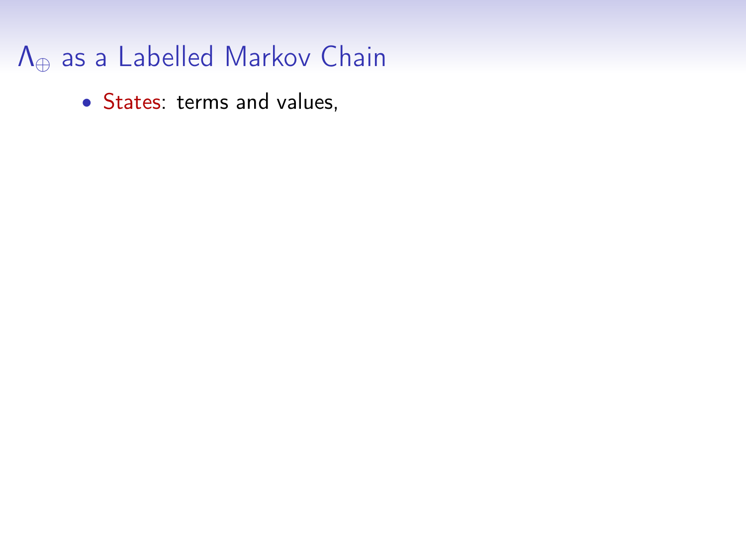# $\Lambda_{\oplus}$ as a Labelled Markov Chain

- States: terms and values,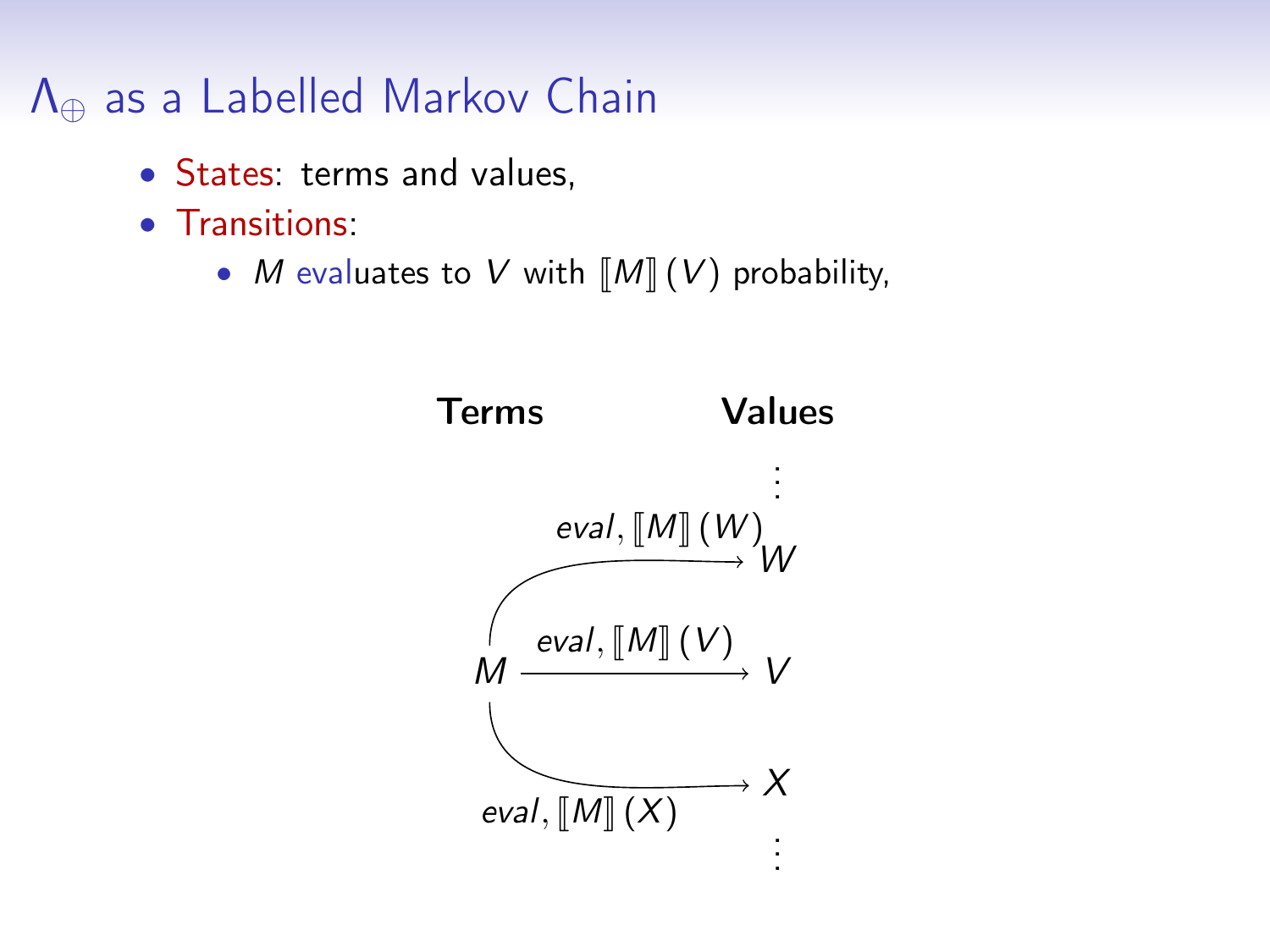# $\Lambda_\oplus$ as a Labelled Markov Chain

- States: terms and values,
- Transitions:
  - $M$ evaluates to $V$ with $[\![M]\!](V)$ probability,

**Terms** **Values**

$$M \xrightarrow{eval,\, [\![M]\!](W)} W$$

$$M \xrightarrow{eval,\, [\![M]\!](V)} V$$

$$M \xrightarrow{eval,\, [\![M]\!](X)} X$$

$\vdots$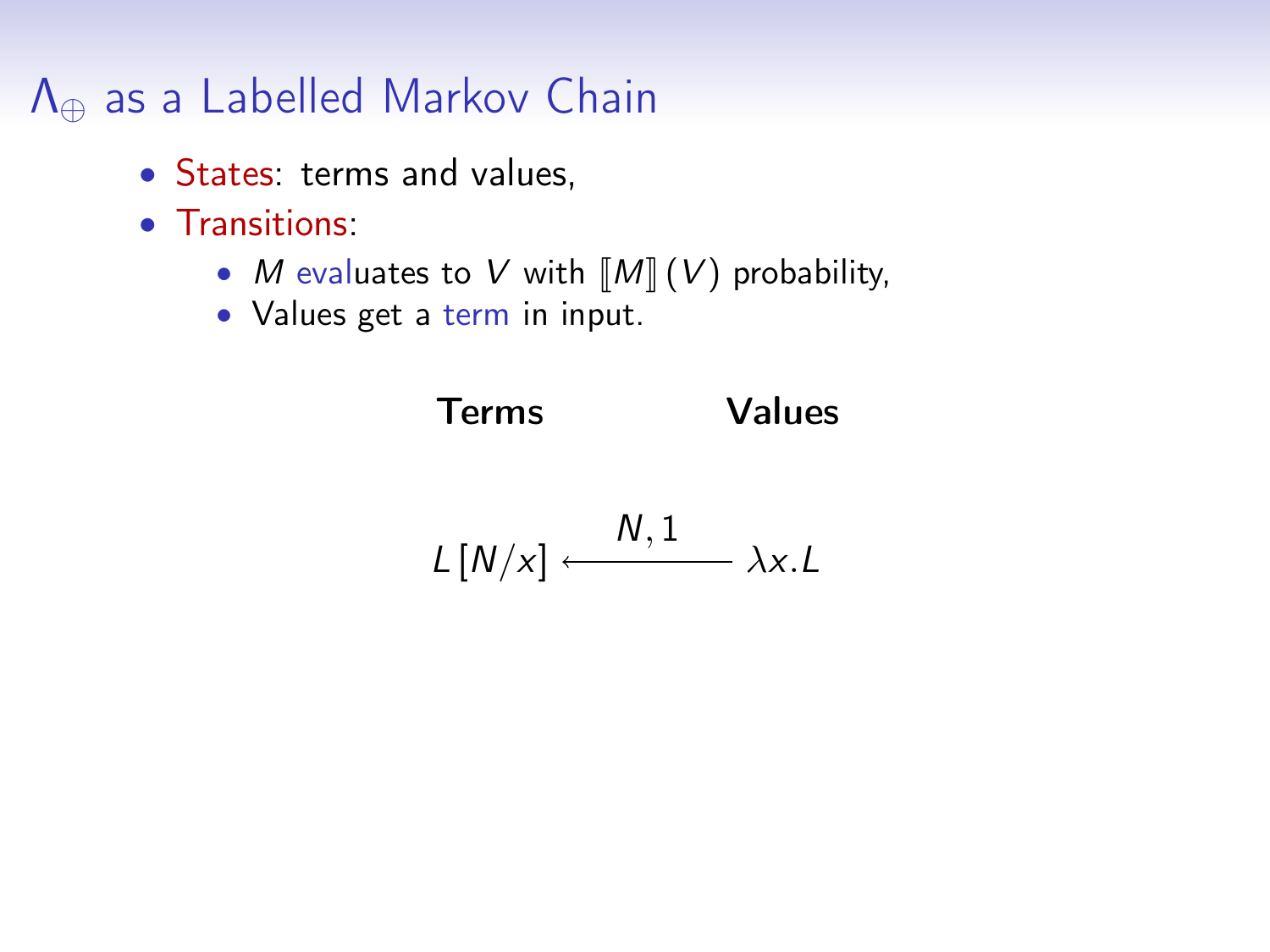# $\Lambda_\oplus$ as a Labelled Markov Chain

- States: terms and values,
- Transitions:
  - $M$ evaluates to $V$ with $[\![M]\!](V)$ probability,
  - Values get a term in input.

**Terms** **Values**

$$L[N/x] \xleftarrow{N, 1} \lambda x.L$$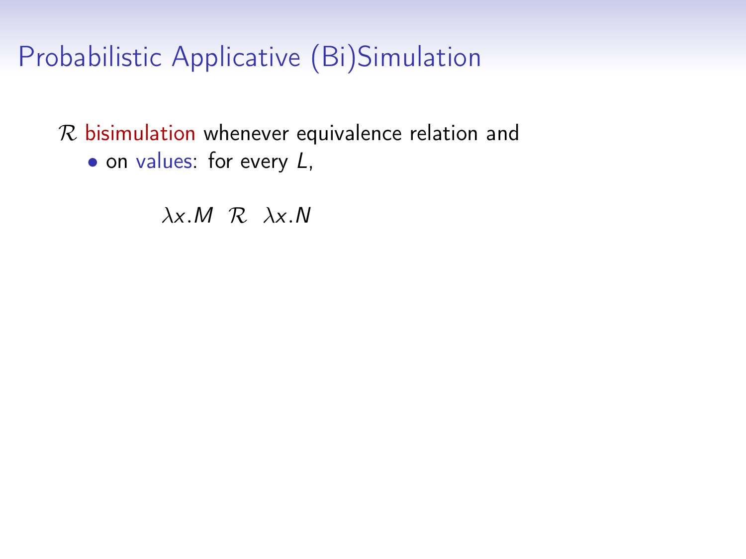# Probabilistic Applicative (Bi)Simulation

$\mathcal{R}$ bisimulation whenever equivalence relation and

- on values: for every $L$,

$$\lambda x.M \ \ \mathcal{R} \ \ \lambda x.N$$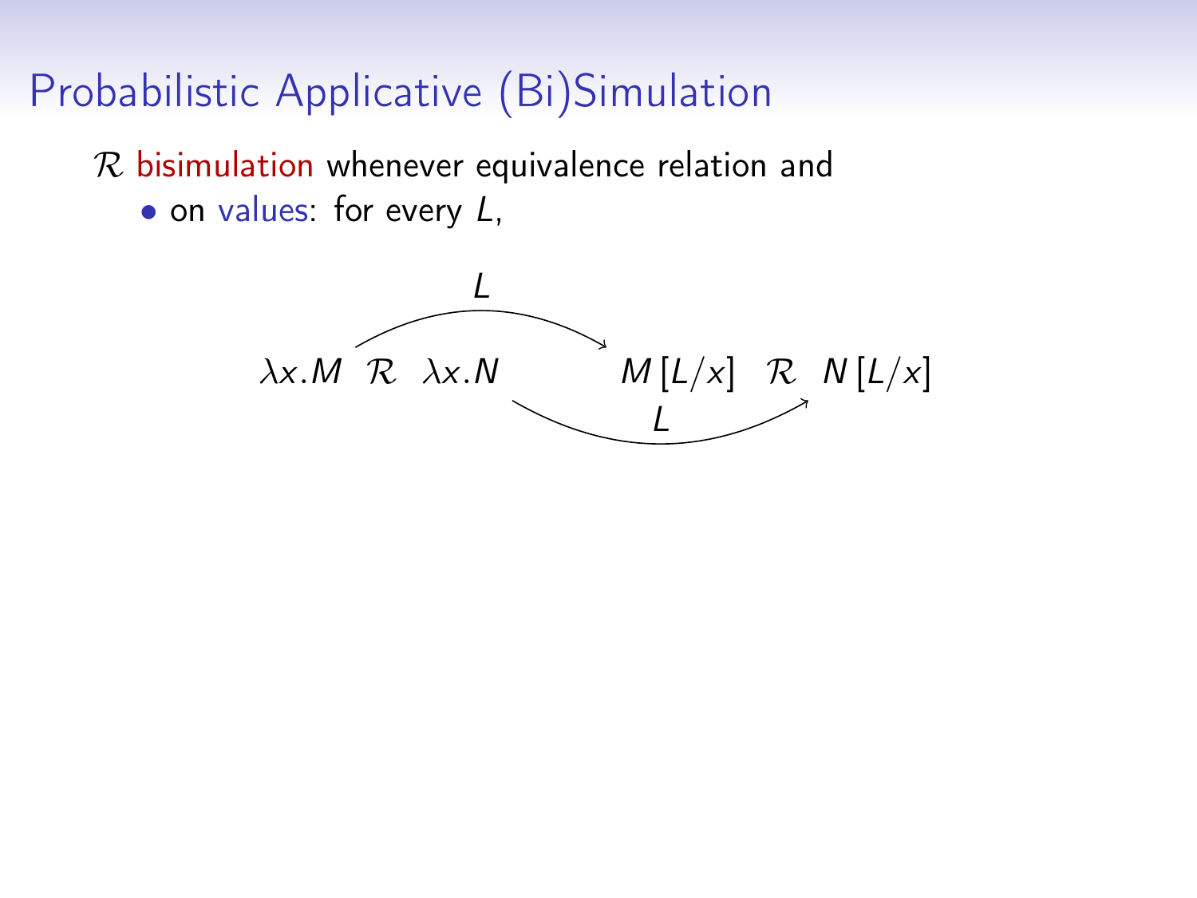# Probabilistic Applicative (Bi)Simulation

$\mathcal{R}$ bisimulation whenever equivalence relation and

- on values: for every $L$,

$$\lambda x.M \;\; \mathcal{R} \;\; \lambda x.N \qquad \xrightarrow{L} \qquad M[L/x] \;\; \mathcal{R} \;\; N[L/x]$$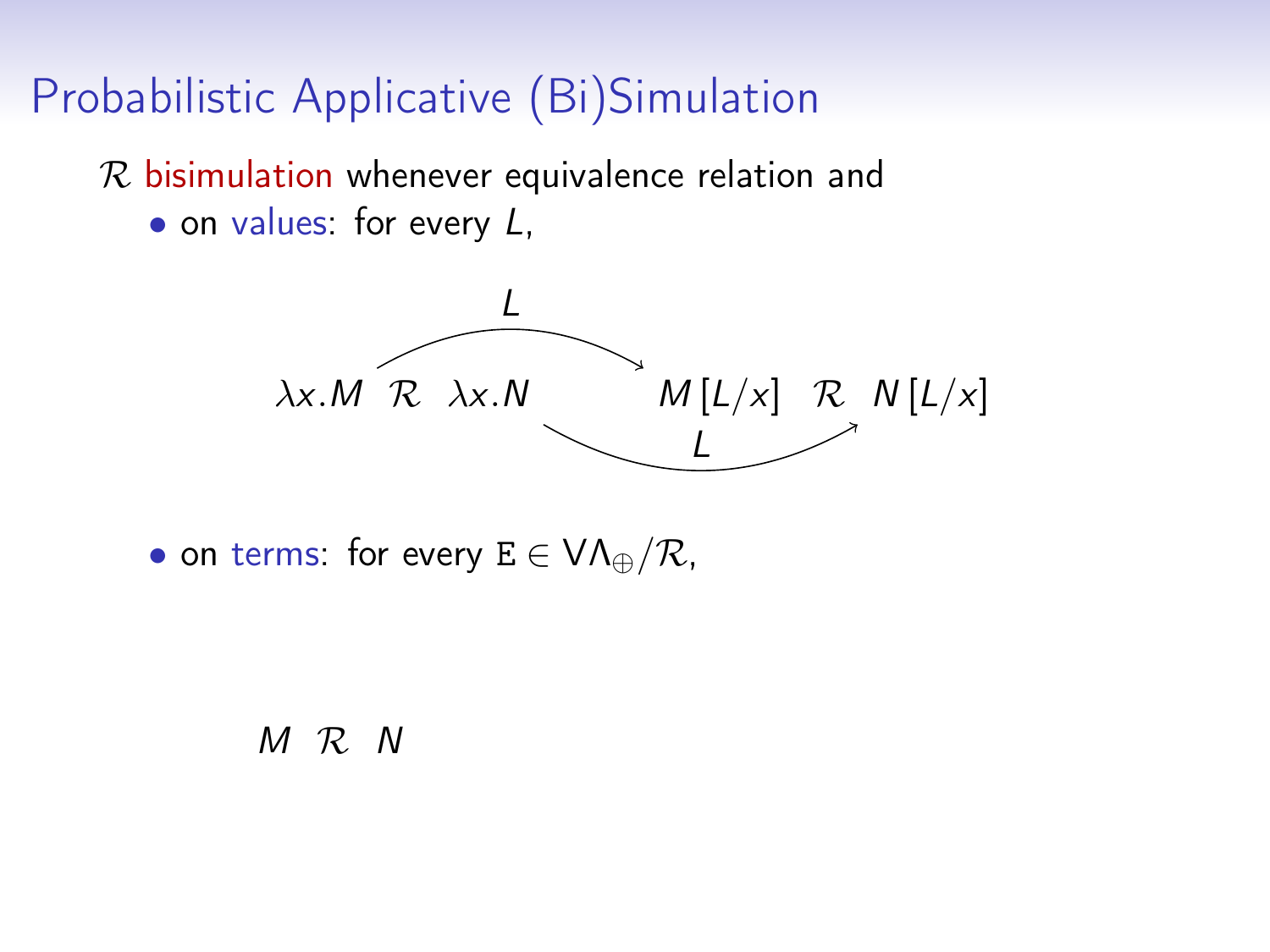# Probabilistic Applicative (Bi)Simulation

$\mathcal{R}$ bisimulation whenever equivalence relation and

- on values: for every $L$,

$$\lambda x.M \;\; \mathcal{R} \;\; \lambda x.N \qquad\qquad M\,[L/x] \;\; \mathcal{R} \;\; N\,[L/x]$$

(with arrows labelled $L$ from $\lambda x.M$ to $M\,[L/x]$ and from $\lambda x.N$ to $N\,[L/x]$)

- on terms: for every $\mathtt{E} \in \mathsf{V}\Lambda_{\oplus}/\mathcal{R}$,

$$M \;\; \mathcal{R} \;\; N$$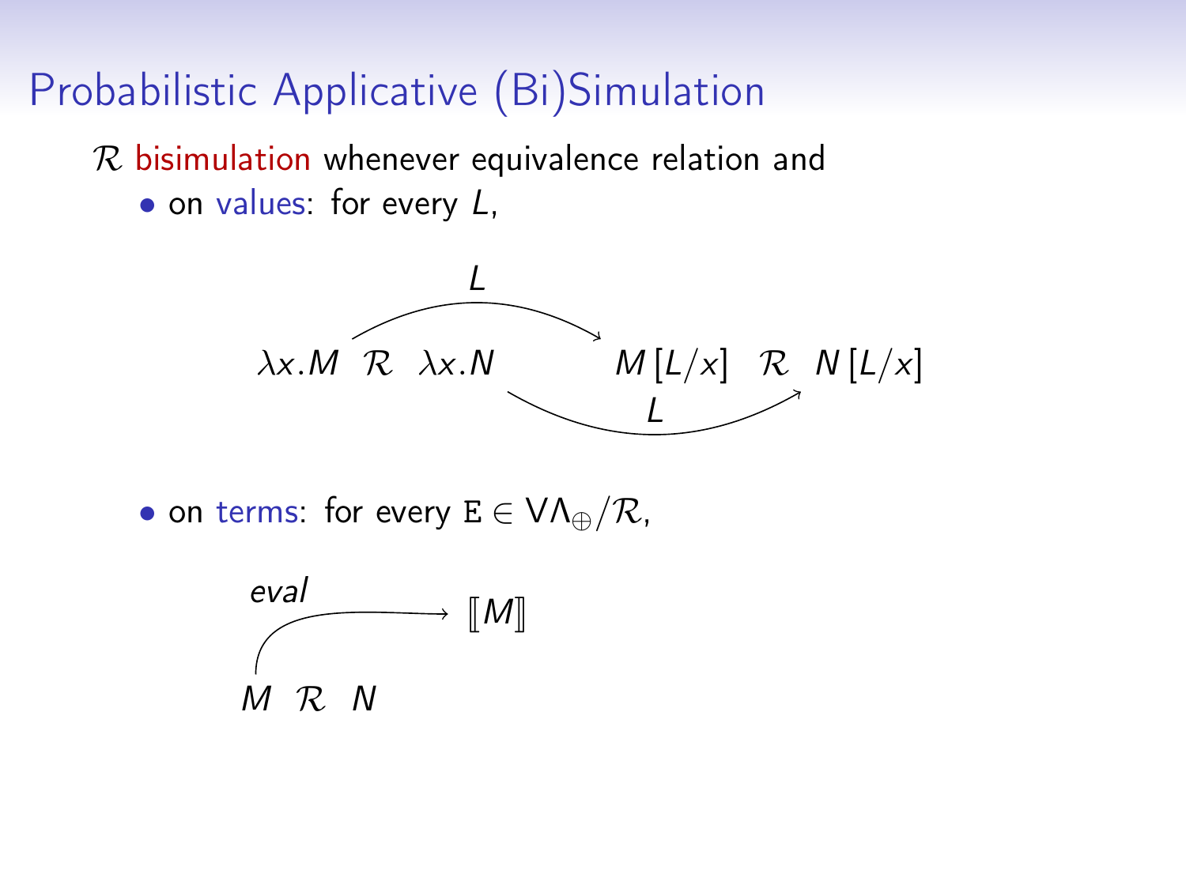# Probabilistic Applicative (Bi)Simulation

$\mathcal{R}$ bisimulation whenever equivalence relation and

- on values: for every $L$,

$$\lambda x.M \;\; \mathcal{R} \;\; \lambda x.N \qquad \xrightarrow{L} \qquad M[L/x] \;\; \mathcal{R} \;\; N[L/x]$$

- on terms: for every $\mathtt{E} \in \mathsf{V}\Lambda_{\oplus}/\mathcal{R}$,

$$M \;\; \mathcal{R} \;\; N \qquad \xrightarrow{eval} \qquad [\![M]\!]$$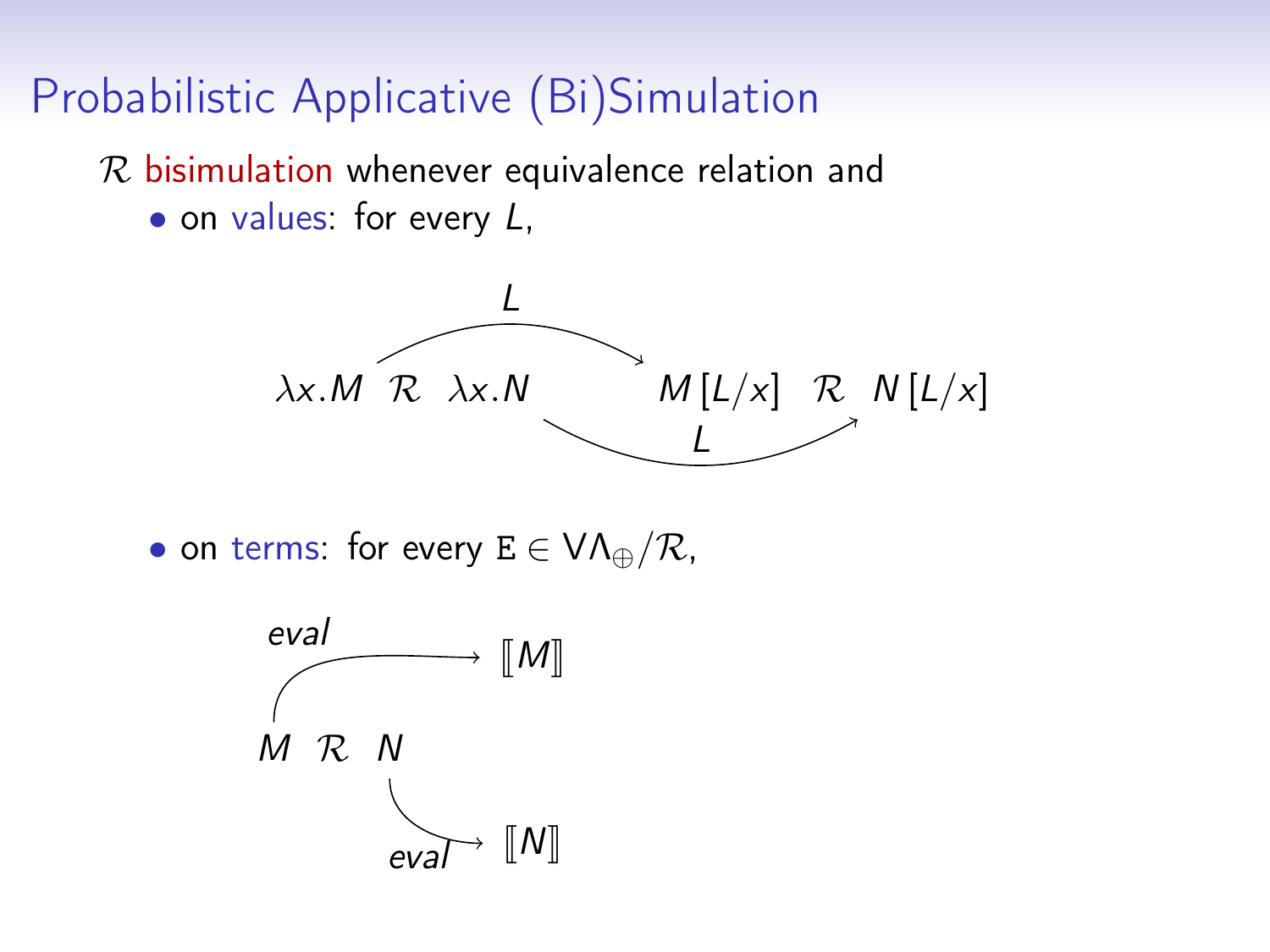# Probabilistic Applicative (Bi)Simulation

$\mathcal{R}$ bisimulation whenever equivalence relation and

- on values: for every $L$,

$$\lambda x.M \;\; \mathcal{R} \;\; \lambda x.N \qquad\qquad M\,[L/x] \;\; \mathcal{R} \;\; N\,[L/x]$$

$$\lambda x.M \xrightarrow{L} M\,[L/x] \qquad \lambda x.N \xrightarrow{L} N\,[L/x]$$

- on terms: for every $\mathtt{E} \in \mathsf{V}\Lambda_{\oplus}/\mathcal{R}$,

$$M \;\; \mathcal{R} \;\; N$$

$$M \xrightarrow{eval} [\![M]\!] \qquad N \xrightarrow{eval} [\![N]\!]$$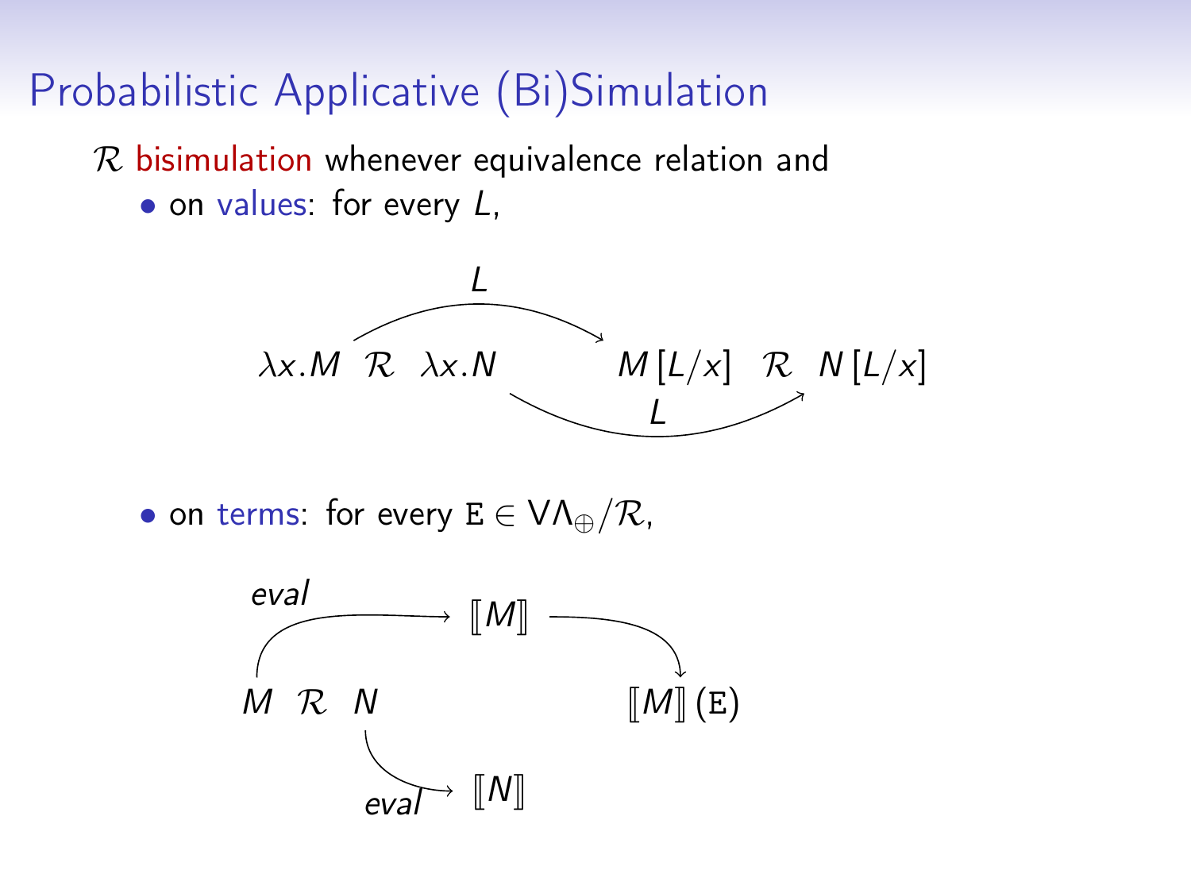# Probabilistic Applicative (Bi)Simulation

$\mathcal{R}$ bisimulation whenever equivalence relation and

- on values: for every $L$,

$$\lambda x.M \;\; \mathcal{R} \;\; \lambda x.N \qquad\qquad M[L/x] \;\; \mathcal{R} \;\; N[L/x]$$

(with $\lambda x.M \xrightarrow{L} M[L/x]$ and $\lambda x.N \xrightarrow{L} N[L/x]$)

- on terms: for every $\texttt{E} \in \mathsf{V}\Lambda_{\oplus}/\mathcal{R}$,

$$M \;\; \mathcal{R} \;\; N$$

$M \xrightarrow{eval} [\![M]\!] \longrightarrow [\![M]\!](\texttt{E})$

$N \xrightarrow{eval} [\![N]\!]$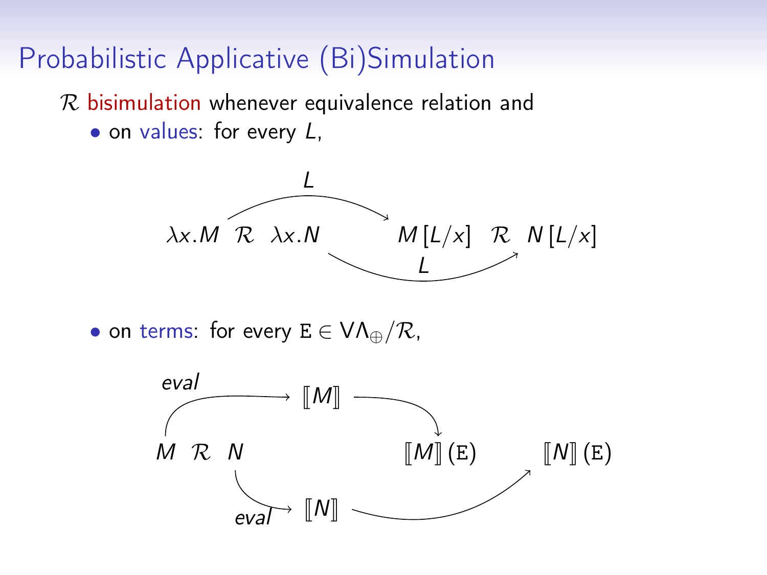# Probabilistic Applicative (Bi)Simulation

$\mathcal{R}$ bisimulation whenever equivalence relation and

- on values: for every $L$,

$$\lambda x.M \;\; \mathcal{R} \;\; \lambda x.N \qquad\qquad M[L/x] \;\; \mathcal{R} \;\; N[L/x]$$

(where $\lambda x.M \xrightarrow{L} M[L/x]$ and $\lambda x.N \xrightarrow{L} N[L/x]$)

- on terms: for every $\mathtt{E} \in \mathsf{V}\Lambda_{\oplus}/\mathcal{R}$,

$$M \;\; \mathcal{R} \;\; N \qquad\qquad [\![M]\!](\mathtt{E}) \qquad\qquad [\![N]\!](\mathtt{E})$$

(where $M \xrightarrow{eval} [\![M]\!] \to [\![M]\!](\mathtt{E})$ and $N \xrightarrow{eval} [\![N]\!] \to [\![N]\!](\mathtt{E})$)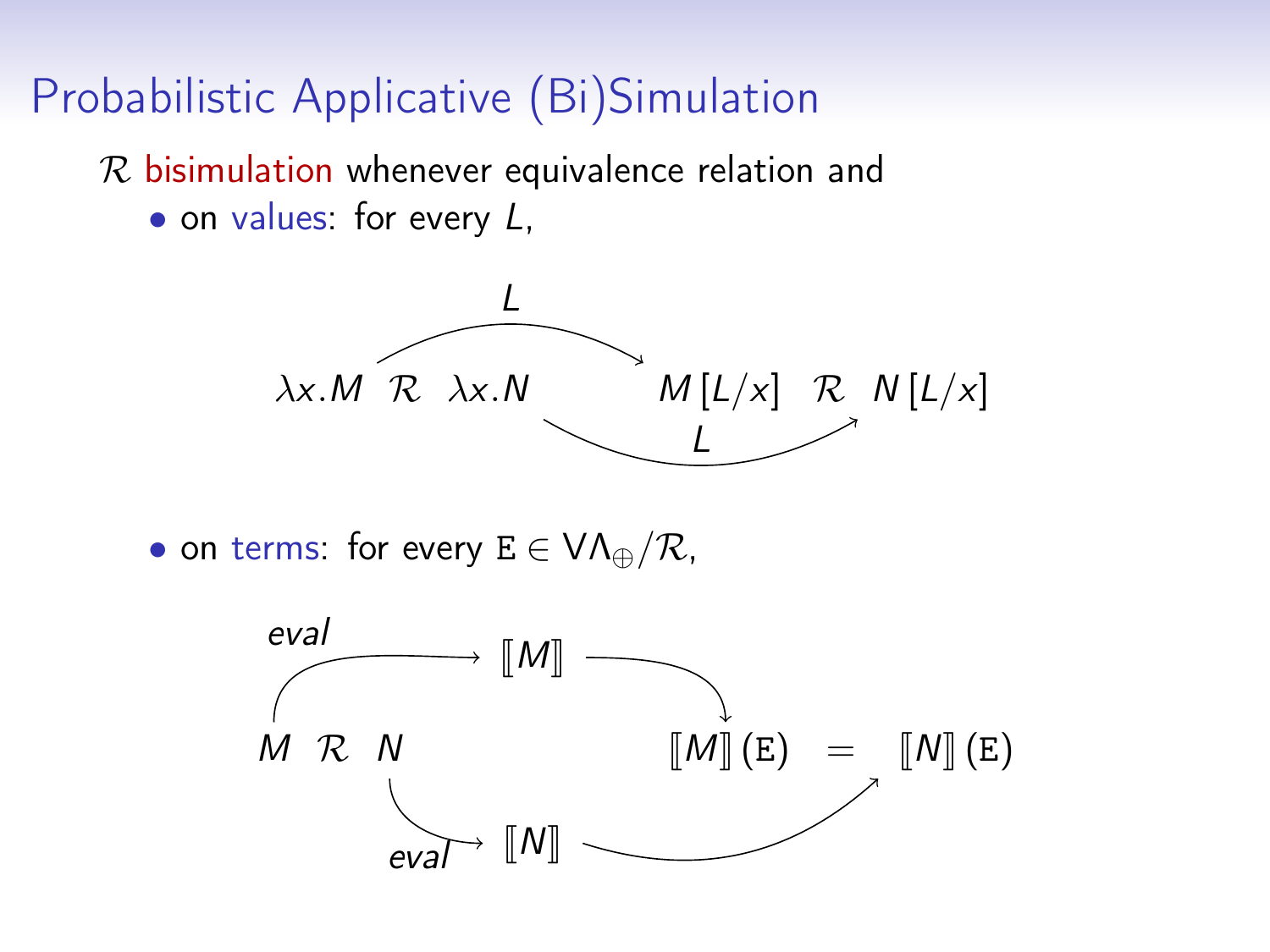# Probabilistic Applicative (Bi)Simulation

$\mathcal{R}$ bisimulation whenever equivalence relation and

- on values: for every $L$,

$$\lambda x.M \;\mathcal{R}\; \lambda x.N \qquad \xrightarrow{L} \qquad M[L/x] \;\mathcal{R}\; N[L/x]$$

- on terms: for every $\mathtt{E} \in \mathsf{V}\Lambda_{\oplus}/\mathcal{R}$,

$$M \;\mathcal{R}\; N \quad \xrightarrow{eval} \quad [\![M]\!], [\![N]\!] \quad \longrightarrow \quad [\![M]\!](\mathtt{E}) = [\![N]\!](\mathtt{E})$$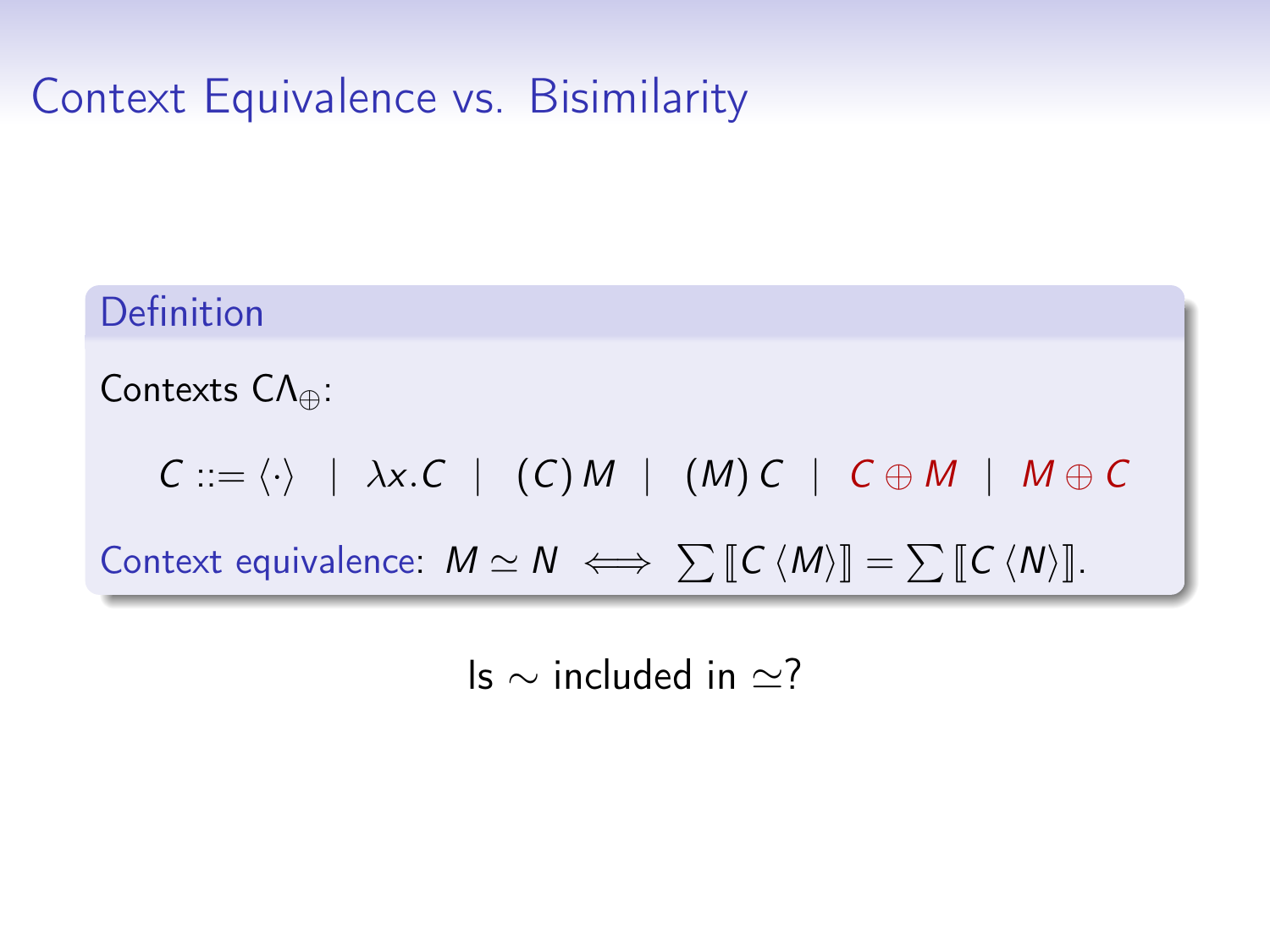# Context Equivalence vs. Bisimilarity

**Definition**

Contexts $C\Lambda_{\oplus}$:

$$C ::= \langle\cdot\rangle \;\mid\; \lambda x.C \;\mid\; (C)\,M \;\mid\; (M)\,C \;\mid\; C \oplus M \;\mid\; M \oplus C$$

Context equivalence: $M \simeq N \iff \sum [\![ C\langle M\rangle ]\!] = \sum [\![ C\langle N\rangle ]\!]$.

Is $\sim$ included in $\simeq$?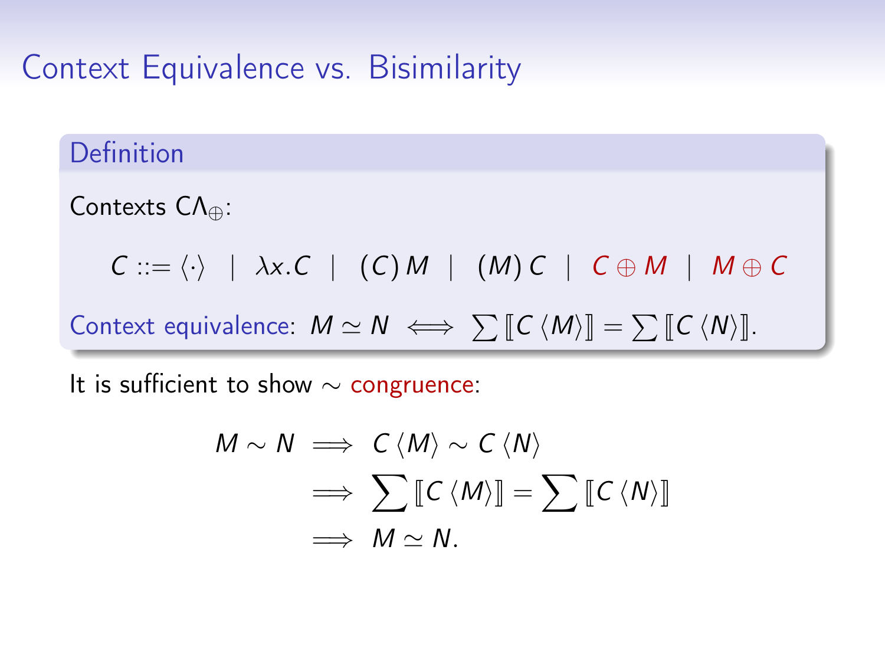# Context Equivalence vs. Bisimilarity

**Definition**

Contexts $C\Lambda_{\oplus}$:

$$C ::= \langle\cdot\rangle \;\mid\; \lambda x.C \;\mid\; (C)\,M \;\mid\; (M)\,C \;\mid\; C \oplus M \;\mid\; M \oplus C$$

Context equivalence: $M \simeq N \iff \sum [\![C\langle M\rangle]\!] = \sum [\![C\langle N\rangle]\!]$.

It is sufficient to show $\sim$ congruence:

$$\begin{aligned} M \sim N &\implies C\langle M\rangle \sim C\langle N\rangle \\ &\implies \sum [\![C\langle M\rangle]\!] = \sum [\![C\langle N\rangle]\!] \\ &\implies M \simeq N. \end{aligned}$$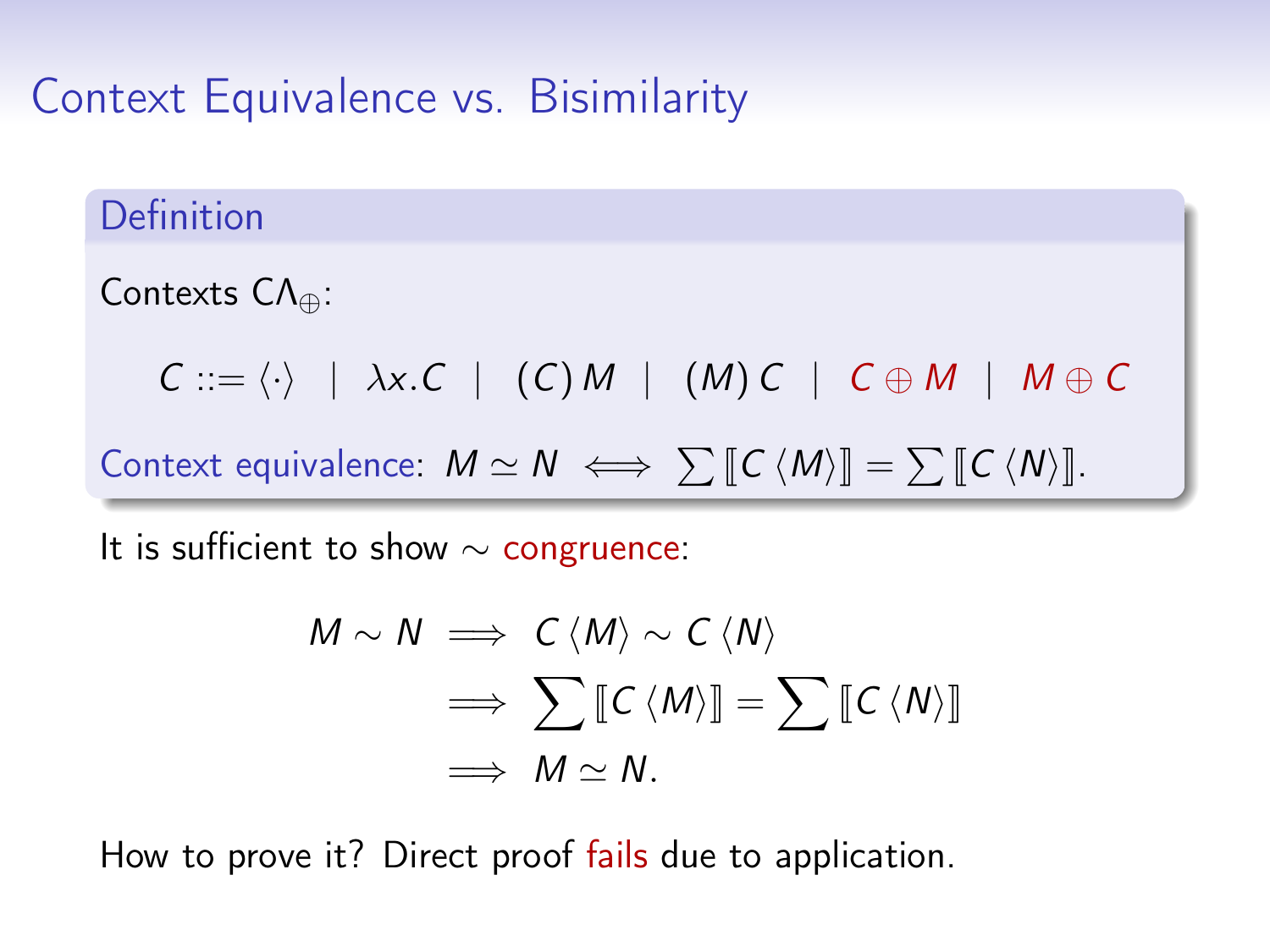# Context Equivalence vs. Bisimilarity

**Definition**

Contexts $C\Lambda_{\oplus}$:

$$C ::= \langle\cdot\rangle \;\mid\; \lambda x.C \;\mid\; (C)\,M \;\mid\; (M)\,C \;\mid\; C \oplus M \;\mid\; M \oplus C$$

Context equivalence: $M \simeq N \iff \sum [\![C\langle M\rangle]\!] = \sum [\![C\langle N\rangle]\!]$.

It is sufficient to show $\sim$ congruence:

$$\begin{aligned} M \sim N &\implies C\langle M\rangle \sim C\langle N\rangle \\ &\implies \sum [\![C\langle M\rangle]\!] = \sum [\![C\langle N\rangle]\!] \\ &\implies M \simeq N. \end{aligned}$$

How to prove it? Direct proof fails due to application.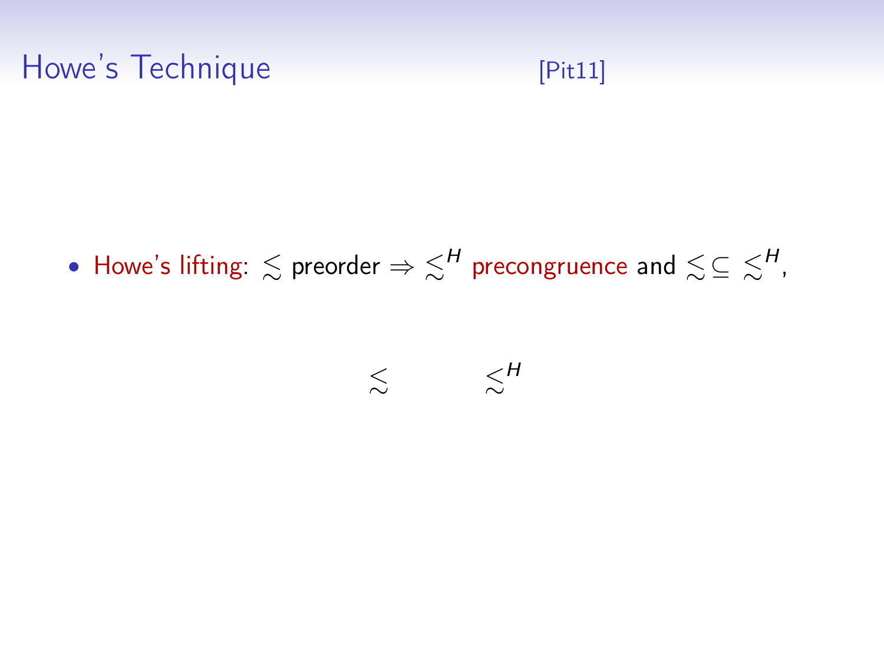# Howe's Technique [Pit11]

- Howe's lifting: $\lesssim$ preorder $\Rightarrow$ $\lesssim^H$ precongruence and $\lesssim \subseteq \lesssim^H$,

$$\lesssim \qquad\qquad \lesssim^H$$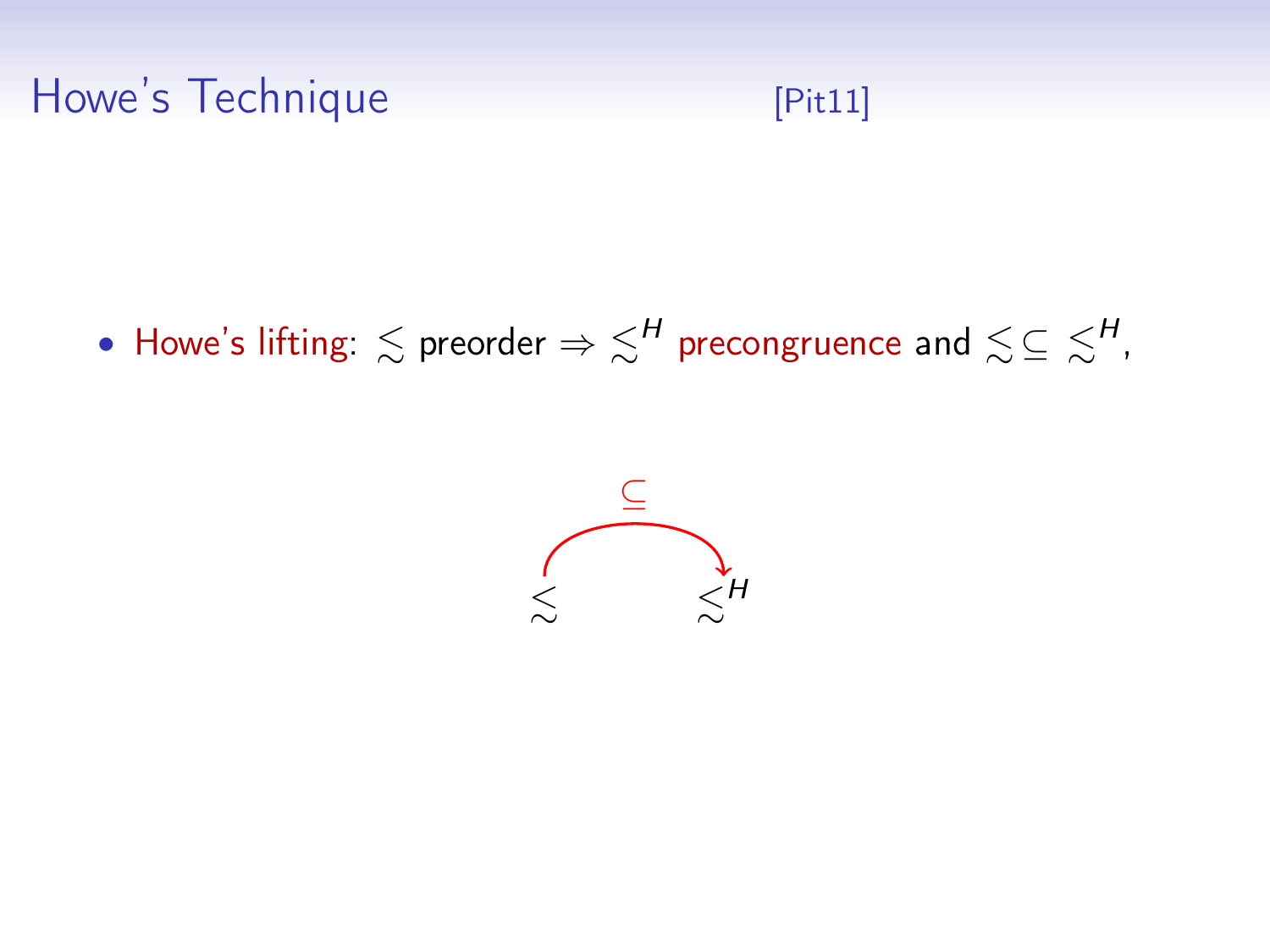# Howe's Technique [Pit11]

- Howe's lifting: $\lesssim$ preorder $\Rightarrow \lesssim^H$ precongruence and $\lesssim \subseteq \lesssim^H$,

$$\lesssim \xrightarrow{\subseteq} \lesssim^H$$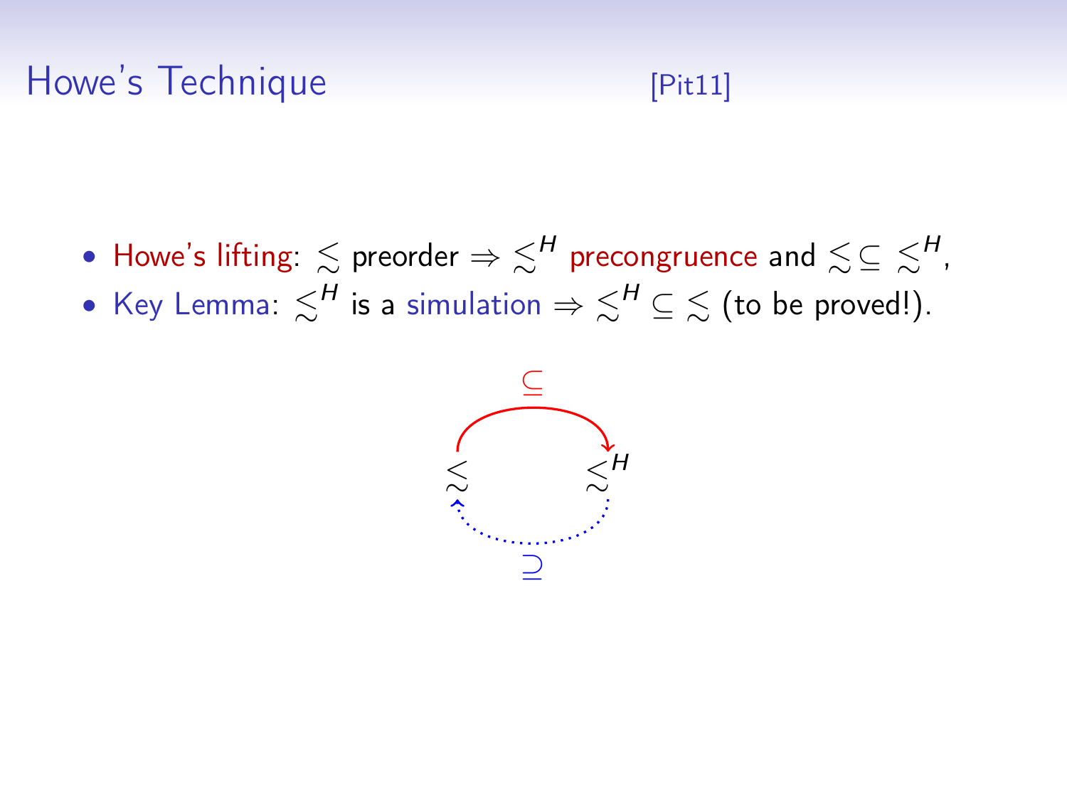# Howe's Technique [Pit11]

- Howe's lifting: $\lesssim$ preorder $\Rightarrow$ $\lesssim^H$ precongruence and $\lesssim \subseteq \lesssim^H$,
- Key Lemma: $\lesssim^H$ is a simulation $\Rightarrow$ $\lesssim^H \subseteq \lesssim$ (to be proved!).

$\subseteq$

$\lesssim$ $\lesssim^H$

$\supseteq$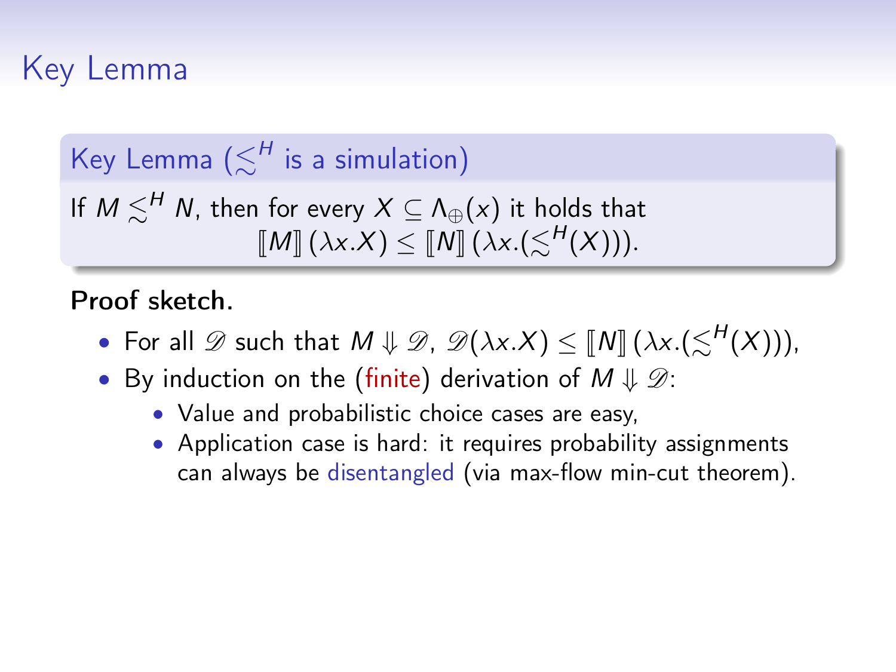# Key Lemma

**Key Lemma ($\precsim^H$ is a simulation)**

If $M \precsim^H N$, then for every $X \subseteq \Lambda_\oplus(x)$ it holds that

$$[\![M]\!]\,(\lambda x.X) \leq [\![N]\!]\,(\lambda x.(\precsim^H(X))).$$

**Proof sketch.**

- For all $\mathscr{D}$ such that $M \Downarrow \mathscr{D}$, $\mathscr{D}(\lambda x.X) \leq [\![N]\!]\,(\lambda x.(\precsim^H(X)))$,
- By induction on the (finite) derivation of $M \Downarrow \mathscr{D}$:
  - Value and probabilistic choice cases are easy,
  - Application case is hard: it requires probability assignments can always be disentangled (via max-flow min-cut theorem).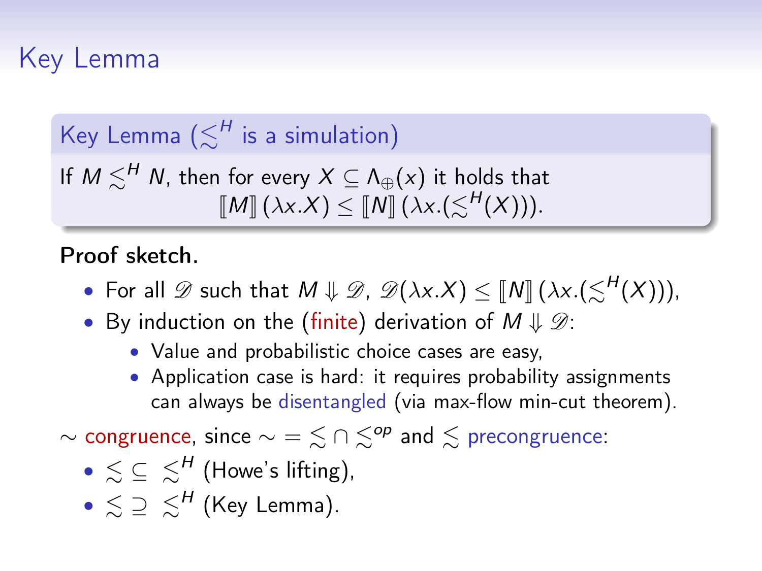# Key Lemma

**Key Lemma ($\lesssim^H$ is a simulation)**

If $M \lesssim^H N$, then for every $X \subseteq \Lambda_\oplus(x)$ it holds that
$$[\![M]\!]\,(\lambda x.X) \leq [\![N]\!]\,(\lambda x.(\lesssim^H(X))).$$

**Proof sketch.**

- For all $\mathscr{D}$ such that $M \Downarrow \mathscr{D}$, $\mathscr{D}(\lambda x.X) \leq [\![N]\!]\,(\lambda x.(\lesssim^H(X)))$,
- By induction on the (finite) derivation of $M \Downarrow \mathscr{D}$:
  - Value and probabilistic choice cases are easy,
  - Application case is hard: it requires probability assignments can always be disentangled (via max-flow min-cut theorem).

$\sim$ congruence, since $\sim \, = \, \lesssim \cap \lesssim^{op}$ and $\lesssim$ precongruence:

- $\lesssim \, \subseteq \, \lesssim^H$ (Howe's lifting),
- $\lesssim \, \supseteq \, \lesssim^H$ (Key Lemma).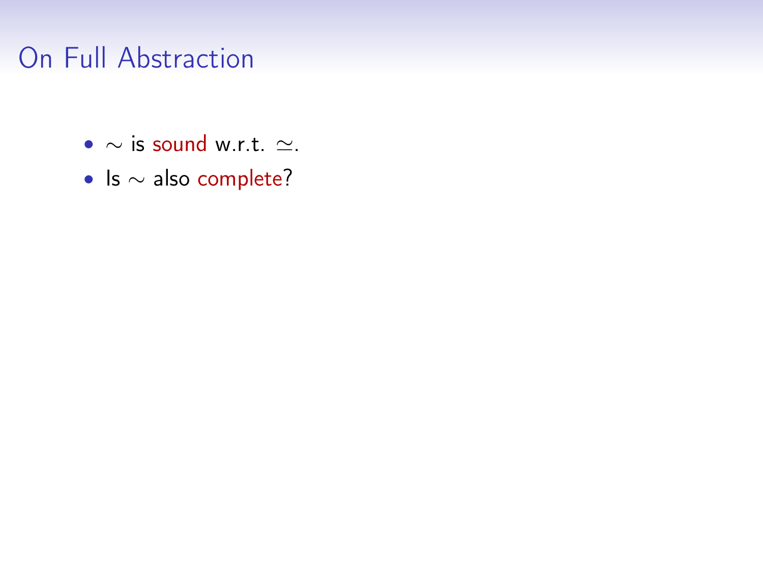# On Full Abstraction

- $\sim$ is sound w.r.t. $\simeq$.
- Is $\sim$ also complete?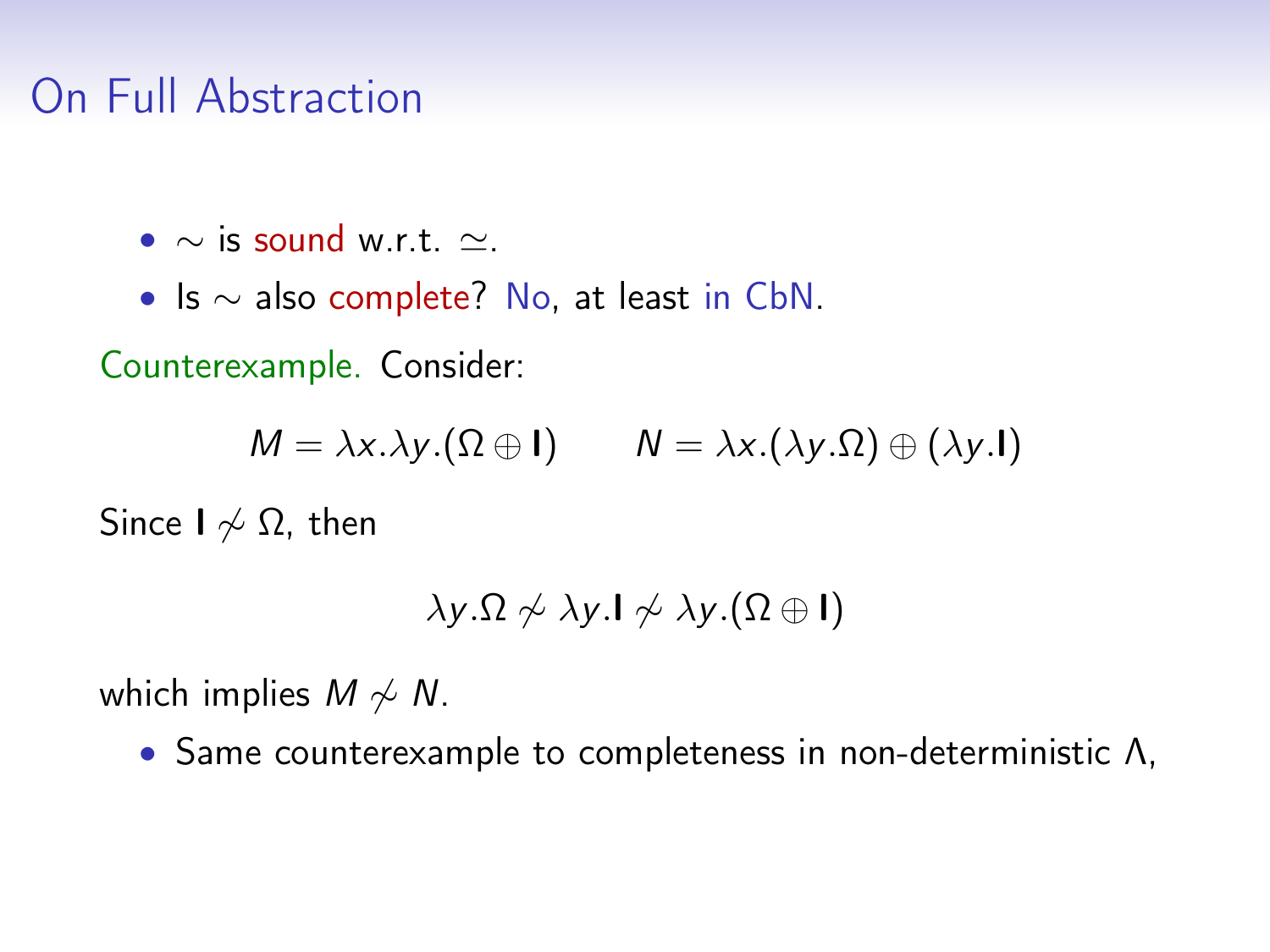## On Full Abstraction

- $\sim$ is sound w.r.t. $\simeq$.
- Is $\sim$ also complete? No, at least in CbN.

Counterexample. Consider:

$$M = \lambda x.\lambda y.(\Omega \oplus \mathbf{I}) \qquad N = \lambda x.(\lambda y.\Omega) \oplus (\lambda y.\mathbf{I})$$

Since $\mathbf{I} \not\sim \Omega$, then

$$\lambda y.\Omega \not\sim \lambda y.\mathbf{I} \not\sim \lambda y.(\Omega \oplus \mathbf{I})$$

which implies $M \not\sim N$.

- Same counterexample to completeness in non-deterministic $\Lambda$,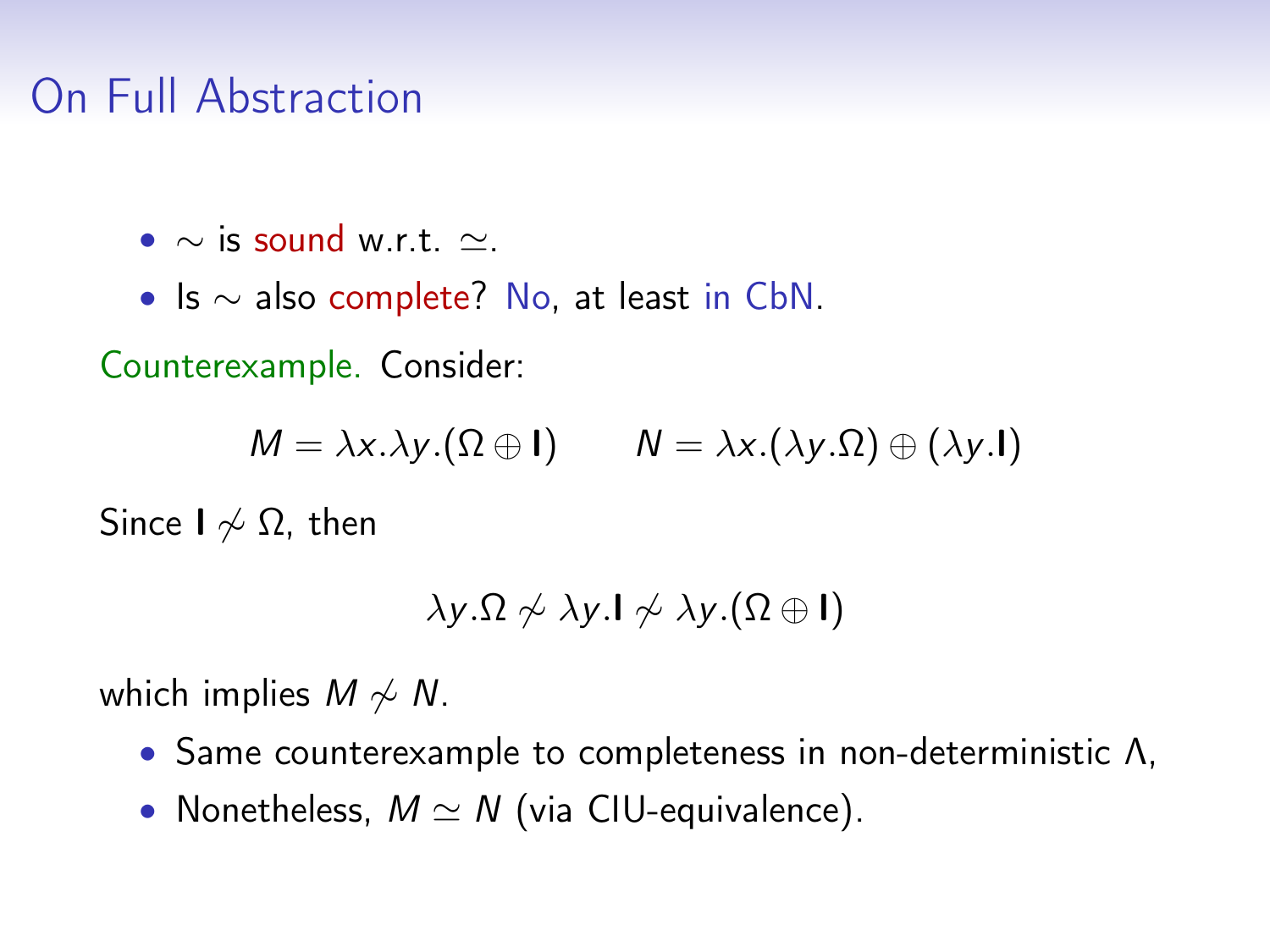## On Full Abstraction

- $\sim$ is sound w.r.t. $\simeq$.
- Is $\sim$ also complete? No, at least in CbN.

Counterexample. Consider:

$$M = \lambda x.\lambda y.(\Omega \oplus \mathbf{I}) \qquad N = \lambda x.(\lambda y.\Omega) \oplus (\lambda y.\mathbf{I})$$

Since $\mathbf{I} \not\sim \Omega$, then

$$\lambda y.\Omega \not\sim \lambda y.\mathbf{I} \not\sim \lambda y.(\Omega \oplus \mathbf{I})$$

which implies $M \not\sim N$.

- Same counterexample to completeness in non-deterministic $\Lambda$,
- Nonetheless, $M \simeq N$ (via CIU-equivalence).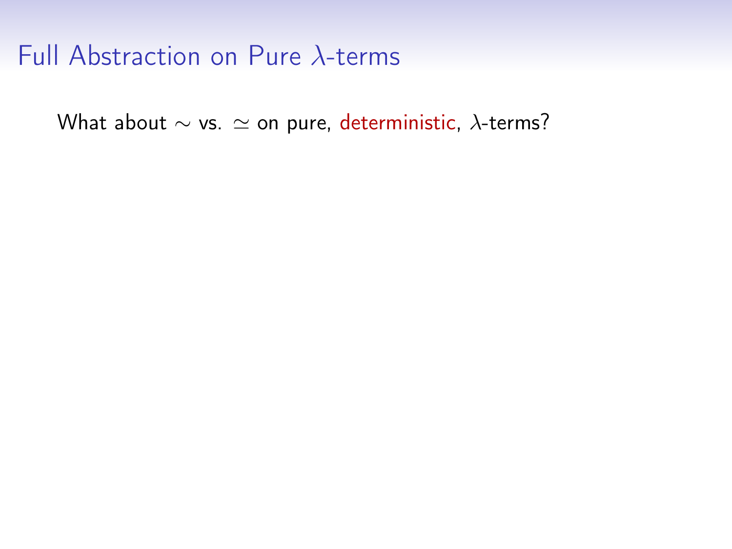# Full Abstraction on Pure $\lambda$-terms

What about $\sim$ vs. $\simeq$ on pure, deterministic, $\lambda$-terms?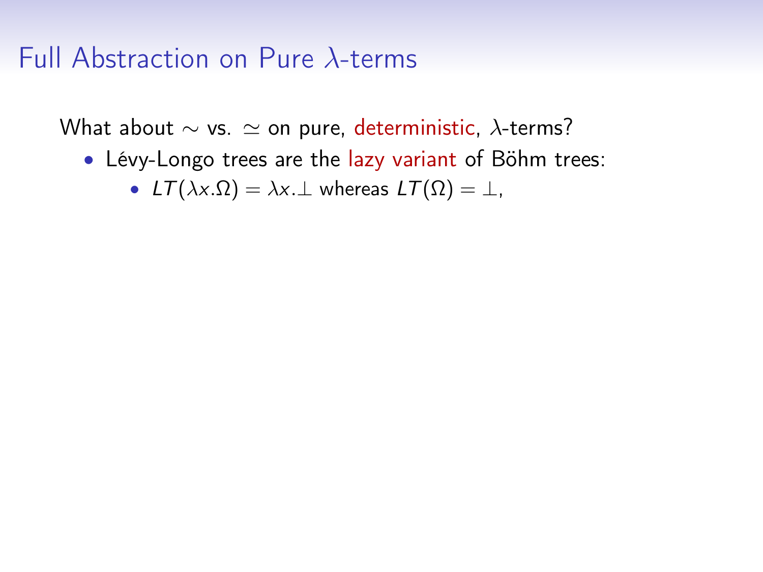# Full Abstraction on Pure $\lambda$-terms

What about $\sim$ vs. $\simeq$ on pure, deterministic, $\lambda$-terms?

- Lévy-Longo trees are the lazy variant of Böhm trees:
  - $LT(\lambda x.\Omega) = \lambda x.\bot$ whereas $LT(\Omega) = \bot$,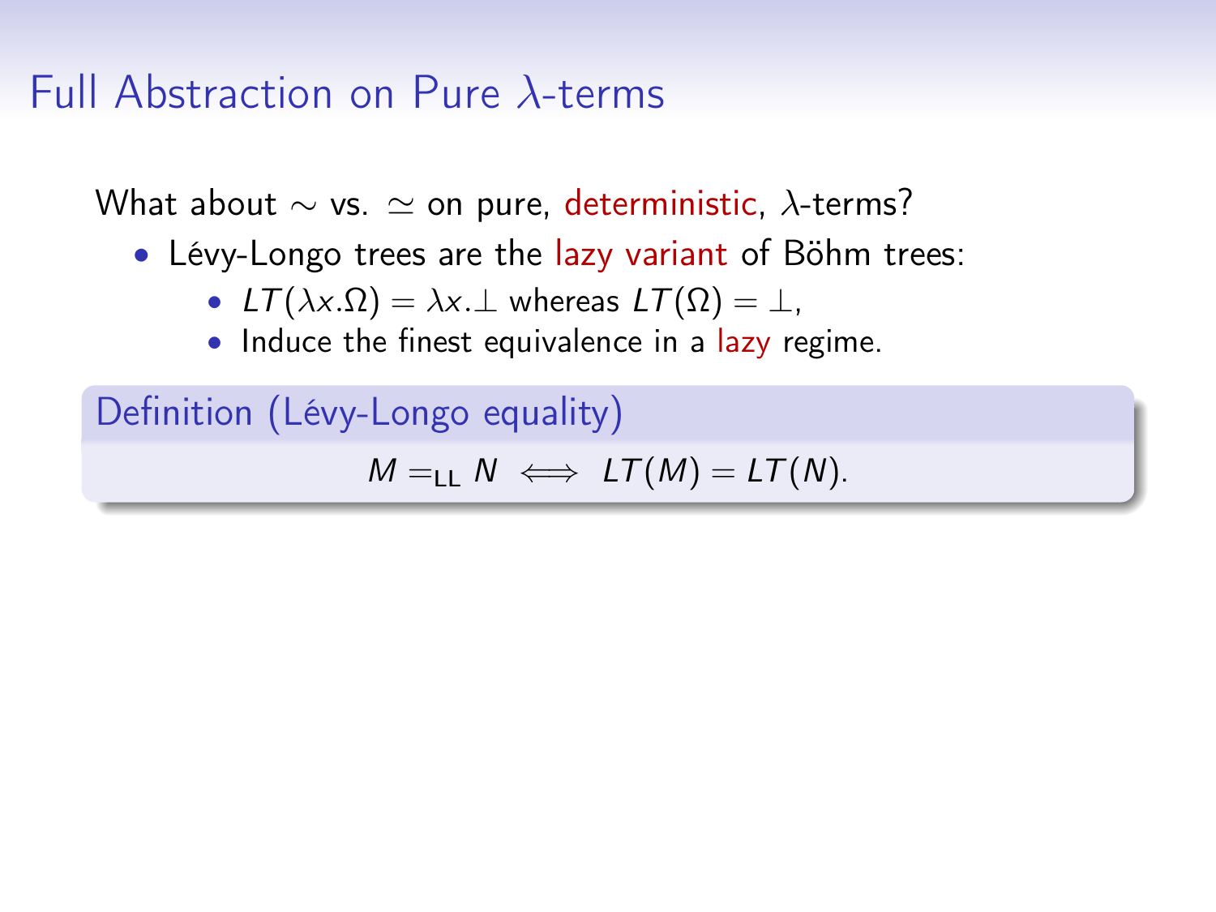# Full Abstraction on Pure $\lambda$-terms

What about $\sim$ vs. $\simeq$ on pure, deterministic, $\lambda$-terms?

- Lévy-Longo trees are the lazy variant of Böhm trees:
  - $LT(\lambda x.\Omega) = \lambda x.\bot$ whereas $LT(\Omega) = \bot$,
  - Induce the finest equivalence in a lazy regime.

**Definition (Lévy-Longo equality)**

$$M =_{\mathsf{LL}} N \iff LT(M) = LT(N).$$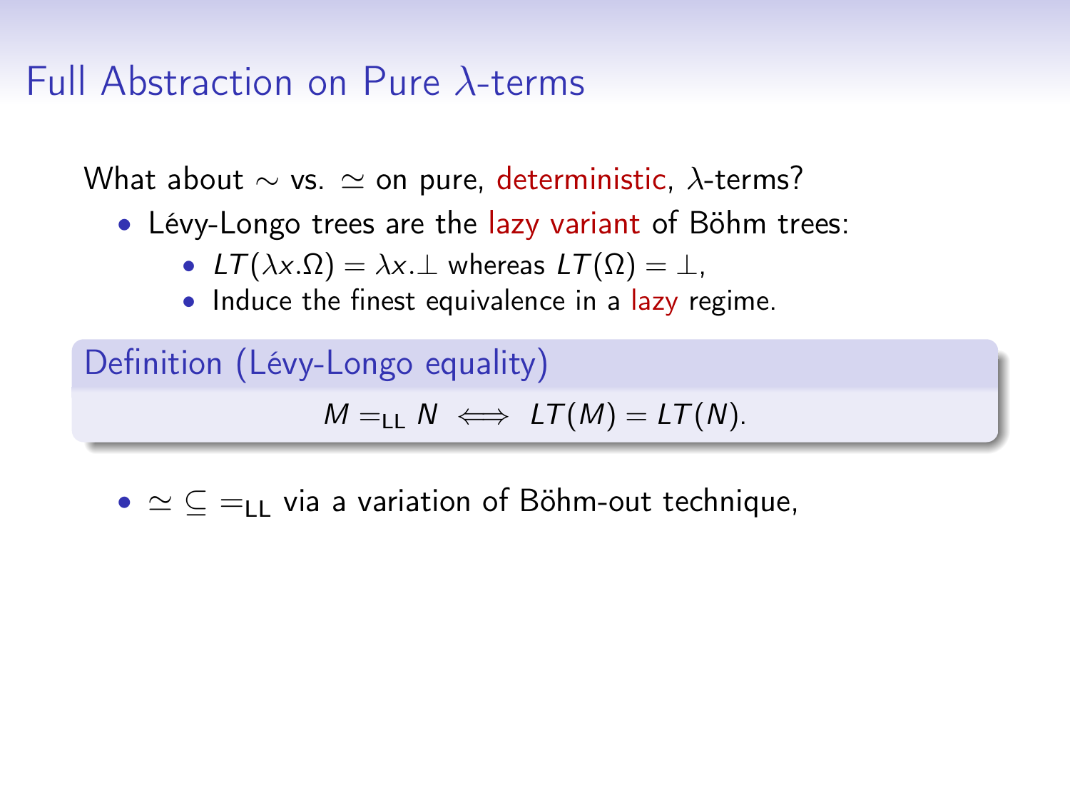# Full Abstraction on Pure $\lambda$-terms

What about $\sim$ vs. $\simeq$ on pure, deterministic, $\lambda$-terms?

- Lévy-Longo trees are the lazy variant of Böhm trees:
  - $LT(\lambda x.\Omega) = \lambda x.\bot$ whereas $LT(\Omega) = \bot$,
  - Induce the finest equivalence in a lazy regime.

**Definition (Lévy-Longo equality)**

$$M =_{\mathsf{LL}} N \iff LT(M) = LT(N).$$

- $\simeq \subseteq =_{\mathsf{LL}}$ via a variation of Böhm-out technique,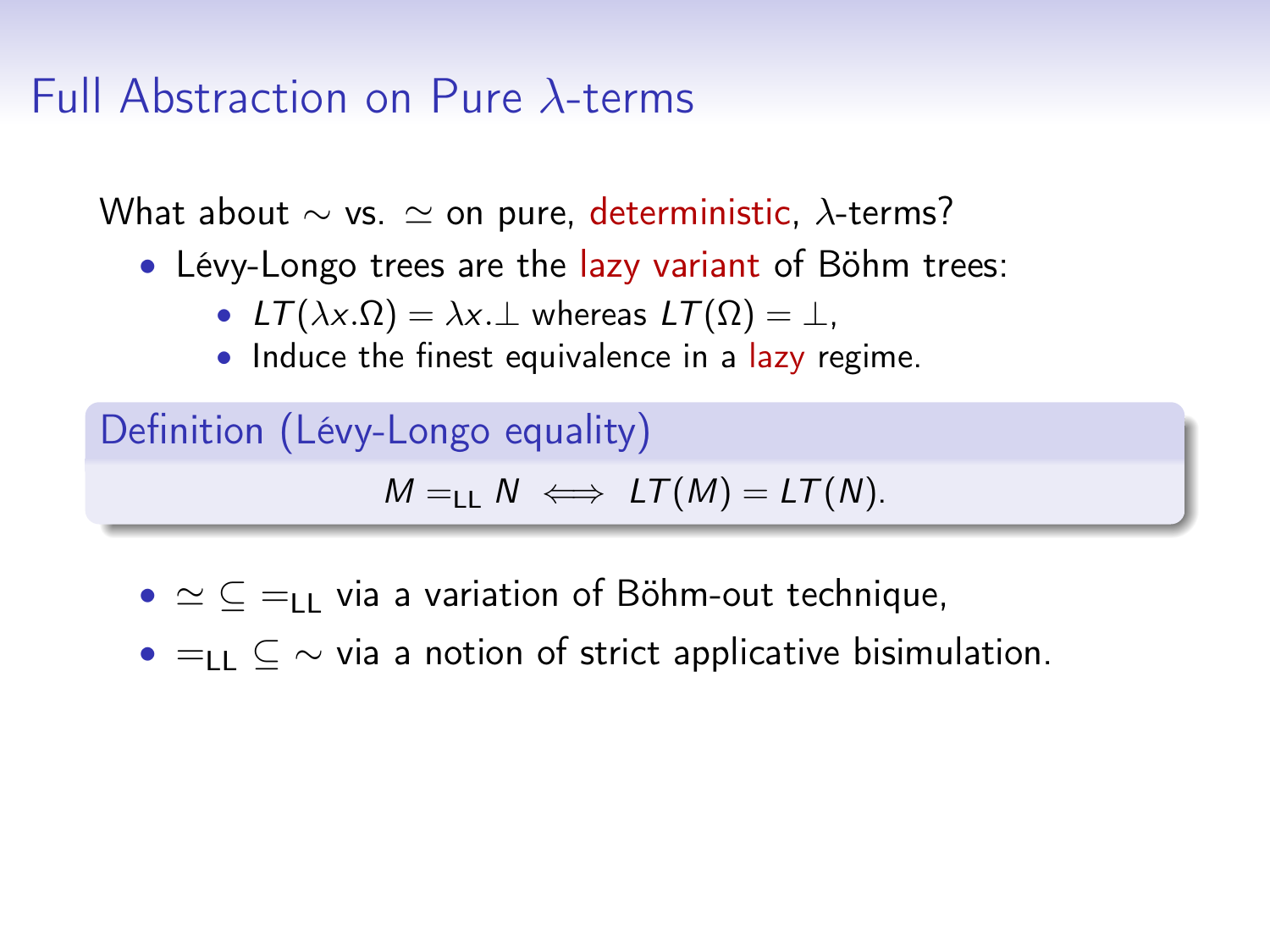# Full Abstraction on Pure $\lambda$-terms

What about $\sim$ vs. $\simeq$ on pure, deterministic, $\lambda$-terms?

- Lévy-Longo trees are the lazy variant of Böhm trees:
  - $LT(\lambda x.\Omega) = \lambda x.\bot$ whereas $LT(\Omega) = \bot$,
  - Induce the finest equivalence in a lazy regime.

**Definition (Lévy-Longo equality)**

$$M =_{\mathsf{LL}} N \iff LT(M) = LT(N).$$

- $\simeq \subseteq =_{\mathsf{LL}}$ via a variation of Böhm-out technique,
- $=_{\mathsf{LL}} \subseteq \sim$ via a notion of strict applicative bisimulation.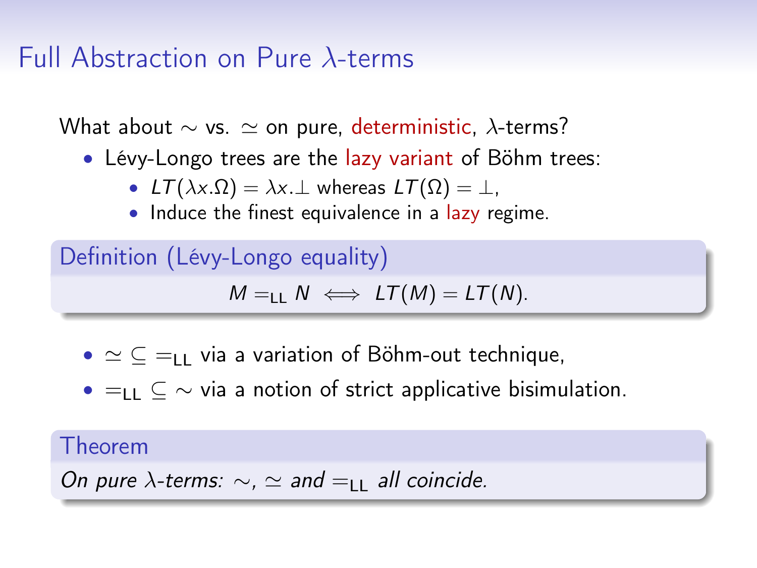# Full Abstraction on Pure $\lambda$-terms

What about $\sim$ vs. $\simeq$ on pure, deterministic, $\lambda$-terms?

- Lévy-Longo trees are the lazy variant of Böhm trees:
  - $LT(\lambda x.\Omega) = \lambda x.\bot$ whereas $LT(\Omega) = \bot$,
  - Induce the finest equivalence in a lazy regime.

**Definition (Lévy-Longo equality)**

$$M =_{\mathsf{LL}} N \iff LT(M) = LT(N).$$

- $\simeq \subseteq =_{\mathsf{LL}}$ via a variation of Böhm-out technique,
- $=_{\mathsf{LL}} \subseteq \sim$ via a notion of strict applicative bisimulation.

**Theorem**

*On pure $\lambda$-terms: $\sim$, $\simeq$ and $=_{\mathsf{LL}}$ all coincide.*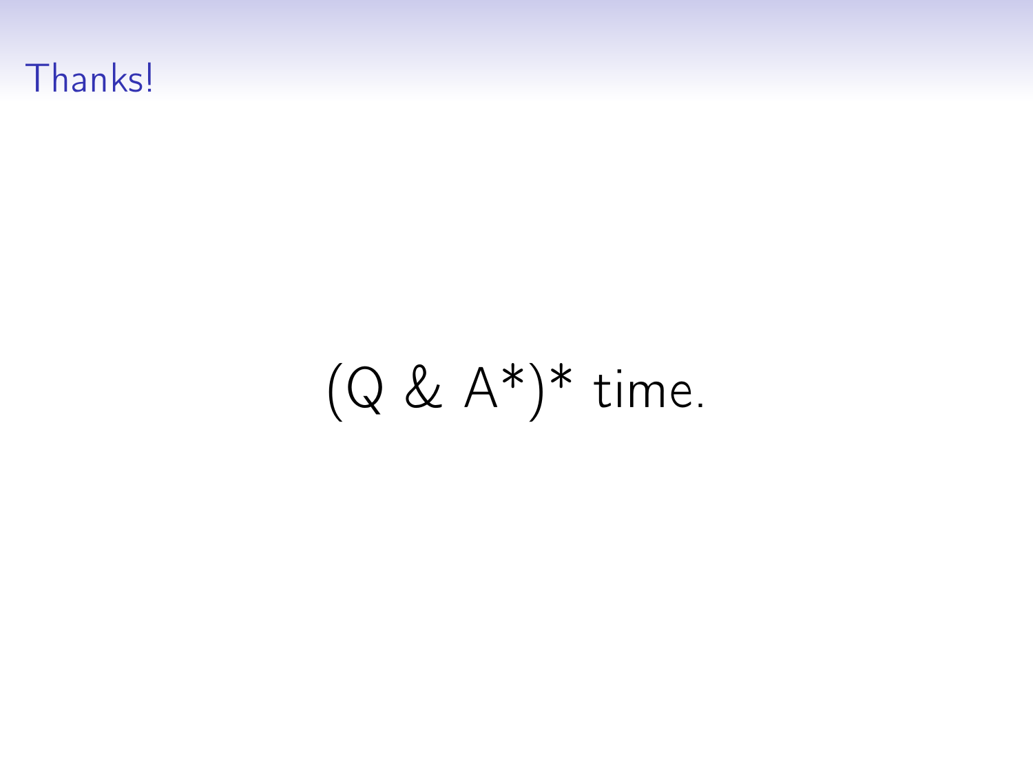# Thanks!

(Q & A*)* time.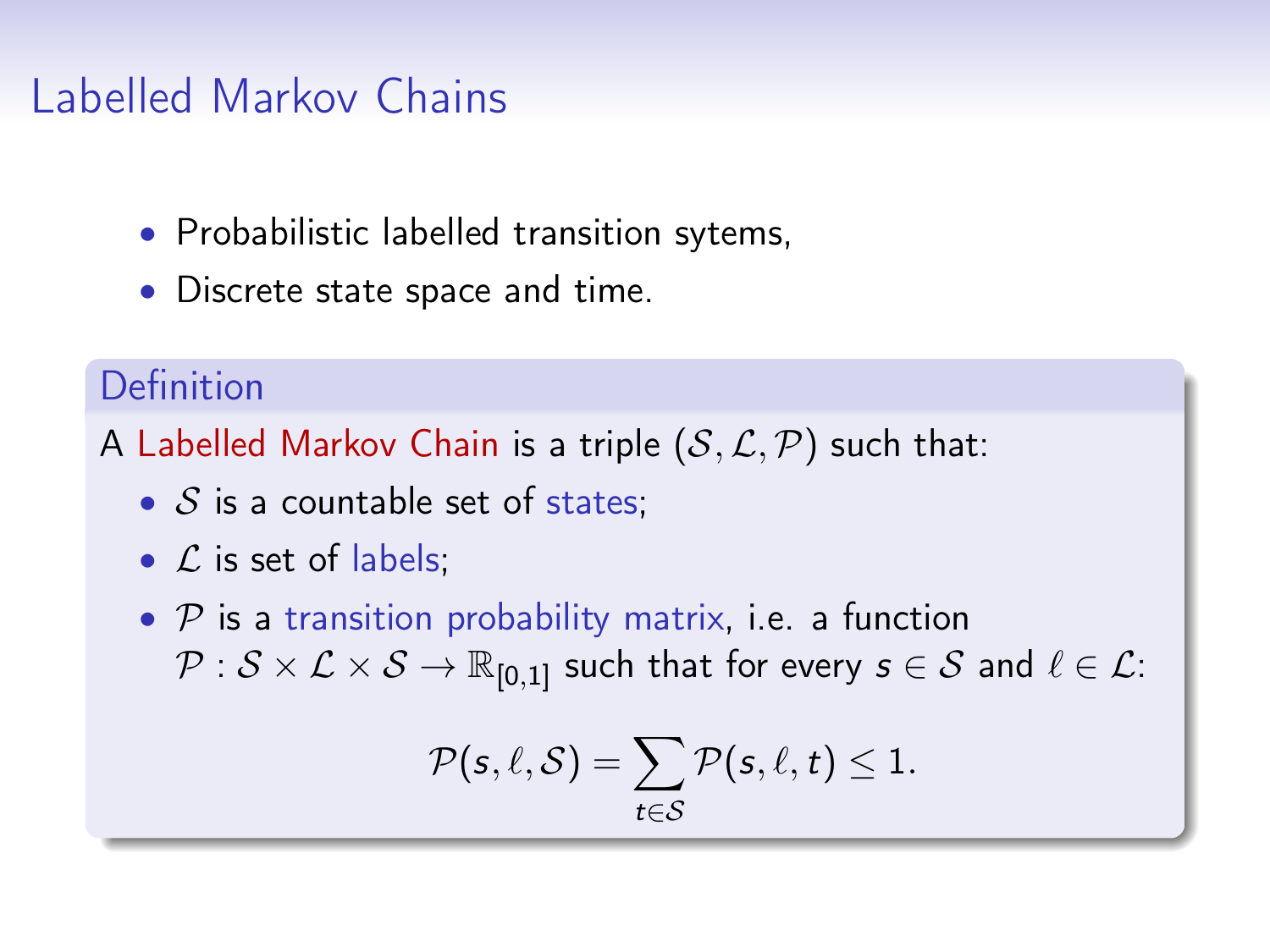# Labelled Markov Chains

- Probabilistic labelled transition sytems,
- Discrete state space and time.

**Definition**

A Labelled Markov Chain is a triple $(\mathcal{S}, \mathcal{L}, \mathcal{P})$ such that:

- $\mathcal{S}$ is a countable set of states;
- $\mathcal{L}$ is set of labels;
- $\mathcal{P}$ is a transition probability matrix, i.e. a function $\mathcal{P} : \mathcal{S} \times \mathcal{L} \times \mathcal{S} \to \mathbb{R}_{[0,1]}$ such that for every $s \in \mathcal{S}$ and $\ell \in \mathcal{L}$:

$$\mathcal{P}(s, \ell, \mathcal{S}) = \sum_{t \in \mathcal{S}} \mathcal{P}(s, \ell, t) \leq 1.$$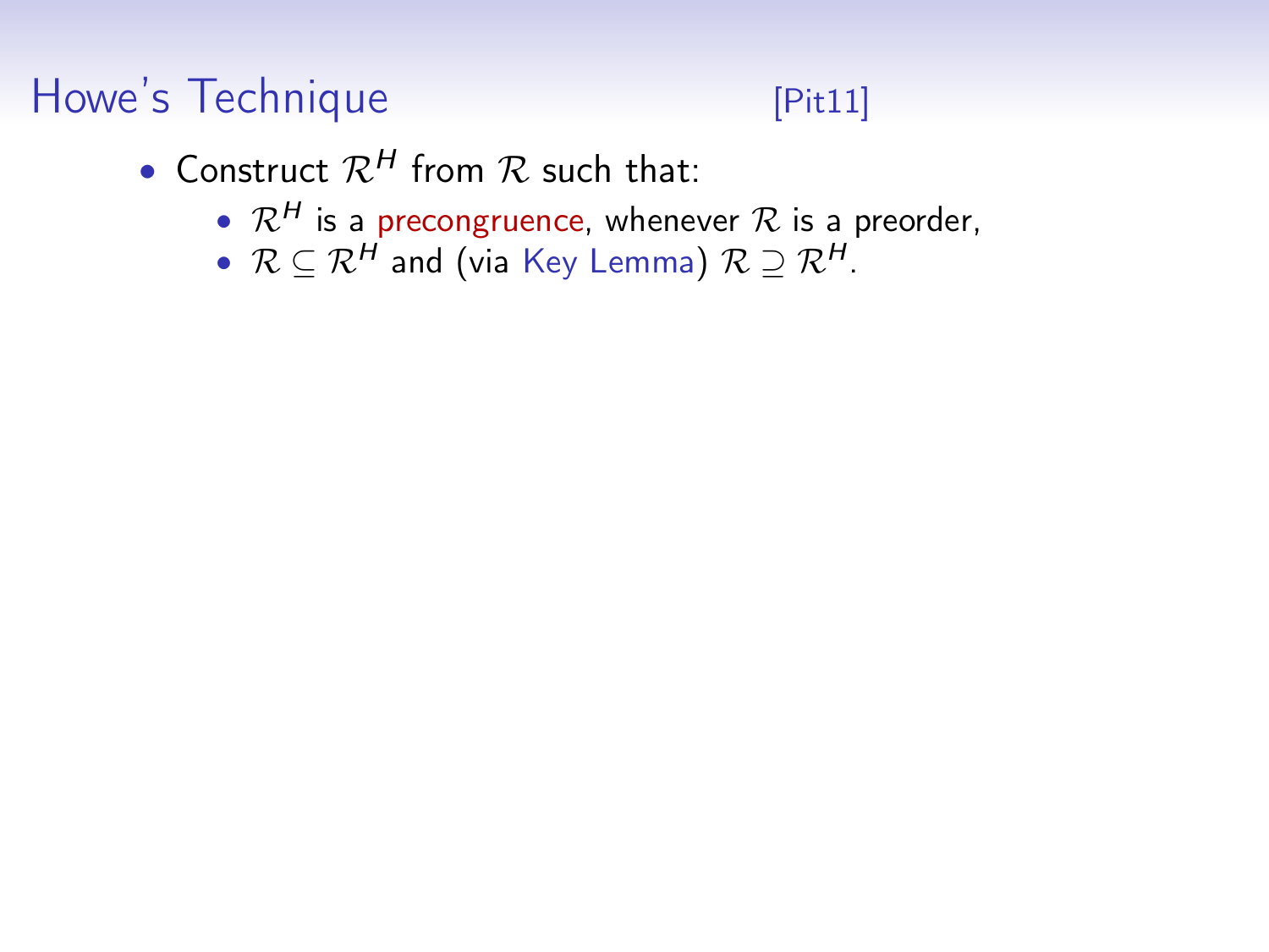# Howe's Technique [Pit11]

- Construct $\mathcal{R}^H$ from $\mathcal{R}$ such that:
  - $\mathcal{R}^H$ is a precongruence, whenever $\mathcal{R}$ is a preorder,
  - $\mathcal{R} \subseteq \mathcal{R}^H$ and (via Key Lemma) $\mathcal{R} \supseteq \mathcal{R}^H$.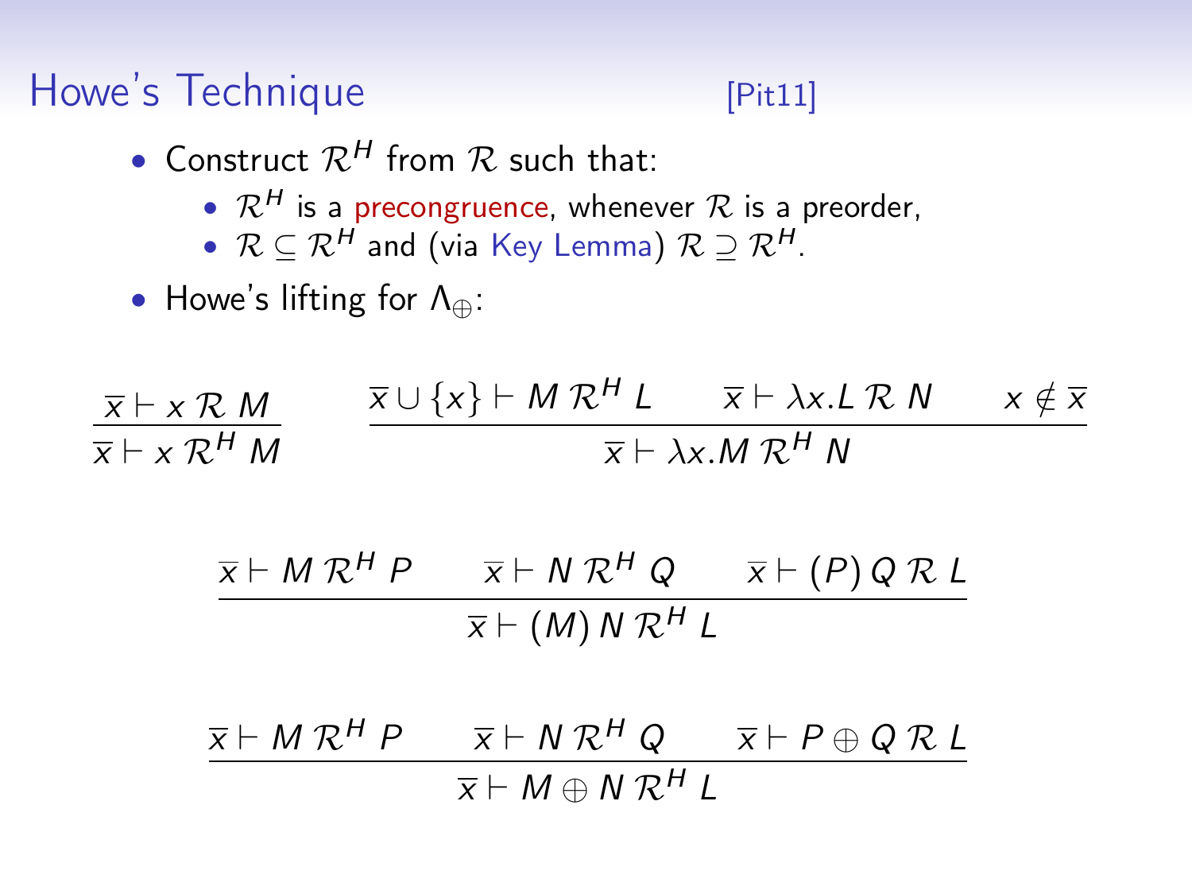# Howe's Technique [Pit11]

- Construct $\mathcal{R}^H$ from $\mathcal{R}$ such that:
  - $\mathcal{R}^H$ is a precongruence, whenever $\mathcal{R}$ is a preorder,
  - $\mathcal{R} \subseteq \mathcal{R}^H$ and (via Key Lemma) $\mathcal{R} \supseteq \mathcal{R}^H$.
- Howe's lifting for $\Lambda_\oplus$:

$$\frac{\overline{x} \vdash x \,\mathcal{R}\, M}{\overline{x} \vdash x \,\mathcal{R}^H\, M} \qquad \frac{\overline{x} \cup \{x\} \vdash M \,\mathcal{R}^H\, L \qquad \overline{x} \vdash \lambda x.L \,\mathcal{R}\, N \qquad x \notin \overline{x}}{\overline{x} \vdash \lambda x.M \,\mathcal{R}^H\, N}$$

$$\frac{\overline{x} \vdash M \,\mathcal{R}^H\, P \qquad \overline{x} \vdash N \,\mathcal{R}^H\, Q \qquad \overline{x} \vdash (P)\, Q \,\mathcal{R}\, L}{\overline{x} \vdash (M)\, N \,\mathcal{R}^H\, L}$$

$$\frac{\overline{x} \vdash M \,\mathcal{R}^H\, P \qquad \overline{x} \vdash N \,\mathcal{R}^H\, Q \qquad \overline{x} \vdash P \oplus Q \,\mathcal{R}\, L}{\overline{x} \vdash M \oplus N \,\mathcal{R}^H\, L}$$